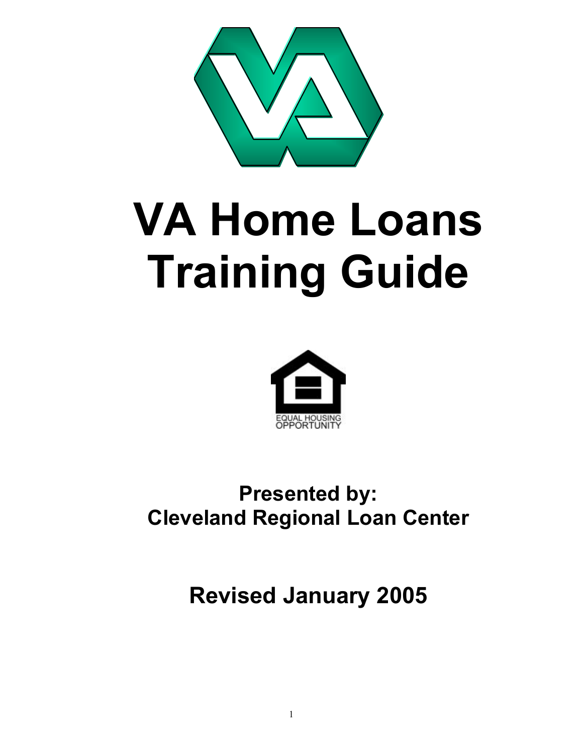# VA Home Loans Training Guide

EQUAL HOUSING OPPORTUNITY

**Presented by:**
**Cleveland Regional Loan Center**

**Revised January 2005**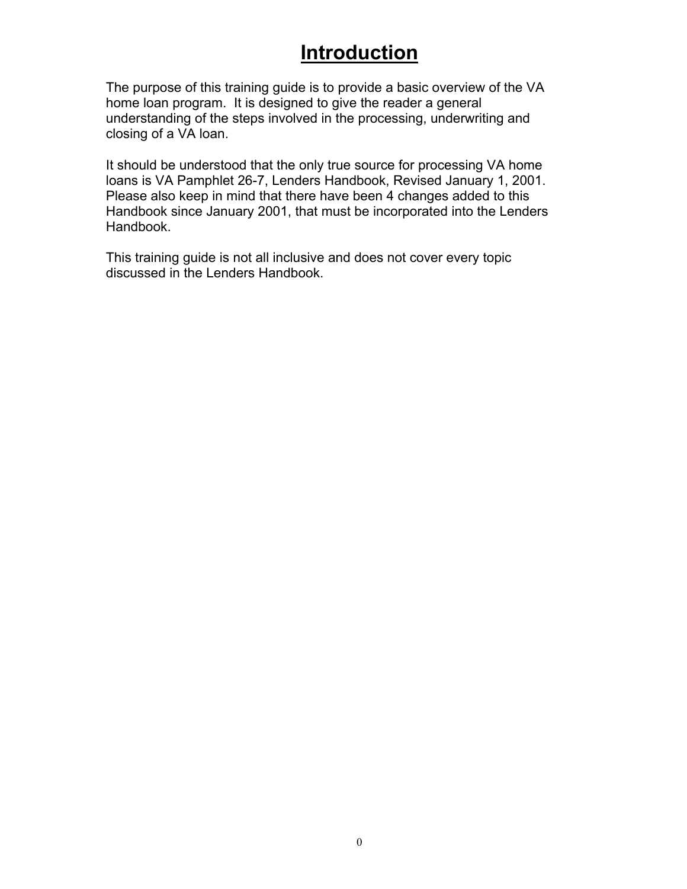# Introduction

The purpose of this training guide is to provide a basic overview of the VA home loan program. It is designed to give the reader a general understanding of the steps involved in the processing, underwriting and closing of a VA loan.

It should be understood that the only true source for processing VA home loans is VA Pamphlet 26-7, Lenders Handbook, Revised January 1, 2001. Please also keep in mind that there have been 4 changes added to this Handbook since January 2001, that must be incorporated into the Lenders Handbook.

This training guide is not all inclusive and does not cover every topic discussed in the Lenders Handbook.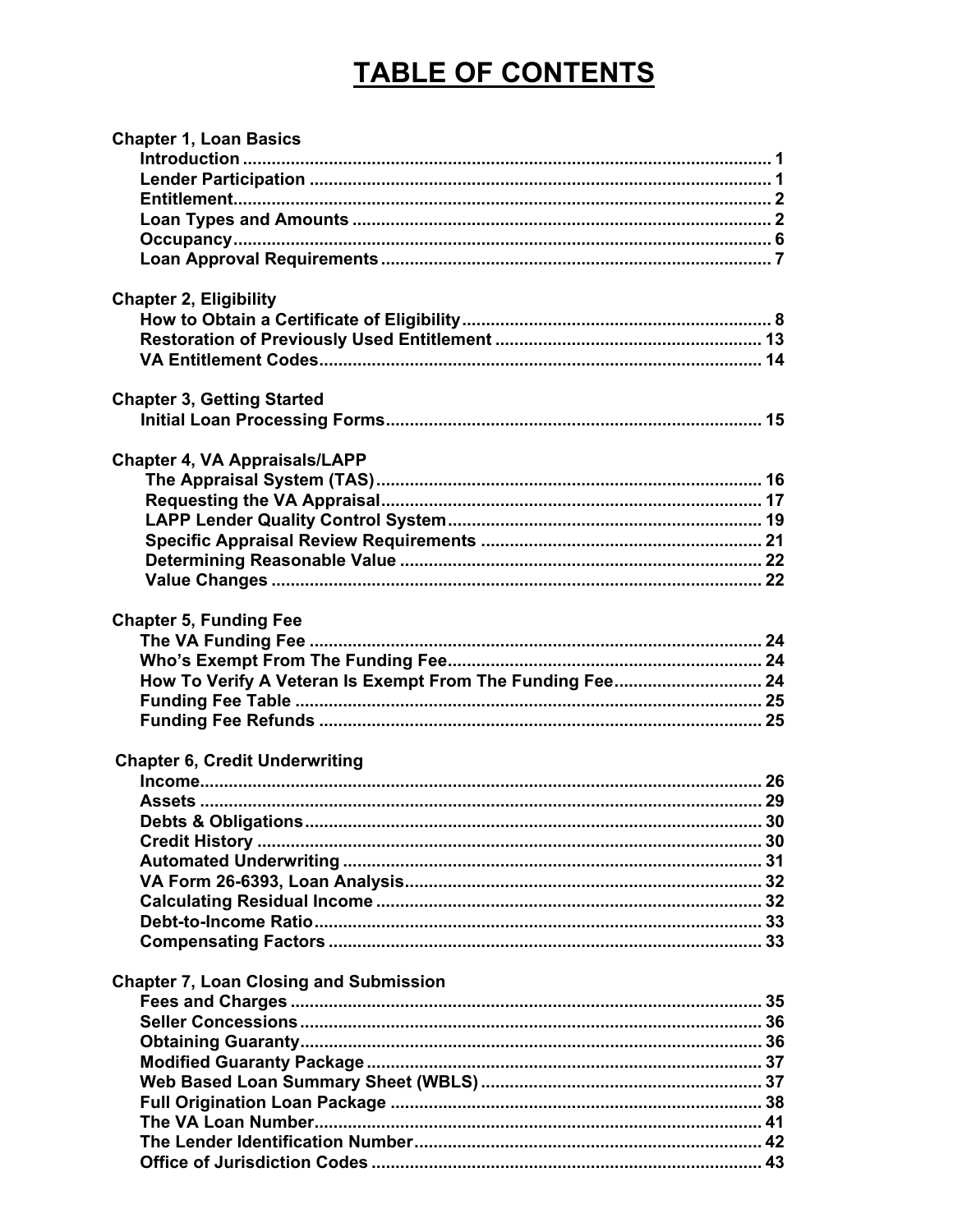# TABLE OF CONTENTS

**Chapter 1, Loan Basics**

- Introduction ........................................ 1
- Lender Participation ........................................ 1
- Entitlement ........................................ 2
- Loan Types and Amounts ........................................ 2
- Occupancy ........................................ 6
- Loan Approval Requirements ........................................ 7

**Chapter 2, Eligibility**

- How to Obtain a Certificate of Eligibility ........................................ 8
- Restoration of Previously Used Entitlement ........................................ 13
- VA Entitlement Codes ........................................ 14

**Chapter 3, Getting Started**

- Initial Loan Processing Forms ........................................ 15

**Chapter 4, VA Appraisals/LAPP**

- The Appraisal System (TAS) ........................................ 16
- Requesting the VA Appraisal ........................................ 17
- LAPP Lender Quality Control System ........................................ 19
- Specific Appraisal Review Requirements ........................................ 21
- Determining Reasonable Value ........................................ 22
- Value Changes ........................................ 22

**Chapter 5, Funding Fee**

- The VA Funding Fee ........................................ 24
- Who's Exempt From The Funding Fee ........................................ 24
- How To Verify A Veteran Is Exempt From The Funding Fee ........................................ 24
- Funding Fee Table ........................................ 25
- Funding Fee Refunds ........................................ 25

**Chapter 6, Credit Underwriting**

- Income ........................................ 26
- Assets ........................................ 29
- Debts & Obligations ........................................ 30
- Credit History ........................................ 30
- Automated Underwriting ........................................ 31
- VA Form 26-6393, Loan Analysis ........................................ 32
- Calculating Residual Income ........................................ 32
- Debt-to-Income Ratio ........................................ 33
- Compensating Factors ........................................ 33

**Chapter 7, Loan Closing and Submission**

- Fees and Charges ........................................ 35
- Seller Concessions ........................................ 36
- Obtaining Guaranty ........................................ 36
- Modified Guaranty Package ........................................ 37
- Web Based Loan Summary Sheet (WBLS) ........................................ 37
- Full Origination Loan Package ........................................ 38
- The VA Loan Number ........................................ 41
- The Lender Identification Number ........................................ 42
- Office of Jurisdiction Codes ........................................ 43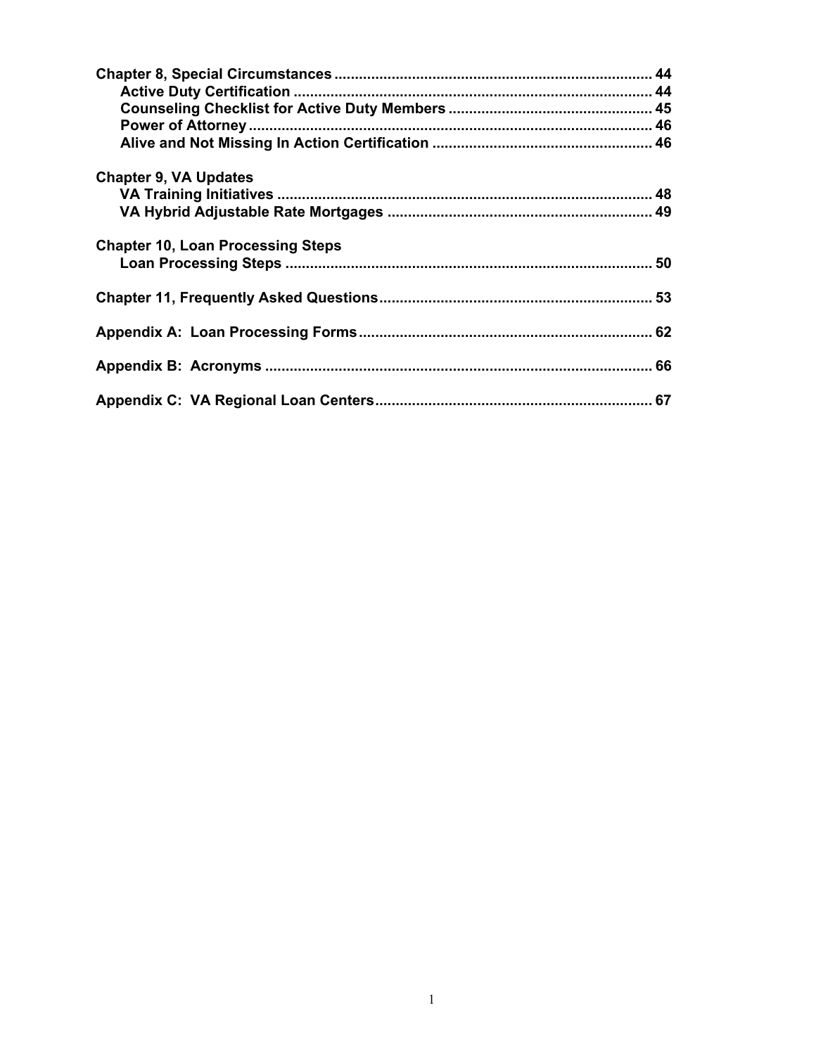**Chapter 8, Special Circumstances** ........................................................................... 44
- **Active Duty Certification** ........................................................................... 44
- **Counseling Checklist for Active Duty Members** ....................................... 45
- **Power of Attorney** ....................................................................................... 46
- **Alive and Not Missing In Action Certification** ........................................... 46

**Chapter 9, VA Updates**
- **VA Training Initiatives** ................................................................................. 48
- **VA Hybrid Adjustable Rate Mortgages** ....................................................... 49

**Chapter 10, Loan Processing Steps**
- **Loan Processing Steps** ................................................................................ 50

**Chapter 11, Frequently Asked Questions** ............................................................ 53

**Appendix A: Loan Processing Forms** ................................................................... 62

**Appendix B: Acronyms** ......................................................................................... 66

**Appendix C: VA Regional Loan Centers** .............................................................. 67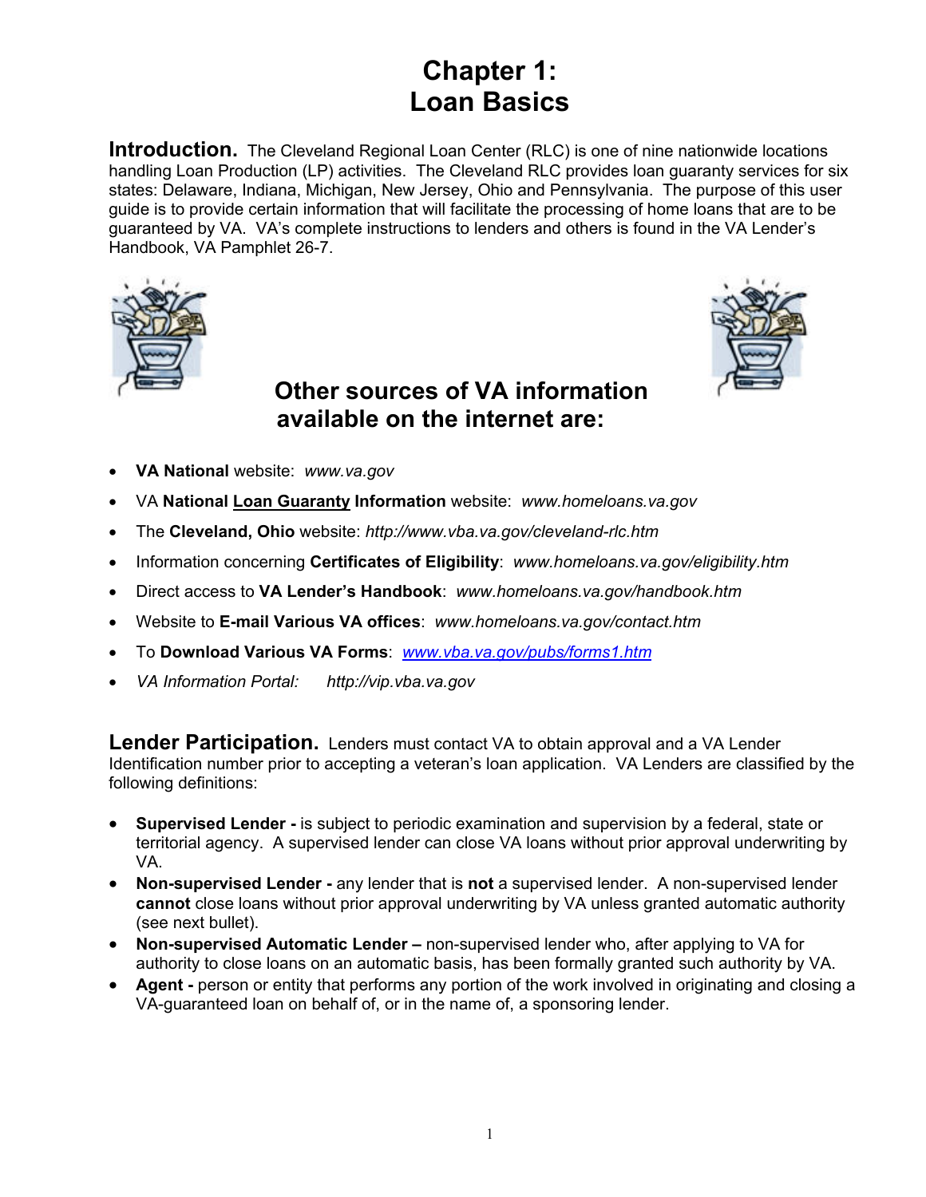# Chapter 1: Loan Basics

**Introduction.** The Cleveland Regional Loan Center (RLC) is one of nine nationwide locations handling Loan Production (LP) activities. The Cleveland RLC provides loan guaranty services for six states: Delaware, Indiana, Michigan, New Jersey, Ohio and Pennsylvania. The purpose of this user guide is to provide certain information that will facilitate the processing of home loans that are to be guaranteed by VA. VA's complete instructions to lenders and others is found in the VA Lender's Handbook, VA Pamphlet 26-7.

## Other sources of VA information available on the internet are:

- **VA National** website: *www.va.gov*
- VA **National Loan Guaranty Information** website: *www.homeloans.va.gov*
- The **Cleveland, Ohio** website: *http://www.vba.va.gov/cleveland-rlc.htm*
- Information concerning **Certificates of Eligibility**: *www.homeloans.va.gov/eligibility.htm*
- Direct access to **VA Lender's Handbook**: *www.homeloans.va.gov/handbook.htm*
- Website to **E-mail Various VA offices**: *www.homeloans.va.gov/contact.htm*
- To **Download Various VA Forms**: *www.vba.va.gov/pubs/forms1.htm*
- *VA Information Portal:* *http://vip.vba.va.gov*

**Lender Participation.** Lenders must contact VA to obtain approval and a VA Lender Identification number prior to accepting a veteran's loan application. VA Lenders are classified by the following definitions:

- **Supervised Lender -** is subject to periodic examination and supervision by a federal, state or territorial agency. A supervised lender can close VA loans without prior approval underwriting by VA.
- **Non-supervised Lender -** any lender that is **not** a supervised lender. A non-supervised lender **cannot** close loans without prior approval underwriting by VA unless granted automatic authority (see next bullet).
- **Non-supervised Automatic Lender –** non-supervised lender who, after applying to VA for authority to close loans on an automatic basis, has been formally granted such authority by VA.
- **Agent -** person or entity that performs any portion of the work involved in originating and closing a VA-guaranteed loan on behalf of, or in the name of, a sponsoring lender.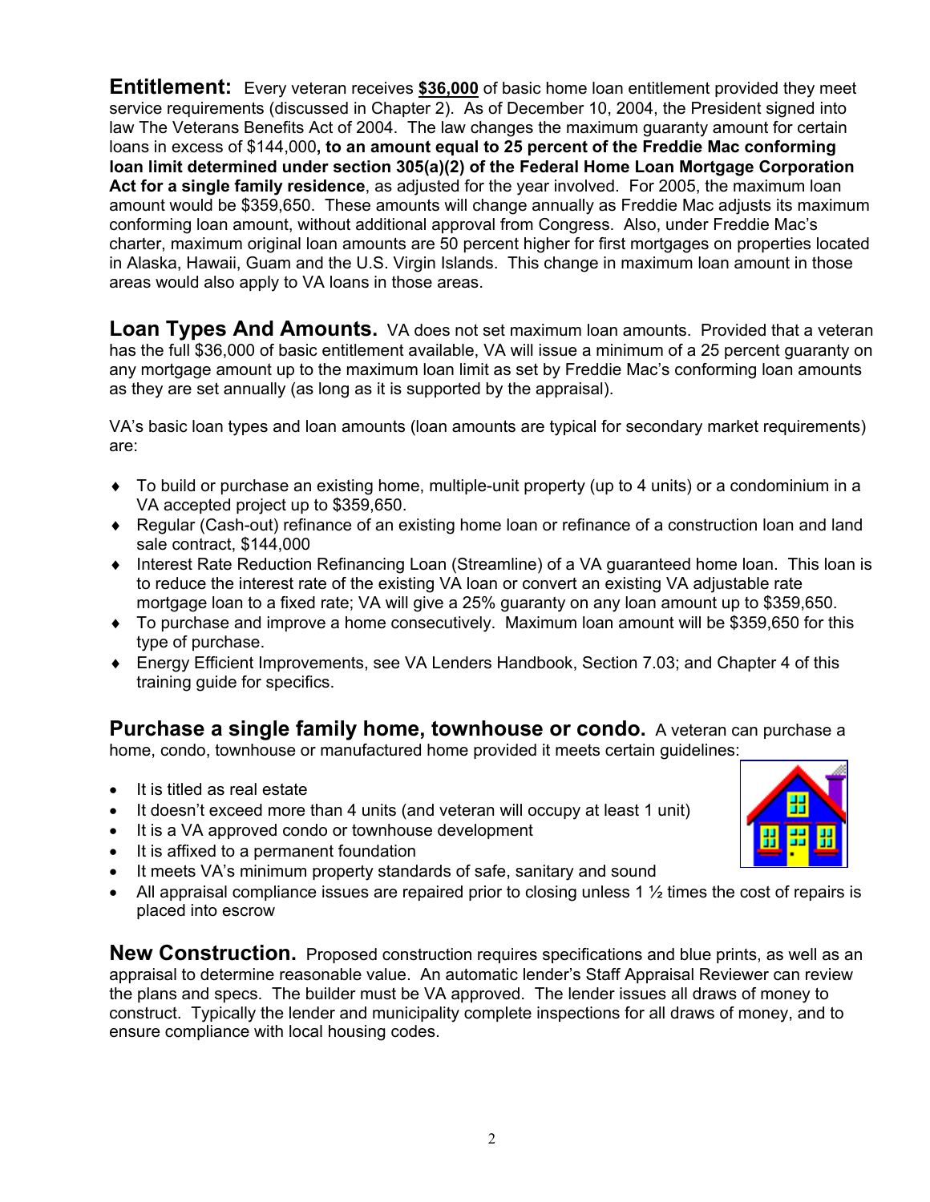**Entitlement:** Every veteran receives **$36,000** of basic home loan entitlement provided they meet service requirements (discussed in Chapter 2). As of December 10, 2004, the President signed into law The Veterans Benefits Act of 2004. The law changes the maximum guaranty amount for certain loans in excess of $144,000**, to an amount equal to 25 percent of the Freddie Mac conforming loan limit determined under section 305(a)(2) of the Federal Home Loan Mortgage Corporation Act for a single family residence**, as adjusted for the year involved. For 2005, the maximum loan amount would be $359,650. These amounts will change annually as Freddie Mac adjusts its maximum conforming loan amount, without additional approval from Congress. Also, under Freddie Mac's charter, maximum original loan amounts are 50 percent higher for first mortgages on properties located in Alaska, Hawaii, Guam and the U.S. Virgin Islands. This change in maximum loan amount in those areas would also apply to VA loans in those areas.

**Loan Types And Amounts.** VA does not set maximum loan amounts. Provided that a veteran has the full $36,000 of basic entitlement available, VA will issue a minimum of a 25 percent guaranty on any mortgage amount up to the maximum loan limit as set by Freddie Mac's conforming loan amounts as they are set annually (as long as it is supported by the appraisal).

VA's basic loan types and loan amounts (loan amounts are typical for secondary market requirements) are:

- To build or purchase an existing home, multiple-unit property (up to 4 units) or a condominium in a VA accepted project up to $359,650.
- Regular (Cash-out) refinance of an existing home loan or refinance of a construction loan and land sale contract, $144,000
- Interest Rate Reduction Refinancing Loan (Streamline) of a VA guaranteed home loan. This loan is to reduce the interest rate of the existing VA loan or convert an existing VA adjustable rate mortgage loan to a fixed rate; VA will give a 25% guaranty on any loan amount up to $359,650.
- To purchase and improve a home consecutively. Maximum loan amount will be $359,650 for this type of purchase.
- Energy Efficient Improvements, see VA Lenders Handbook, Section 7.03; and Chapter 4 of this training guide for specifics.

**Purchase a single family home, townhouse or condo.** A veteran can purchase a home, condo, townhouse or manufactured home provided it meets certain guidelines:

- It is titled as real estate
- It doesn't exceed more than 4 units (and veteran will occupy at least 1 unit)
- It is a VA approved condo or townhouse development
- It is affixed to a permanent foundation
- It meets VA's minimum property standards of safe, sanitary and sound
- All appraisal compliance issues are repaired prior to closing unless 1 ½ times the cost of repairs is placed into escrow

**New Construction.** Proposed construction requires specifications and blue prints, as well as an appraisal to determine reasonable value. An automatic lender's Staff Appraisal Reviewer can review the plans and specs. The builder must be VA approved. The lender issues all draws of money to construct. Typically the lender and municipality complete inspections for all draws of money, and to ensure compliance with local housing codes.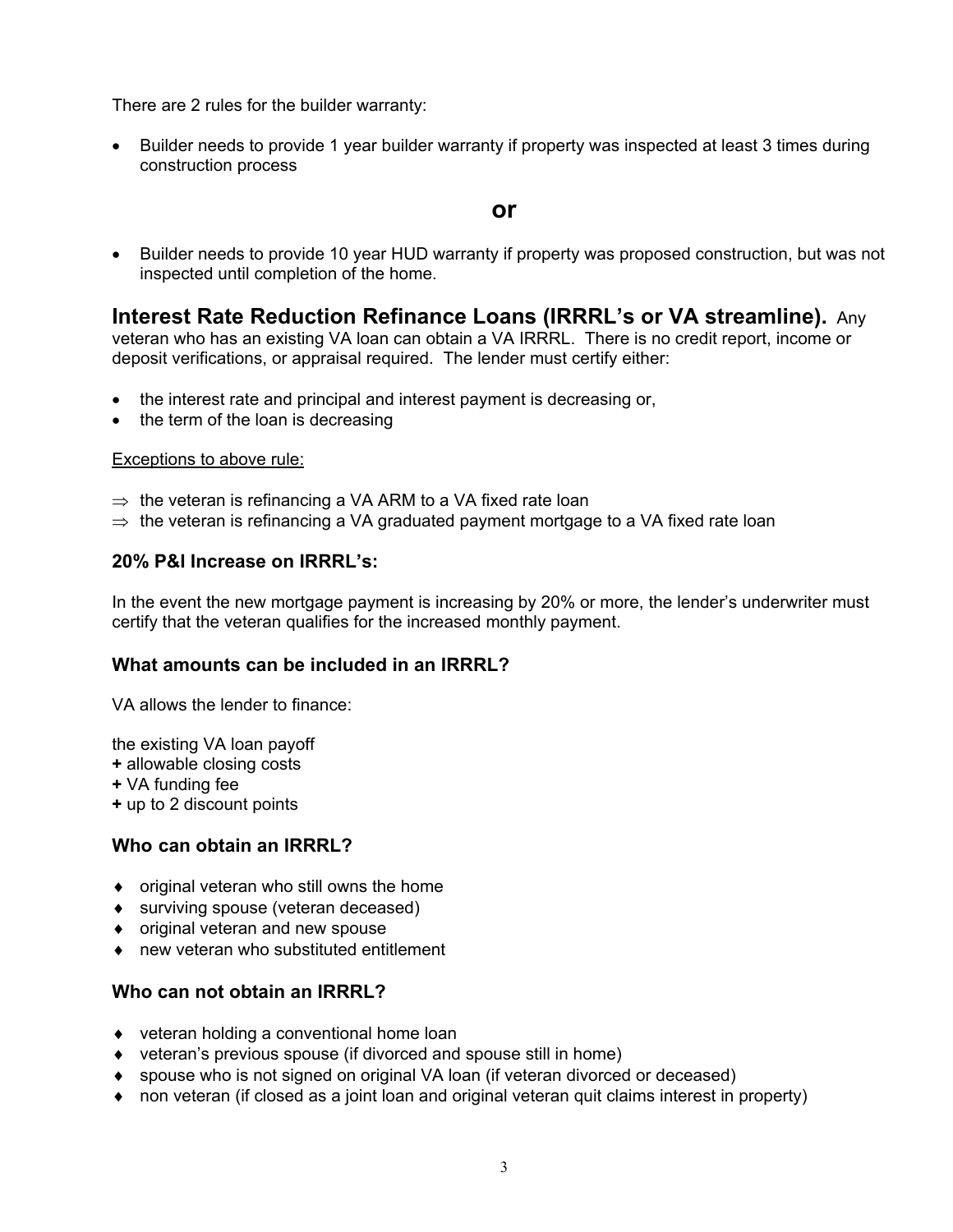There are 2 rules for the builder warranty:

- Builder needs to provide 1 year builder warranty if property was inspected at least 3 times during construction process

**or**

- Builder needs to provide 10 year HUD warranty if property was proposed construction, but was not inspected until completion of the home.

## Interest Rate Reduction Refinance Loans (IRRRL's or VA streamline).

Any veteran who has an existing VA loan can obtain a VA IRRRL. There is no credit report, income or deposit verifications, or appraisal required. The lender must certify either:

- the interest rate and principal and interest payment is decreasing or,
- the term of the loan is decreasing

<u>Exceptions to above rule:</u>

⇒ the veteran is refinancing a VA ARM to a VA fixed rate loan
⇒ the veteran is refinancing a VA graduated payment mortgage to a VA fixed rate loan

### 20% P&I Increase on IRRRL's:

In the event the new mortgage payment is increasing by 20% or more, the lender's underwriter must certify that the veteran qualifies for the increased monthly payment.

### What amounts can be included in an IRRRL?

VA allows the lender to finance:

the existing VA loan payoff
**+** allowable closing costs
**+** VA funding fee
**+** up to 2 discount points

### Who can obtain an IRRRL?

- original veteran who still owns the home
- surviving spouse (veteran deceased)
- original veteran and new spouse
- new veteran who substituted entitlement

### Who can not obtain an IRRRL?

- veteran holding a conventional home loan
- veteran's previous spouse (if divorced and spouse still in home)
- spouse who is not signed on original VA loan (if veteran divorced or deceased)
- non veteran (if closed as a joint loan and original veteran quit claims interest in property)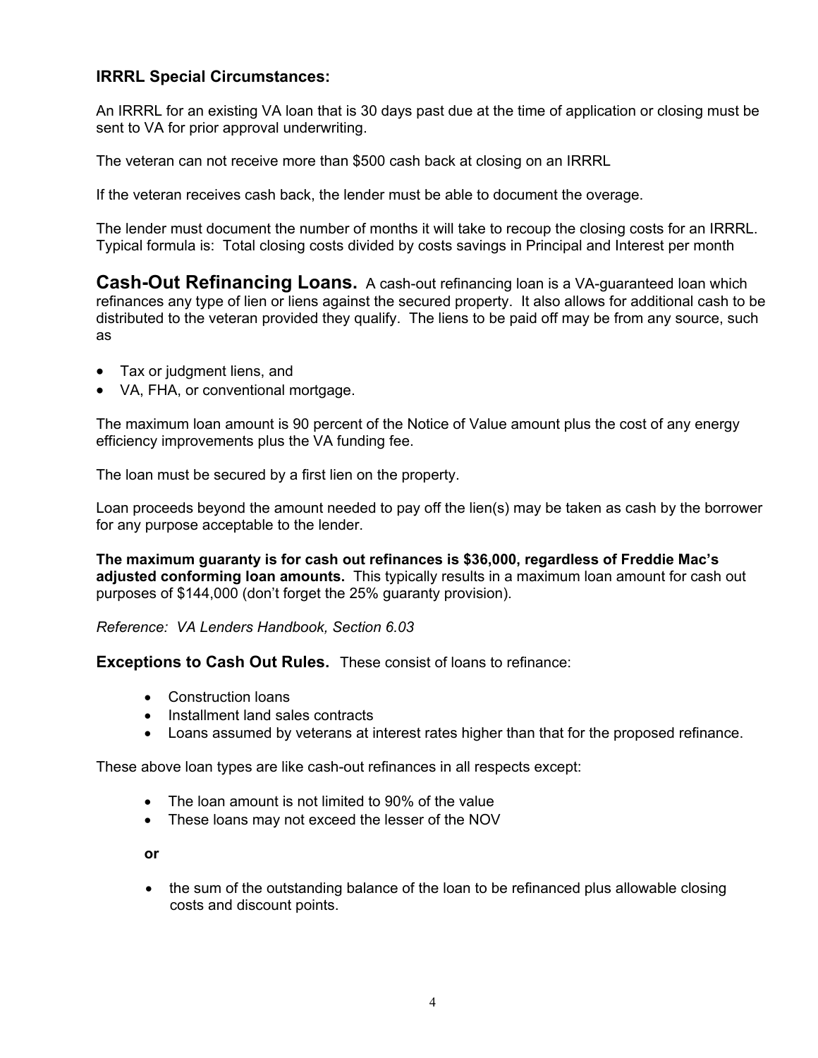### IRRRL Special Circumstances:

An IRRRL for an existing VA loan that is 30 days past due at the time of application or closing must be sent to VA for prior approval underwriting.

The veteran can not receive more than $500 cash back at closing on an IRRRL

If the veteran receives cash back, the lender must be able to document the overage.

The lender must document the number of months it will take to recoup the closing costs for an IRRRL. Typical formula is: Total closing costs divided by costs savings in Principal and Interest per month

## Cash-Out Refinancing Loans.

A cash-out refinancing loan is a VA-guaranteed loan which refinances any type of lien or liens against the secured property. It also allows for additional cash to be distributed to the veteran provided they qualify. The liens to be paid off may be from any source, such as

- Tax or judgment liens, and
- VA, FHA, or conventional mortgage.

The maximum loan amount is 90 percent of the Notice of Value amount plus the cost of any energy efficiency improvements plus the VA funding fee.

The loan must be secured by a first lien on the property.

Loan proceeds beyond the amount needed to pay off the lien(s) may be taken as cash by the borrower for any purpose acceptable to the lender.

**The maximum guaranty is for cash out refinances is $36,000, regardless of Freddie Mac's adjusted conforming loan amounts.** This typically results in a maximum loan amount for cash out purposes of $144,000 (don't forget the 25% guaranty provision).

*Reference: VA Lenders Handbook, Section 6.03*

### Exceptions to Cash Out Rules.

These consist of loans to refinance:

- Construction loans
- Installment land sales contracts
- Loans assumed by veterans at interest rates higher than that for the proposed refinance.

These above loan types are like cash-out refinances in all respects except:

- The loan amount is not limited to 90% of the value
- These loans may not exceed the lesser of the NOV

**or**

- the sum of the outstanding balance of the loan to be refinanced plus allowable closing costs and discount points.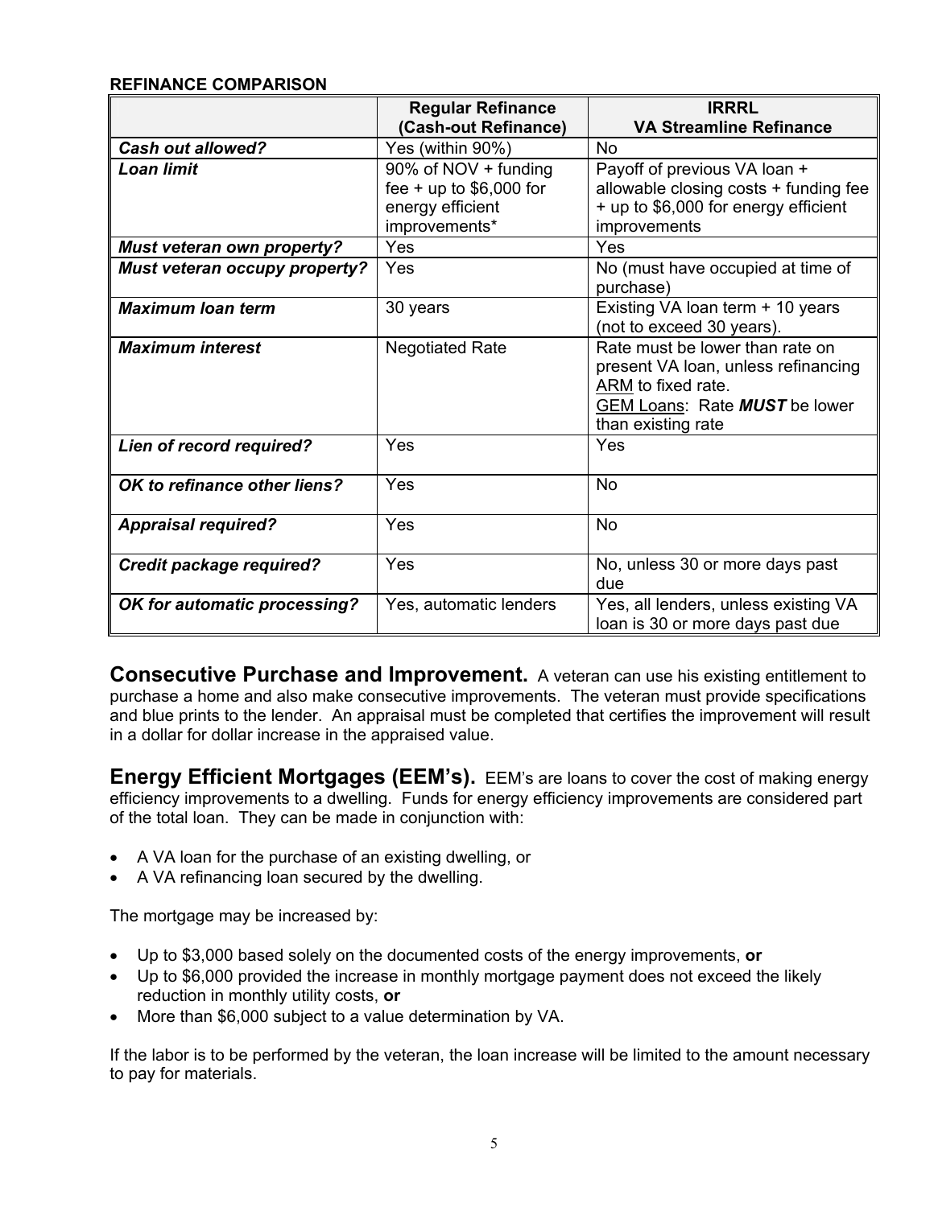**REFINANCE COMPARISON**

| | Regular Refinance (Cash-out Refinance) | IRRRL VA Streamline Refinance |
|---|---|---|
| ***Cash out allowed?*** | Yes (within 90%) | No |
| ***Loan limit*** | 90% of NOV + funding fee + up to $6,000 for energy efficient improvements* | Payoff of previous VA loan + allowable closing costs + funding fee + up to $6,000 for energy efficient improvements |
| ***Must veteran own property?*** | Yes | Yes |
| ***Must veteran occupy property?*** | Yes | No (must have occupied at time of purchase) |
| ***Maximum loan term*** | 30 years | Existing VA loan term + 10 years (not to exceed 30 years). |
| ***Maximum interest*** | Negotiated Rate | Rate must be lower than rate on present VA loan, unless refinancing ARM to fixed rate. GEM Loans: Rate ***MUST*** be lower than existing rate |
| ***Lien of record required?*** | Yes | Yes |
| ***OK to refinance other liens?*** | Yes | No |
| ***Appraisal required?*** | Yes | No |
| ***Credit package required?*** | Yes | No, unless 30 or more days past due |
| ***OK for automatic processing?*** | Yes, automatic lenders | Yes, all lenders, unless existing VA loan is 30 or more days past due |

**Consecutive Purchase and Improvement.** A veteran can use his existing entitlement to purchase a home and also make consecutive improvements. The veteran must provide specifications and blue prints to the lender. An appraisal must be completed that certifies the improvement will result in a dollar for dollar increase in the appraised value.

**Energy Efficient Mortgages (EEM's).** EEM's are loans to cover the cost of making energy efficiency improvements to a dwelling. Funds for energy efficiency improvements are considered part of the total loan. They can be made in conjunction with:

- A VA loan for the purchase of an existing dwelling, or
- A VA refinancing loan secured by the dwelling.

The mortgage may be increased by:

- Up to $3,000 based solely on the documented costs of the energy improvements, **or**
- Up to $6,000 provided the increase in monthly mortgage payment does not exceed the likely reduction in monthly utility costs, **or**
- More than $6,000 subject to a value determination by VA.

If the labor is to be performed by the veteran, the loan increase will be limited to the amount necessary to pay for materials.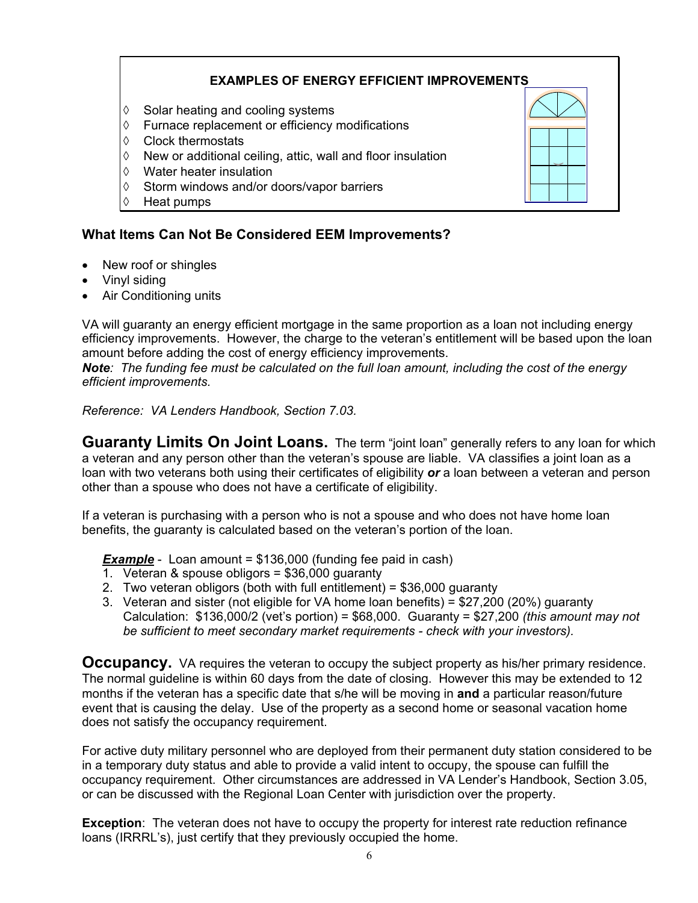**EXAMPLES OF ENERGY EFFICIENT IMPROVEMENTS**

- ◊ Solar heating and cooling systems
- ◊ Furnace replacement or efficiency modifications
- ◊ Clock thermostats
- ◊ New or additional ceiling, attic, wall and floor insulation
- ◊ Water heater insulation
- ◊ Storm windows and/or doors/vapor barriers
- ◊ Heat pumps

### What Items Can Not Be Considered EEM Improvements?

- New roof or shingles
- Vinyl siding
- Air Conditioning units

VA will guaranty an energy efficient mortgage in the same proportion as a loan not including energy efficiency improvements. However, the charge to the veteran's entitlement will be based upon the loan amount before adding the cost of energy efficiency improvements.
***Note****: The funding fee must be calculated on the full loan amount, including the cost of the energy efficient improvements.*

*Reference: VA Lenders Handbook, Section 7.03.*

**Guaranty Limits On Joint Loans.** The term "joint loan" generally refers to any loan for which a veteran and any person other than the veteran's spouse are liable. VA classifies a joint loan as a loan with two veterans both using their certificates of eligibility ***or*** a loan between a veteran and person other than a spouse who does not have a certificate of eligibility.

If a veteran is purchasing with a person who is not a spouse and who does not have home loan benefits, the guaranty is calculated based on the veteran's portion of the loan.

***Example*** - Loan amount = $136,000 (funding fee paid in cash)

1. Veteran & spouse obligors = $36,000 guaranty
2. Two veteran obligors (both with full entitlement) = $36,000 guaranty
3. Veteran and sister (not eligible for VA home loan benefits) = $27,200 (20%) guaranty
   Calculation: $136,000/2 (vet's portion) = $68,000. Guaranty = $27,200 *(this amount may not be sufficient to meet secondary market requirements - check with your investors).*

**Occupancy.** VA requires the veteran to occupy the subject property as his/her primary residence. The normal guideline is within 60 days from the date of closing. However this may be extended to 12 months if the veteran has a specific date that s/he will be moving in **and** a particular reason/future event that is causing the delay. Use of the property as a second home or seasonal vacation home does not satisfy the occupancy requirement.

For active duty military personnel who are deployed from their permanent duty station considered to be in a temporary duty status and able to provide a valid intent to occupy, the spouse can fulfill the occupancy requirement. Other circumstances are addressed in VA Lender's Handbook, Section 3.05, or can be discussed with the Regional Loan Center with jurisdiction over the property.

**Exception**: The veteran does not have to occupy the property for interest rate reduction refinance loans (IRRRL's), just certify that they previously occupied the home.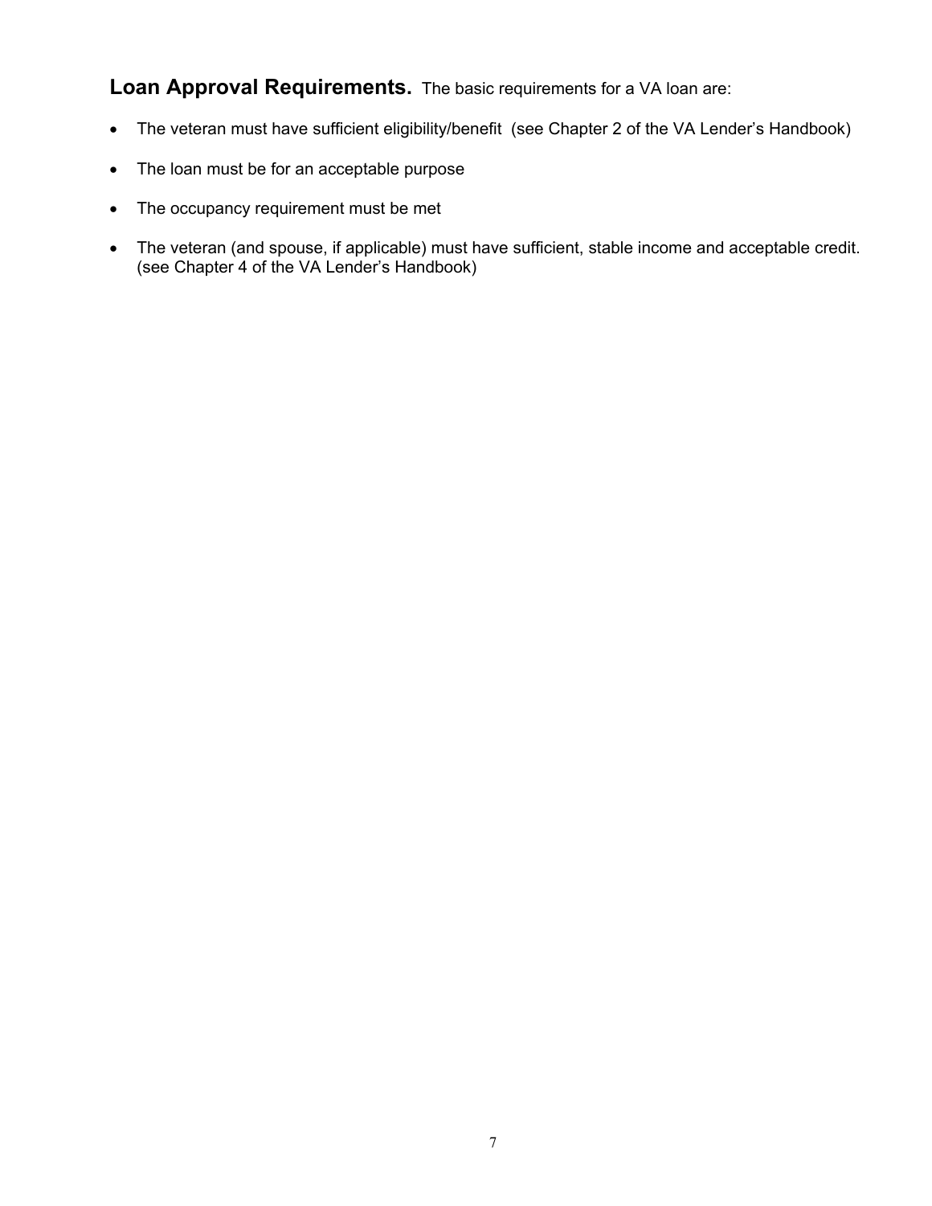**Loan Approval Requirements.** The basic requirements for a VA loan are:

- The veteran must have sufficient eligibility/benefit (see Chapter 2 of the VA Lender's Handbook)
- The loan must be for an acceptable purpose
- The occupancy requirement must be met
- The veteran (and spouse, if applicable) must have sufficient, stable income and acceptable credit. (see Chapter 4 of the VA Lender's Handbook)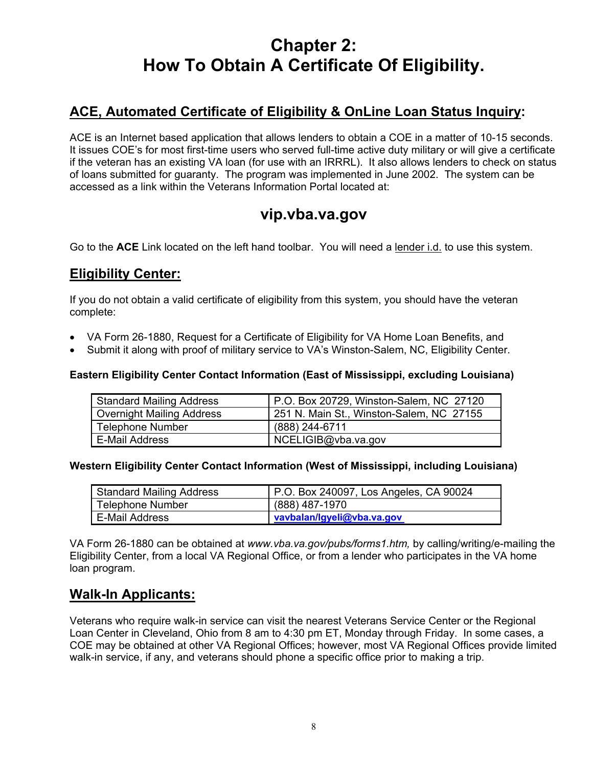# Chapter 2: How To Obtain A Certificate Of Eligibility.

## ACE, Automated Certificate of Eligibility & OnLine Loan Status Inquiry:

ACE is an Internet based application that allows lenders to obtain a COE in a matter of 10-15 seconds. It issues COE's for most first-time users who served full-time active duty military or will give a certificate if the veteran has an existing VA loan (for use with an IRRRL). It also allows lenders to check on status of loans submitted for guaranty. The program was implemented in June 2002. The system can be accessed as a link within the Veterans Information Portal located at:

### vip.vba.va.gov

Go to the **ACE** Link located on the left hand toolbar. You will need a lender i.d. to use this system.

## Eligibility Center:

If you do not obtain a valid certificate of eligibility from this system, you should have the veteran complete:

- VA Form 26-1880, Request for a Certificate of Eligibility for VA Home Loan Benefits, and
- Submit it along with proof of military service to VA's Winston-Salem, NC, Eligibility Center.

**Eastern Eligibility Center Contact Information (East of Mississippi, excluding Louisiana)**

| | |
|---|---|
| Standard Mailing Address | P.O. Box 20729, Winston-Salem, NC 27120 |
| Overnight Mailing Address | 251 N. Main St., Winston-Salem, NC 27155 |
| Telephone Number | (888) 244-6711 |
| E-Mail Address | NCELIGIB@vba.va.gov |

**Western Eligibility Center Contact Information (West of Mississippi, including Louisiana)**

| | |
|---|---|
| Standard Mailing Address | P.O. Box 240097, Los Angeles, CA 90024 |
| Telephone Number | (888) 487-1970 |
| E-Mail Address | vavbalan/lgyeli@vba.va.gov |

VA Form 26-1880 can be obtained at *www.vba.va.gov/pubs/forms1.htm,* by calling/writing/e-mailing the Eligibility Center, from a local VA Regional Office, or from a lender who participates in the VA home loan program.

## Walk-In Applicants:

Veterans who require walk-in service can visit the nearest Veterans Service Center or the Regional Loan Center in Cleveland, Ohio from 8 am to 4:30 pm ET, Monday through Friday. In some cases, a COE may be obtained at other VA Regional Offices; however, most VA Regional Offices provide limited walk-in service, if any, and veterans should phone a specific office prior to making a trip.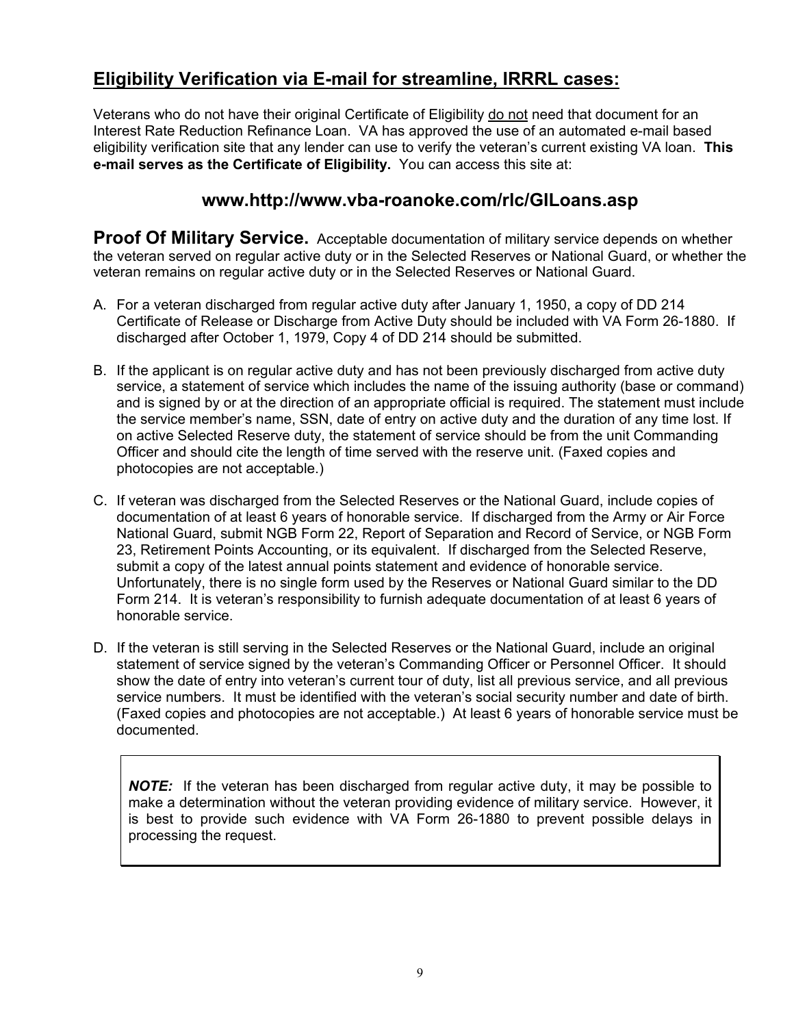## Eligibility Verification via E-mail for streamline, IRRRL cases:

Veterans who do not have their original Certificate of Eligibility do not need that document for an Interest Rate Reduction Refinance Loan. VA has approved the use of an automated e-mail based eligibility verification site that any lender can use to verify the veteran's current existing VA loan. **This e-mail serves as the Certificate of Eligibility.** You can access this site at:

### www.http://www.vba-roanoke.com/rlc/GILoans.asp

**Proof Of Military Service.** Acceptable documentation of military service depends on whether the veteran served on regular active duty or in the Selected Reserves or National Guard, or whether the veteran remains on regular active duty or in the Selected Reserves or National Guard.

A. For a veteran discharged from regular active duty after January 1, 1950, a copy of DD 214 Certificate of Release or Discharge from Active Duty should be included with VA Form 26-1880. If discharged after October 1, 1979, Copy 4 of DD 214 should be submitted.

B. If the applicant is on regular active duty and has not been previously discharged from active duty service, a statement of service which includes the name of the issuing authority (base or command) and is signed by or at the direction of an appropriate official is required. The statement must include the service member's name, SSN, date of entry on active duty and the duration of any time lost. If on active Selected Reserve duty, the statement of service should be from the unit Commanding Officer and should cite the length of time served with the reserve unit. (Faxed copies and photocopies are not acceptable.)

C. If veteran was discharged from the Selected Reserves or the National Guard, include copies of documentation of at least 6 years of honorable service. If discharged from the Army or Air Force National Guard, submit NGB Form 22, Report of Separation and Record of Service, or NGB Form 23, Retirement Points Accounting, or its equivalent. If discharged from the Selected Reserve, submit a copy of the latest annual points statement and evidence of honorable service. Unfortunately, there is no single form used by the Reserves or National Guard similar to the DD Form 214. It is veteran's responsibility to furnish adequate documentation of at least 6 years of honorable service.

D. If the veteran is still serving in the Selected Reserves or the National Guard, include an original statement of service signed by the veteran's Commanding Officer or Personnel Officer. It should show the date of entry into veteran's current tour of duty, list all previous service, and all previous service numbers. It must be identified with the veteran's social security number and date of birth. (Faxed copies and photocopies are not acceptable.) At least 6 years of honorable service must be documented.

> ***NOTE:*** If the veteran has been discharged from regular active duty, it may be possible to make a determination without the veteran providing evidence of military service. However, it is best to provide such evidence with VA Form 26-1880 to prevent possible delays in processing the request.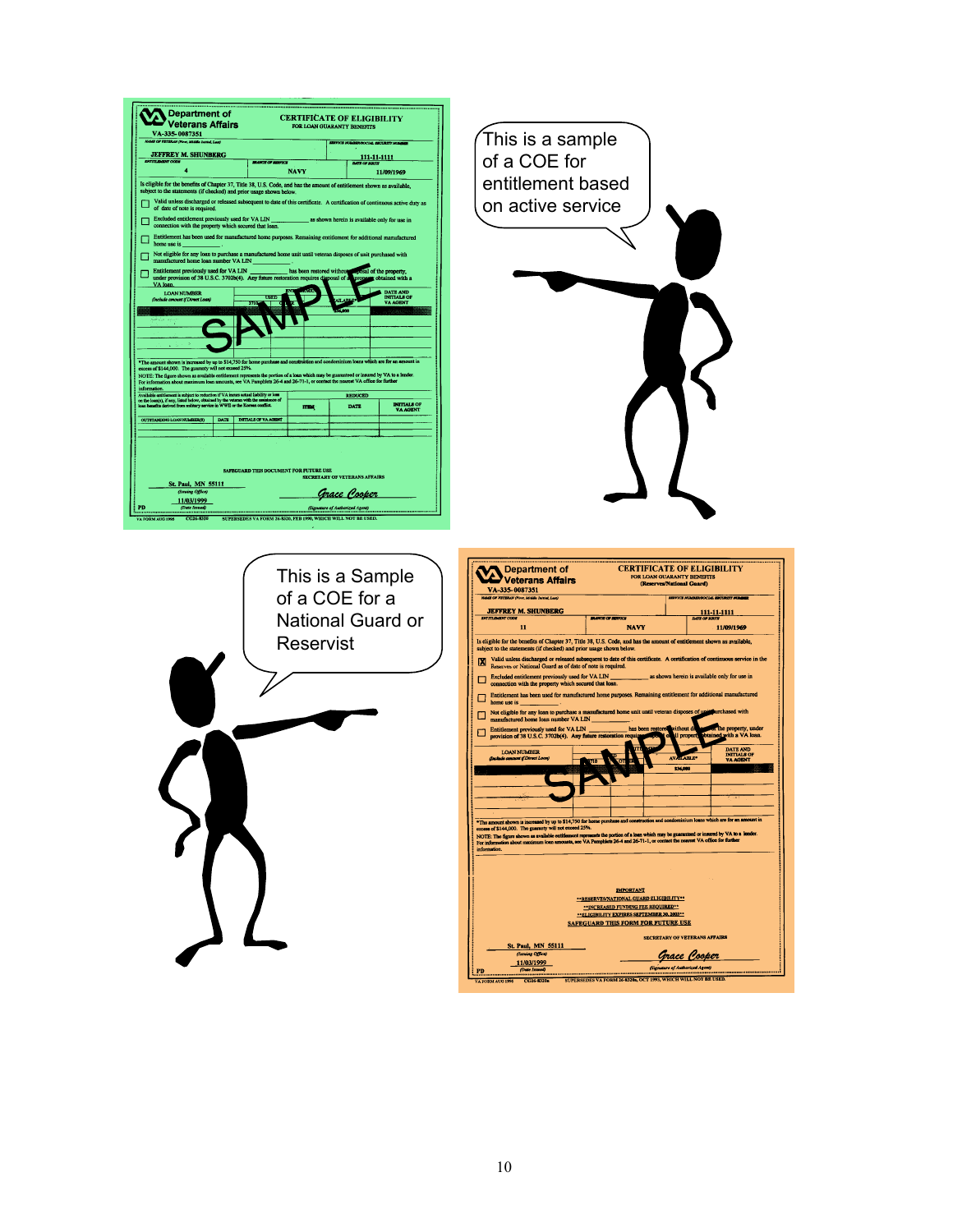This is a sample of a COE for entitlement based on active service

This is a Sample of a COE for a National Guard or Reservist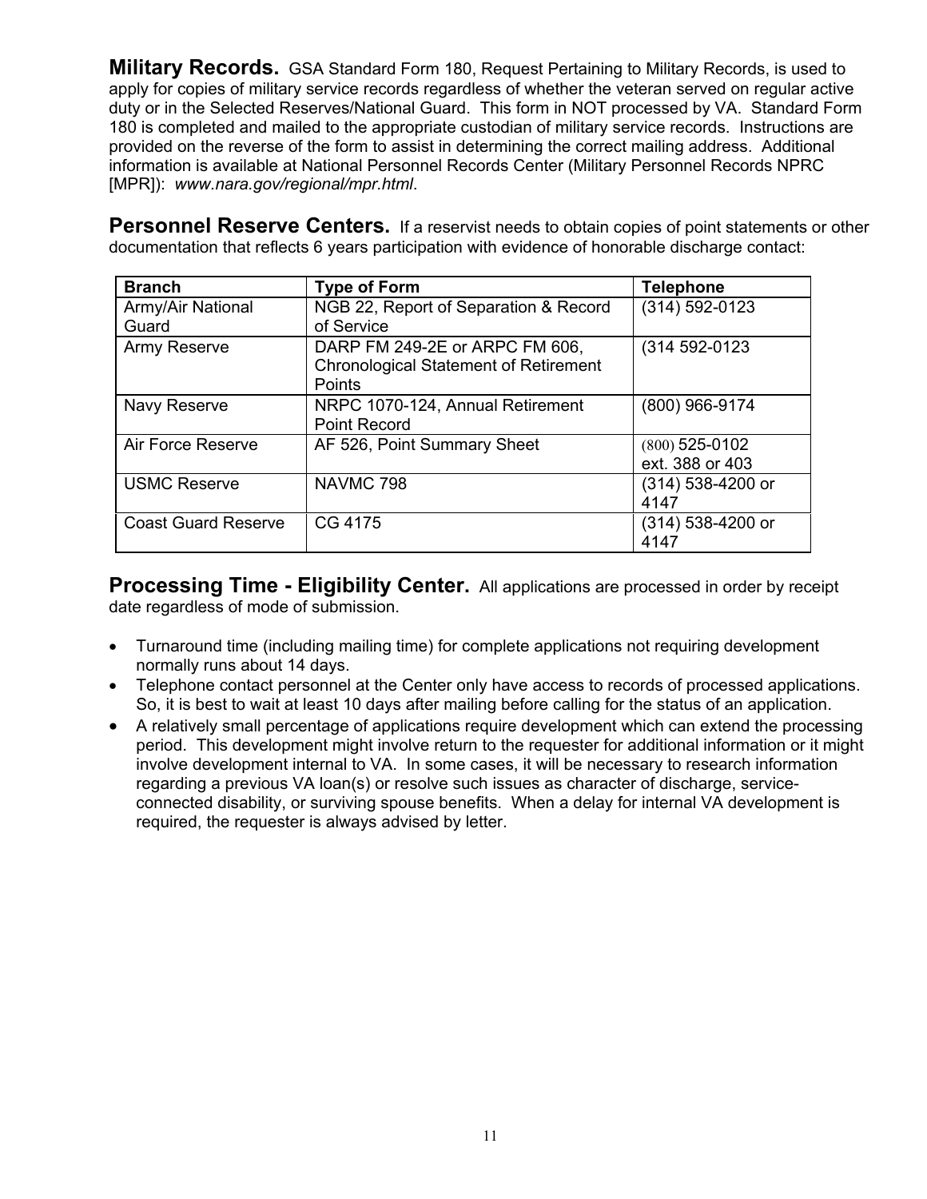**Military Records.** GSA Standard Form 180, Request Pertaining to Military Records, is used to apply for copies of military service records regardless of whether the veteran served on regular active duty or in the Selected Reserves/National Guard. This form in NOT processed by VA. Standard Form 180 is completed and mailed to the appropriate custodian of military service records. Instructions are provided on the reverse of the form to assist in determining the correct mailing address. Additional information is available at National Personnel Records Center (Military Personnel Records NPRC [MPR]): *www.nara.gov/regional/mpr.html*.

**Personnel Reserve Centers.** If a reservist needs to obtain copies of point statements or other documentation that reflects 6 years participation with evidence of honorable discharge contact:

| Branch | Type of Form | Telephone |
|---|---|---|
| Army/Air National Guard | NGB 22, Report of Separation & Record of Service | (314) 592-0123 |
| Army Reserve | DARP FM 249-2E or ARPC FM 606, Chronological Statement of Retirement Points | (314 592-0123 |
| Navy Reserve | NRPC 1070-124, Annual Retirement Point Record | (800) 966-9174 |
| Air Force Reserve | AF 526, Point Summary Sheet | (800) 525-0102 ext. 388 or 403 |
| USMC Reserve | NAVMC 798 | (314) 538-4200 or 4147 |
| Coast Guard Reserve | CG 4175 | (314) 538-4200 or 4147 |

**Processing Time - Eligibility Center.** All applications are processed in order by receipt date regardless of mode of submission.

- Turnaround time (including mailing time) for complete applications not requiring development normally runs about 14 days.
- Telephone contact personnel at the Center only have access to records of processed applications. So, it is best to wait at least 10 days after mailing before calling for the status of an application.
- A relatively small percentage of applications require development which can extend the processing period. This development might involve return to the requester for additional information or it might involve development internal to VA. In some cases, it will be necessary to research information regarding a previous VA loan(s) or resolve such issues as character of discharge, service-connected disability, or surviving spouse benefits. When a delay for internal VA development is required, the requester is always advised by letter.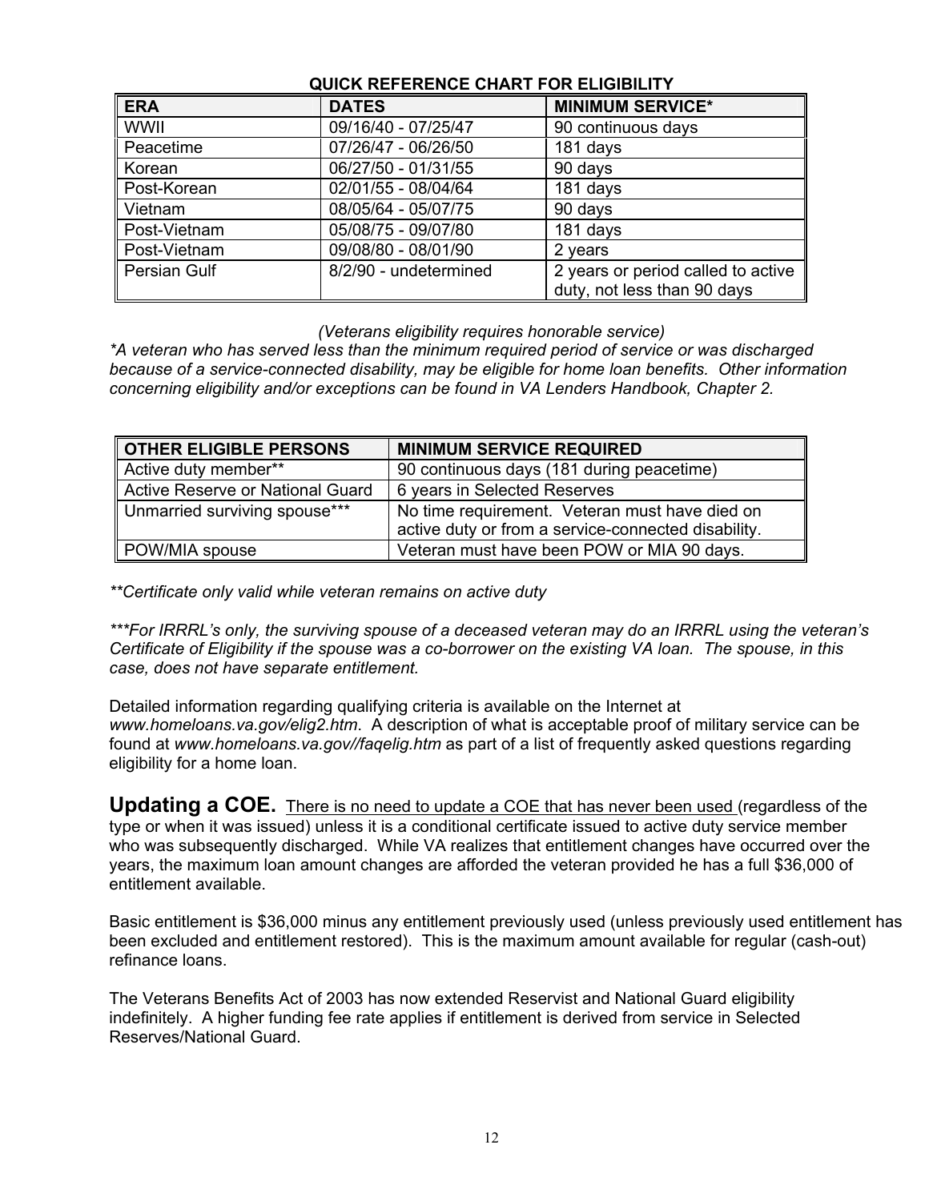## QUICK REFERENCE CHART FOR ELIGIBILITY

| ERA | DATES | MINIMUM SERVICE* |
|---|---|---|
| WWII | 09/16/40 - 07/25/47 | 90 continuous days |
| Peacetime | 07/26/47 - 06/26/50 | 181 days |
| Korean | 06/27/50 - 01/31/55 | 90 days |
| Post-Korean | 02/01/55 - 08/04/64 | 181 days |
| Vietnam | 08/05/64 - 05/07/75 | 90 days |
| Post-Vietnam | 05/08/75 - 09/07/80 | 181 days |
| Post-Vietnam | 09/08/80 - 08/01/90 | 2 years |
| Persian Gulf | 8/2/90 - undetermined | 2 years or period called to active duty, not less than 90 days |

*(Veterans eligibility requires honorable service)*

**A veteran who has served less than the minimum required period of service or was discharged because of a service-connected disability, may be eligible for home loan benefits. Other information concerning eligibility and/or exceptions can be found in VA Lenders Handbook, Chapter 2.*

| OTHER ELIGIBLE PERSONS | MINIMUM SERVICE REQUIRED |
|---|---|
| Active duty member** | 90 continuous days (181 during peacetime) |
| Active Reserve or National Guard | 6 years in Selected Reserves |
| Unmarried surviving spouse*** | No time requirement. Veteran must have died on active duty or from a service-connected disability. |
| POW/MIA spouse | Veteran must have been POW or MIA 90 days. |

***Certificate only valid while veteran remains on active duty*

****For IRRRL's only, the surviving spouse of a deceased veteran may do an IRRRL using the veteran's Certificate of Eligibility if the spouse was a co-borrower on the existing VA loan. The spouse, in this case, does not have separate entitlement.*

Detailed information regarding qualifying criteria is available on the Internet at *www.homeloans.va.gov/elig2.htm*. A description of what is acceptable proof of military service can be found at *www.homeloans.va.gov//faqelig.htm* as part of a list of frequently asked questions regarding eligibility for a home loan.

**Updating a COE.** There is no need to update a COE that has never been used (regardless of the type or when it was issued) unless it is a conditional certificate issued to active duty service member who was subsequently discharged. While VA realizes that entitlement changes have occurred over the years, the maximum loan amount changes are afforded the veteran provided he has a full $36,000 of entitlement available.

Basic entitlement is $36,000 minus any entitlement previously used (unless previously used entitlement has been excluded and entitlement restored). This is the maximum amount available for regular (cash-out) refinance loans.

The Veterans Benefits Act of 2003 has now extended Reservist and National Guard eligibility indefinitely. A higher funding fee rate applies if entitlement is derived from service in Selected Reserves/National Guard.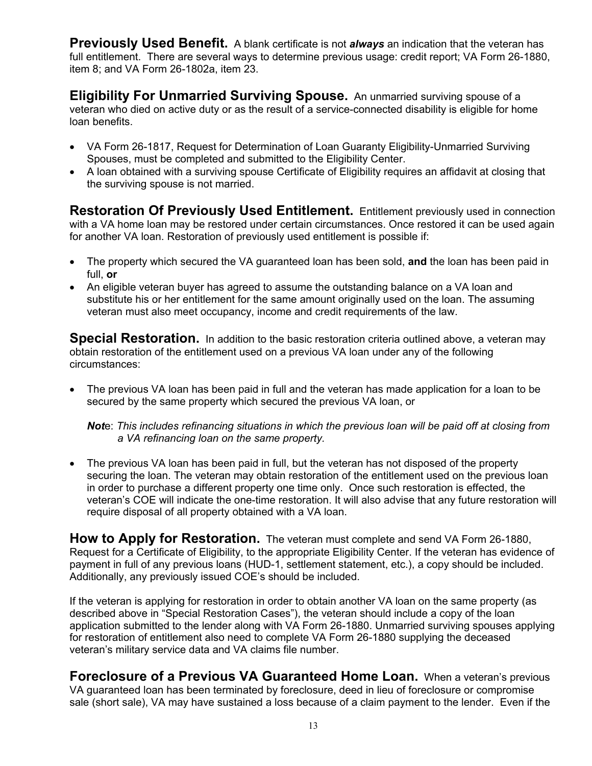**Previously Used Benefit.** A blank certificate is not ***always*** an indication that the veteran has full entitlement. There are several ways to determine previous usage: credit report; VA Form 26-1880, item 8; and VA Form 26-1802a, item 23.

**Eligibility For Unmarried Surviving Spouse.** An unmarried surviving spouse of a veteran who died on active duty or as the result of a service-connected disability is eligible for home loan benefits.

- VA Form 26-1817, Request for Determination of Loan Guaranty Eligibility-Unmarried Surviving Spouses, must be completed and submitted to the Eligibility Center.
- A loan obtained with a surviving spouse Certificate of Eligibility requires an affidavit at closing that the surviving spouse is not married.

**Restoration Of Previously Used Entitlement.** Entitlement previously used in connection with a VA home loan may be restored under certain circumstances. Once restored it can be used again for another VA loan. Restoration of previously used entitlement is possible if:

- The property which secured the VA guaranteed loan has been sold, **and** the loan has been paid in full, **or**
- An eligible veteran buyer has agreed to assume the outstanding balance on a VA loan and substitute his or her entitlement for the same amount originally used on the loan. The assuming veteran must also meet occupancy, income and credit requirements of the law.

**Special Restoration.** In addition to the basic restoration criteria outlined above, a veteran may obtain restoration of the entitlement used on a previous VA loan under any of the following circumstances:

- The previous VA loan has been paid in full and the veteran has made application for a loan to be secured by the same property which secured the previous VA loan, or

  ***Not*e**: *This includes refinancing situations in which the previous loan will be paid off at closing from a VA refinancing loan on the same property.*

- The previous VA loan has been paid in full, but the veteran has not disposed of the property securing the loan. The veteran may obtain restoration of the entitlement used on the previous loan in order to purchase a different property one time only. Once such restoration is effected, the veteran's COE will indicate the one-time restoration. It will also advise that any future restoration will require disposal of all property obtained with a VA loan.

**How to Apply for Restoration.** The veteran must complete and send VA Form 26-1880, Request for a Certificate of Eligibility, to the appropriate Eligibility Center. If the veteran has evidence of payment in full of any previous loans (HUD-1, settlement statement, etc.), a copy should be included. Additionally, any previously issued COE's should be included.

If the veteran is applying for restoration in order to obtain another VA loan on the same property (as described above in "Special Restoration Cases"), the veteran should include a copy of the loan application submitted to the lender along with VA Form 26-1880. Unmarried surviving spouses applying for restoration of entitlement also need to complete VA Form 26-1880 supplying the deceased veteran's military service data and VA claims file number.

**Foreclosure of a Previous VA Guaranteed Home Loan.** When a veteran's previous VA guaranteed loan has been terminated by foreclosure, deed in lieu of foreclosure or compromise sale (short sale), VA may have sustained a loss because of a claim payment to the lender. Even if the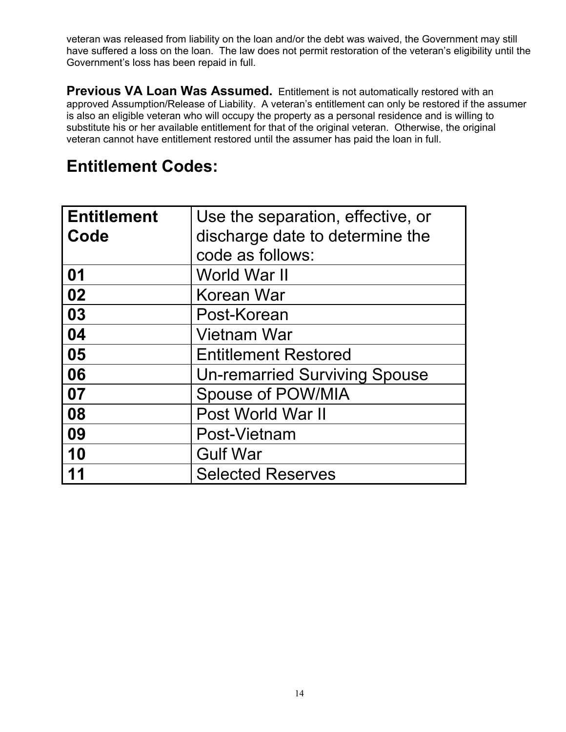veteran was released from liability on the loan and/or the debt was waived, the Government may still have suffered a loss on the loan. The law does not permit restoration of the veteran's eligibility until the Government's loss has been repaid in full.

**Previous VA Loan Was Assumed.** Entitlement is not automatically restored with an approved Assumption/Release of Liability. A veteran's entitlement can only be restored if the assumer is also an eligible veteran who will occupy the property as a personal residence and is willing to substitute his or her available entitlement for that of the original veteran. Otherwise, the original veteran cannot have entitlement restored until the assumer has paid the loan in full.

## Entitlement Codes:

| Entitlement Code | Use the separation, effective, or discharge date to determine the code as follows: |
|---|---|
| **01** | World War II |
| **02** | Korean War |
| **03** | Post-Korean |
| **04** | Vietnam War |
| **05** | Entitlement Restored |
| **06** | Un-remarried Surviving Spouse |
| **07** | Spouse of POW/MIA |
| **08** | Post World War II |
| **09** | Post-Vietnam |
| **10** | Gulf War |
| **11** | Selected Reserves |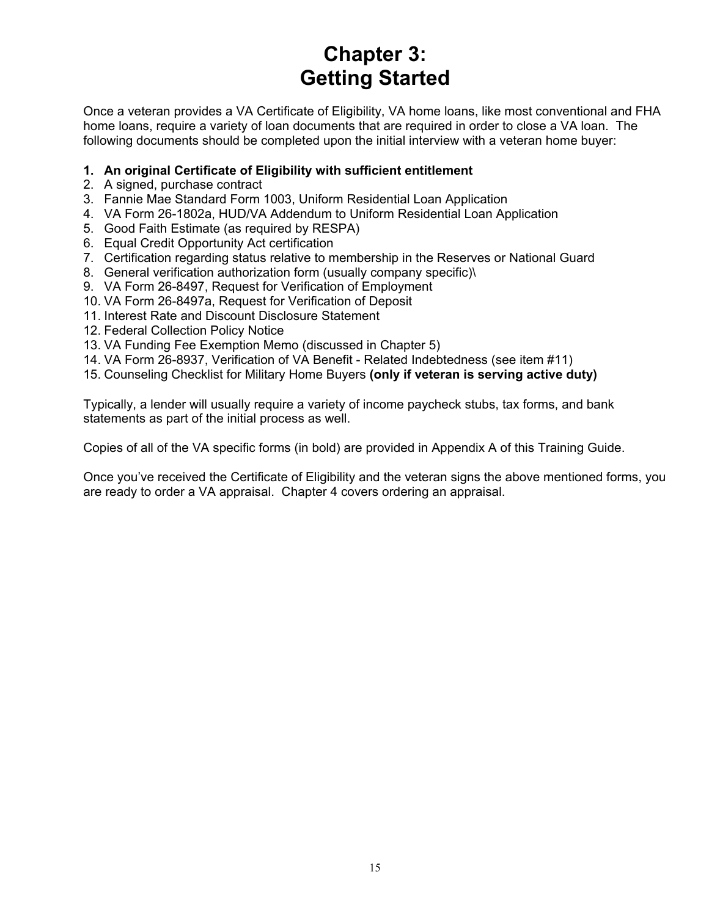# Chapter 3: Getting Started

Once a veteran provides a VA Certificate of Eligibility, VA home loans, like most conventional and FHA home loans, require a variety of loan documents that are required in order to close a VA loan. The following documents should be completed upon the initial interview with a veteran home buyer:

1. **An original Certificate of Eligibility with sufficient entitlement**
2. A signed, purchase contract
3. Fannie Mae Standard Form 1003, Uniform Residential Loan Application
4. VA Form 26-1802a, HUD/VA Addendum to Uniform Residential Loan Application
5. Good Faith Estimate (as required by RESPA)
6. Equal Credit Opportunity Act certification
7. Certification regarding status relative to membership in the Reserves or National Guard
8. General verification authorization form (usually company specific)\
9. VA Form 26-8497, Request for Verification of Employment
10. VA Form 26-8497a, Request for Verification of Deposit
11. Interest Rate and Discount Disclosure Statement
12. Federal Collection Policy Notice
13. VA Funding Fee Exemption Memo (discussed in Chapter 5)
14. VA Form 26-8937, Verification of VA Benefit - Related Indebtedness (see item #11)
15. Counseling Checklist for Military Home Buyers **(only if veteran is serving active duty)**

Typically, a lender will usually require a variety of income paycheck stubs, tax forms, and bank statements as part of the initial process as well.

Copies of all of the VA specific forms (in bold) are provided in Appendix A of this Training Guide.

Once you've received the Certificate of Eligibility and the veteran signs the above mentioned forms, you are ready to order a VA appraisal. Chapter 4 covers ordering an appraisal.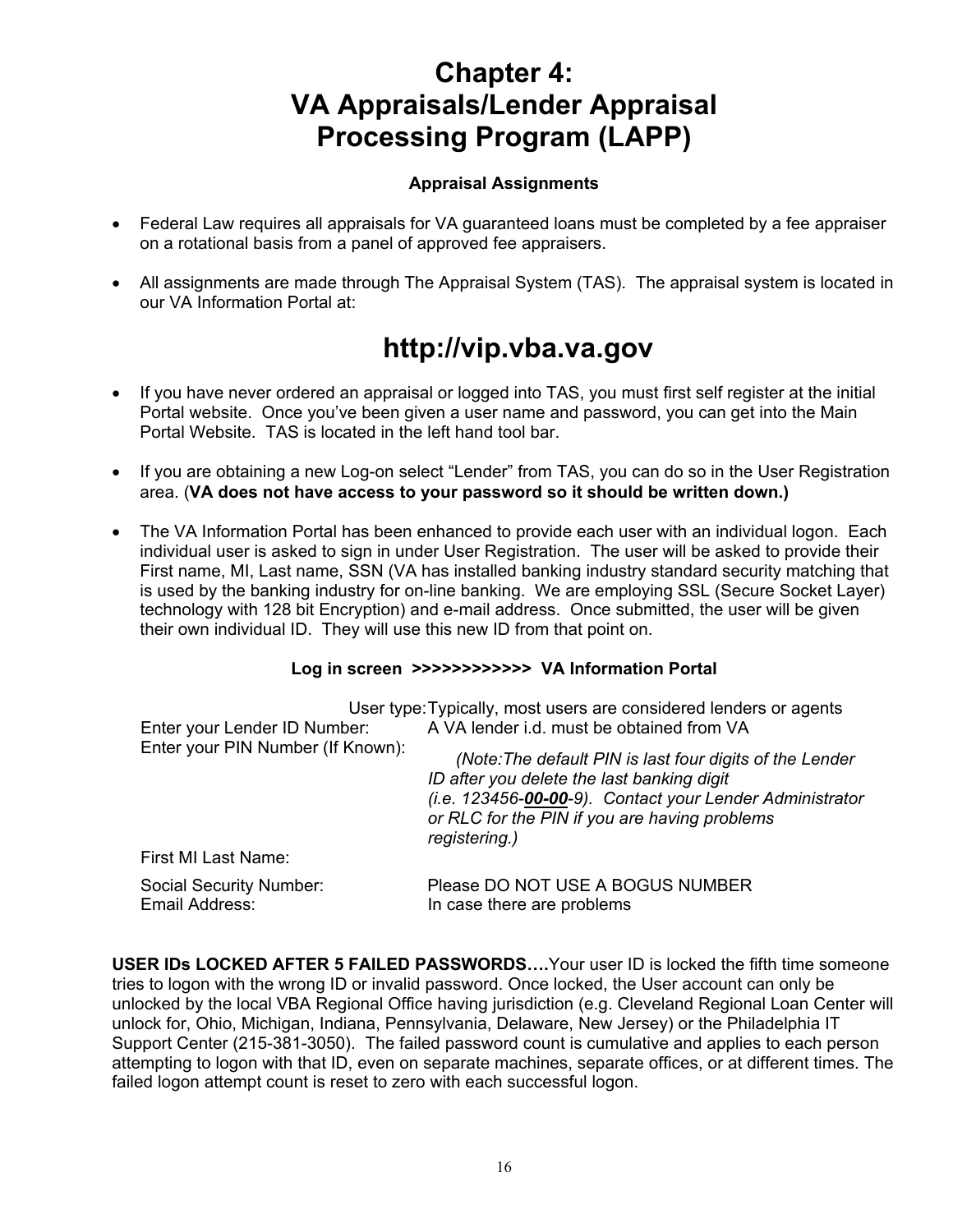# Chapter 4: VA Appraisals/Lender Appraisal Processing Program (LAPP)

### Appraisal Assignments

- Federal Law requires all appraisals for VA guaranteed loans must be completed by a fee appraiser on a rotational basis from a panel of approved fee appraisers.

- All assignments are made through The Appraisal System (TAS). The appraisal system is located in our VA Information Portal at:

## http://vip.vba.va.gov

- If you have never ordered an appraisal or logged into TAS, you must first self register at the initial Portal website. Once you've been given a user name and password, you can get into the Main Portal Website. TAS is located in the left hand tool bar.

- If you are obtaining a new Log-on select "Lender" from TAS, you can do so in the User Registration area. (**VA does not have access to your password so it should be written down.)**

- The VA Information Portal has been enhanced to provide each user with an individual logon. Each individual user is asked to sign in under User Registration. The user will be asked to provide their First name, MI, Last name, SSN (VA has installed banking industry standard security matching that is used by the banking industry for on-line banking. We are employing SSL (Secure Socket Layer) technology with 128 bit Encryption) and e-mail address. Once submitted, the user will be given their own individual ID. They will use this new ID from that point on.

**Log in screen >>>>>>>>>>>> VA Information Portal**

| | |
|---|---|
| User type: | Typically, most users are considered lenders or agents |
| Enter your Lender ID Number: | A VA lender i.d. must be obtained from VA |
| Enter your PIN Number (If Known): | *(Note:The default PIN is last four digits of the Lender ID after you delete the last banking digit (i.e. 123456-**00-00**-9). Contact your Lender Administrator or RLC for the PIN if you are having problems registering.)* |
| First MI Last Name: | |
| Social Security Number: | Please DO NOT USE A BOGUS NUMBER |
| Email Address: | In case there are problems |

**USER IDs LOCKED AFTER 5 FAILED PASSWORDS….**Your user ID is locked the fifth time someone tries to logon with the wrong ID or invalid password. Once locked, the User account can only be unlocked by the local VBA Regional Office having jurisdiction (e.g. Cleveland Regional Loan Center will unlock for, Ohio, Michigan, Indiana, Pennsylvania, Delaware, New Jersey) or the Philadelphia IT Support Center (215-381-3050). The failed password count is cumulative and applies to each person attempting to logon with that ID, even on separate machines, separate offices, or at different times. The failed logon attempt count is reset to zero with each successful logon.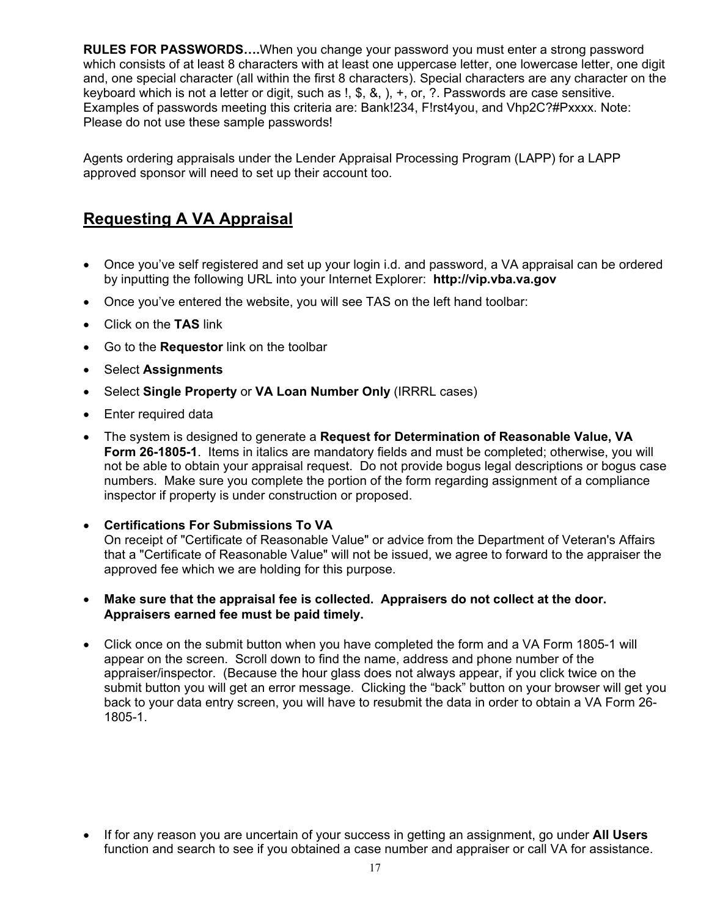**RULES FOR PASSWORDS….**When you change your password you must enter a strong password which consists of at least 8 characters with at least one uppercase letter, one lowercase letter, one digit and, one special character (all within the first 8 characters). Special characters are any character on the keyboard which is not a letter or digit, such as !, $, &, ), +, or, ?. Passwords are case sensitive. Examples of passwords meeting this criteria are: Bank!234, F!rst4you, and Vhp2C?#Pxxxx. Note: Please do not use these sample passwords!

Agents ordering appraisals under the Lender Appraisal Processing Program (LAPP) for a LAPP approved sponsor will need to set up their account too.

## Requesting A VA Appraisal

- Once you've self registered and set up your login i.d. and password, a VA appraisal can be ordered by inputting the following URL into your Internet Explorer: **http://vip.vba.va.gov**
- Once you've entered the website, you will see TAS on the left hand toolbar:
- Click on the **TAS** link
- Go to the **Requestor** link on the toolbar
- Select **Assignments**
- Select **Single Property** or **VA Loan Number Only** (IRRRL cases)
- Enter required data
- The system is designed to generate a **Request for Determination of Reasonable Value, VA Form 26-1805-1**. Items in italics are mandatory fields and must be completed; otherwise, you will not be able to obtain your appraisal request. Do not provide bogus legal descriptions or bogus case numbers. Make sure you complete the portion of the form regarding assignment of a compliance inspector if property is under construction or proposed.
- **Certifications For Submissions To VA**
  On receipt of "Certificate of Reasonable Value" or advice from the Department of Veteran's Affairs that a "Certificate of Reasonable Value" will not be issued, we agree to forward to the appraiser the approved fee which we are holding for this purpose.
- **Make sure that the appraisal fee is collected. Appraisers do not collect at the door. Appraisers earned fee must be paid timely.**
- Click once on the submit button when you have completed the form and a VA Form 1805-1 will appear on the screen. Scroll down to find the name, address and phone number of the appraiser/inspector. (Because the hour glass does not always appear, if you click twice on the submit button you will get an error message. Clicking the "back" button on your browser will get you back to your data entry screen, you will have to resubmit the data in order to obtain a VA Form 26-1805-1.
- If for any reason you are uncertain of your success in getting an assignment, go under **All Users** function and search to see if you obtained a case number and appraiser or call VA for assistance.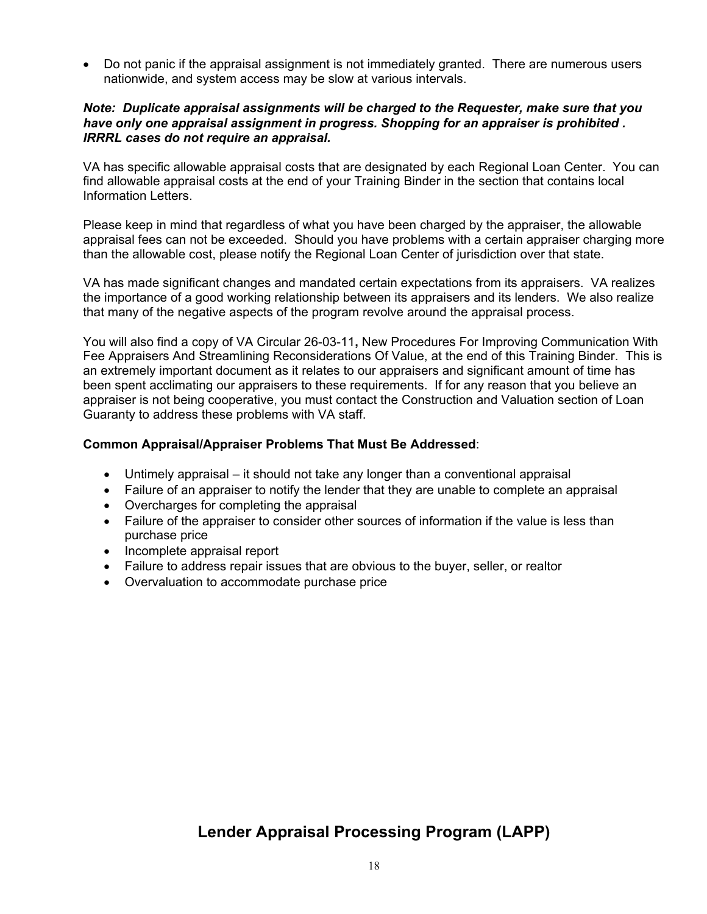- Do not panic if the appraisal assignment is not immediately granted. There are numerous users nationwide, and system access may be slow at various intervals.

***Note: Duplicate appraisal assignments will be charged to the Requester, make sure that you have only one appraisal assignment in progress. Shopping for an appraiser is prohibited . IRRRL cases do not require an appraisal.***

VA has specific allowable appraisal costs that are designated by each Regional Loan Center. You can find allowable appraisal costs at the end of your Training Binder in the section that contains local Information Letters.

Please keep in mind that regardless of what you have been charged by the appraiser, the allowable appraisal fees can not be exceeded. Should you have problems with a certain appraiser charging more than the allowable cost, please notify the Regional Loan Center of jurisdiction over that state.

VA has made significant changes and mandated certain expectations from its appraisers. VA realizes the importance of a good working relationship between its appraisers and its lenders. We also realize that many of the negative aspects of the program revolve around the appraisal process.

You will also find a copy of VA Circular 26-03-11**,** New Procedures For Improving Communication With Fee Appraisers And Streamlining Reconsiderations Of Value, at the end of this Training Binder. This is an extremely important document as it relates to our appraisers and significant amount of time has been spent acclimating our appraisers to these requirements. If for any reason that you believe an appraiser is not being cooperative, you must contact the Construction and Valuation section of Loan Guaranty to address these problems with VA staff.

**Common Appraisal/Appraiser Problems That Must Be Addressed**:

- Untimely appraisal – it should not take any longer than a conventional appraisal
- Failure of an appraiser to notify the lender that they are unable to complete an appraisal
- Overcharges for completing the appraisal
- Failure of the appraiser to consider other sources of information if the value is less than purchase price
- Incomplete appraisal report
- Failure to address repair issues that are obvious to the buyer, seller, or realtor
- Overvaluation to accommodate purchase price

## Lender Appraisal Processing Program (LAPP)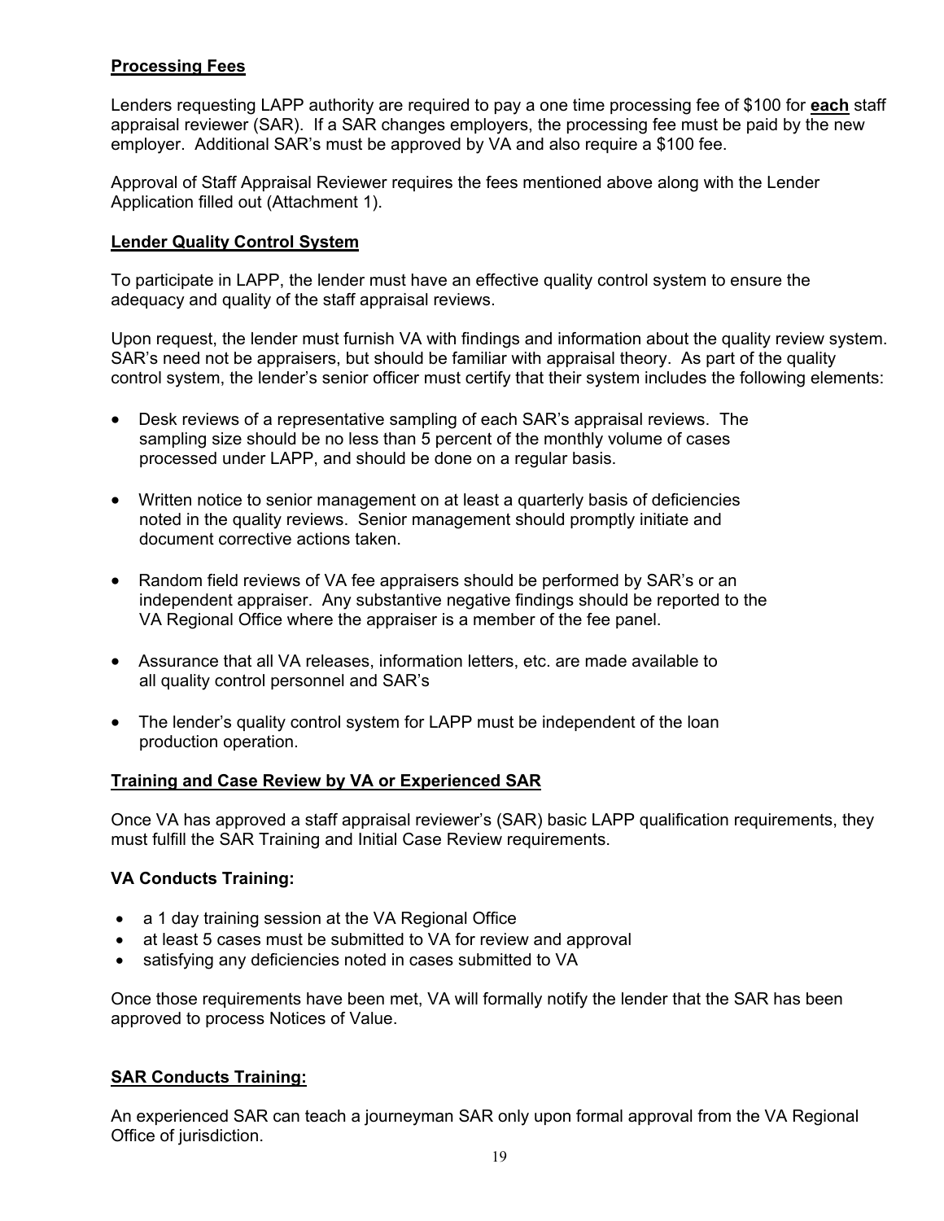## **Processing Fees**

Lenders requesting LAPP authority are required to pay a one time processing fee of $100 for **each** staff appraisal reviewer (SAR). If a SAR changes employers, the processing fee must be paid by the new employer. Additional SAR's must be approved by VA and also require a $100 fee.

Approval of Staff Appraisal Reviewer requires the fees mentioned above along with the Lender Application filled out (Attachment 1).

## **Lender Quality Control System**

To participate in LAPP, the lender must have an effective quality control system to ensure the adequacy and quality of the staff appraisal reviews.

Upon request, the lender must furnish VA with findings and information about the quality review system. SAR's need not be appraisers, but should be familiar with appraisal theory. As part of the quality control system, the lender's senior officer must certify that their system includes the following elements:

- Desk reviews of a representative sampling of each SAR's appraisal reviews. The sampling size should be no less than 5 percent of the monthly volume of cases processed under LAPP, and should be done on a regular basis.
- Written notice to senior management on at least a quarterly basis of deficiencies noted in the quality reviews. Senior management should promptly initiate and document corrective actions taken.
- Random field reviews of VA fee appraisers should be performed by SAR's or an independent appraiser. Any substantive negative findings should be reported to the VA Regional Office where the appraiser is a member of the fee panel.
- Assurance that all VA releases, information letters, etc. are made available to all quality control personnel and SAR's
- The lender's quality control system for LAPP must be independent of the loan production operation.

## **Training and Case Review by VA or Experienced SAR**

Once VA has approved a staff appraisal reviewer's (SAR) basic LAPP qualification requirements, they must fulfill the SAR Training and Initial Case Review requirements.

### **VA Conducts Training:**

- a 1 day training session at the VA Regional Office
- at least 5 cases must be submitted to VA for review and approval
- satisfying any deficiencies noted in cases submitted to VA

Once those requirements have been met, VA will formally notify the lender that the SAR has been approved to process Notices of Value.

### **SAR Conducts Training:**

An experienced SAR can teach a journeyman SAR only upon formal approval from the VA Regional Office of jurisdiction.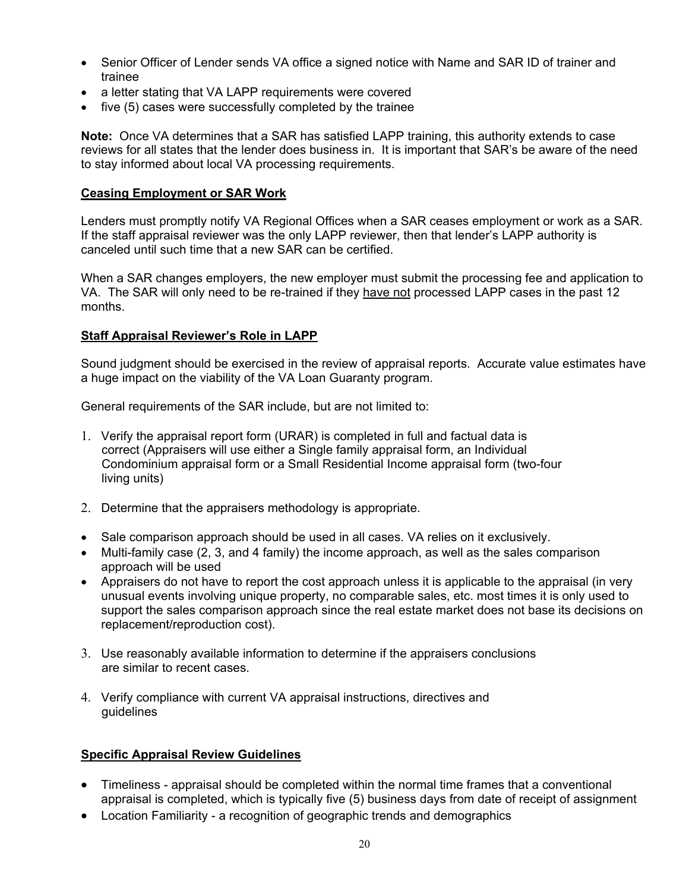- Senior Officer of Lender sends VA office a signed notice with Name and SAR ID of trainer and trainee
- a letter stating that VA LAPP requirements were covered
- five (5) cases were successfully completed by the trainee

**Note:** Once VA determines that a SAR has satisfied LAPP training, this authority extends to case reviews for all states that the lender does business in. It is important that SAR's be aware of the need to stay informed about local VA processing requirements.

**Ceasing Employment or SAR Work**

Lenders must promptly notify VA Regional Offices when a SAR ceases employment or work as a SAR. If the staff appraisal reviewer was the only LAPP reviewer, then that lender's LAPP authority is canceled until such time that a new SAR can be certified.

When a SAR changes employers, the new employer must submit the processing fee and application to VA. The SAR will only need to be re-trained if they <u>have not</u> processed LAPP cases in the past 12 months.

**Staff Appraisal Reviewer's Role in LAPP**

Sound judgment should be exercised in the review of appraisal reports. Accurate value estimates have a huge impact on the viability of the VA Loan Guaranty program.

General requirements of the SAR include, but are not limited to:

1. Verify the appraisal report form (URAR) is completed in full and factual data is correct (Appraisers will use either a Single family appraisal form, an Individual Condominium appraisal form or a Small Residential Income appraisal form (two-four living units)

2. Determine that the appraisers methodology is appropriate.

- Sale comparison approach should be used in all cases. VA relies on it exclusively.
- Multi-family case (2, 3, and 4 family) the income approach, as well as the sales comparison approach will be used
- Appraisers do not have to report the cost approach unless it is applicable to the appraisal (in very unusual events involving unique property, no comparable sales, etc. most times it is only used to support the sales comparison approach since the real estate market does not base its decisions on replacement/reproduction cost).

3. Use reasonably available information to determine if the appraisers conclusions are similar to recent cases.

4. Verify compliance with current VA appraisal instructions, directives and guidelines

**Specific Appraisal Review Guidelines**

- Timeliness - appraisal should be completed within the normal time frames that a conventional appraisal is completed, which is typically five (5) business days from date of receipt of assignment
- Location Familiarity - a recognition of geographic trends and demographics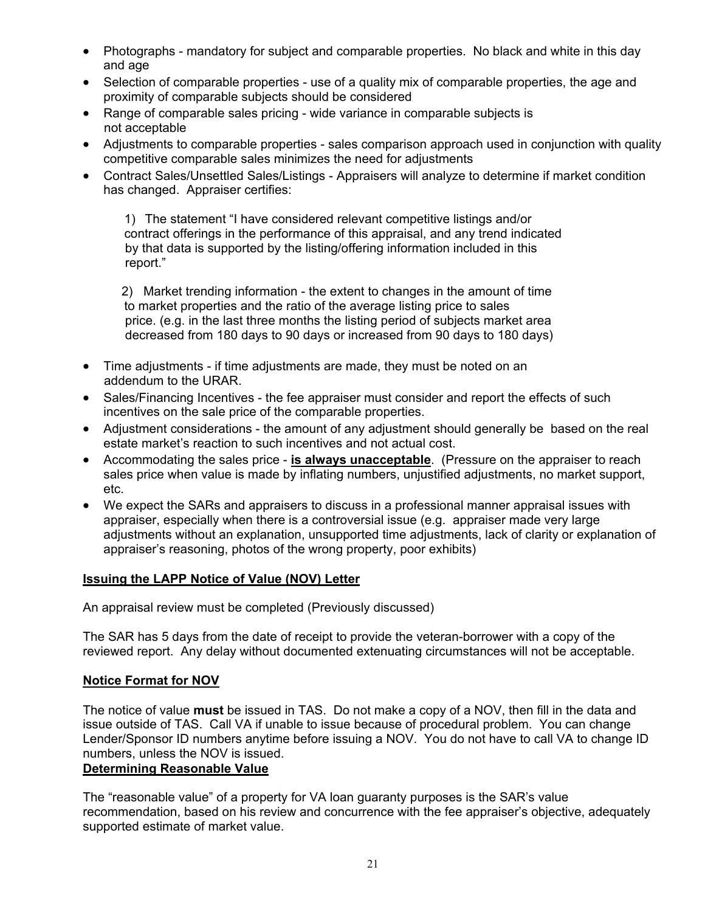- Photographs - mandatory for subject and comparable properties. No black and white in this day and age
- Selection of comparable properties - use of a quality mix of comparable properties, the age and proximity of comparable subjects should be considered
- Range of comparable sales pricing - wide variance in comparable subjects is not acceptable
- Adjustments to comparable properties - sales comparison approach used in conjunction with quality competitive comparable sales minimizes the need for adjustments
- Contract Sales/Unsettled Sales/Listings - Appraisers will analyze to determine if market condition has changed. Appraiser certifies:

  1) The statement "I have considered relevant competitive listings and/or contract offerings in the performance of this appraisal, and any trend indicated by that data is supported by the listing/offering information included in this report."

  2) Market trending information - the extent to changes in the amount of time to market properties and the ratio of the average listing price to sales price. (e.g. in the last three months the listing period of subjects market area decreased from 180 days to 90 days or increased from 90 days to 180 days)

- Time adjustments - if time adjustments are made, they must be noted on an addendum to the URAR.
- Sales/Financing Incentives - the fee appraiser must consider and report the effects of such incentives on the sale price of the comparable properties.
- Adjustment considerations - the amount of any adjustment should generally be based on the real estate market's reaction to such incentives and not actual cost.
- Accommodating the sales price - **<u>is always unacceptable</u>**. (Pressure on the appraiser to reach sales price when value is made by inflating numbers, unjustified adjustments, no market support, etc.
- We expect the SARs and appraisers to discuss in a professional manner appraisal issues with appraiser, especially when there is a controversial issue (e.g. appraiser made very large adjustments without an explanation, unsupported time adjustments, lack of clarity or explanation of appraiser's reasoning, photos of the wrong property, poor exhibits)

**<u>Issuing the LAPP Notice of Value (NOV) Letter</u>**

An appraisal review must be completed (Previously discussed)

The SAR has 5 days from the date of receipt to provide the veteran-borrower with a copy of the reviewed report. Any delay without documented extenuating circumstances will not be acceptable.

**<u>Notice Format for NOV</u>**

The notice of value **must** be issued in TAS. Do not make a copy of a NOV, then fill in the data and issue outside of TAS. Call VA if unable to issue because of procedural problem. You can change Lender/Sponsor ID numbers anytime before issuing a NOV. You do not have to call VA to change ID numbers, unless the NOV is issued.

**<u>Determining Reasonable Value</u>**

The "reasonable value" of a property for VA loan guaranty purposes is the SAR's value recommendation, based on his review and concurrence with the fee appraiser's objective, adequately supported estimate of market value.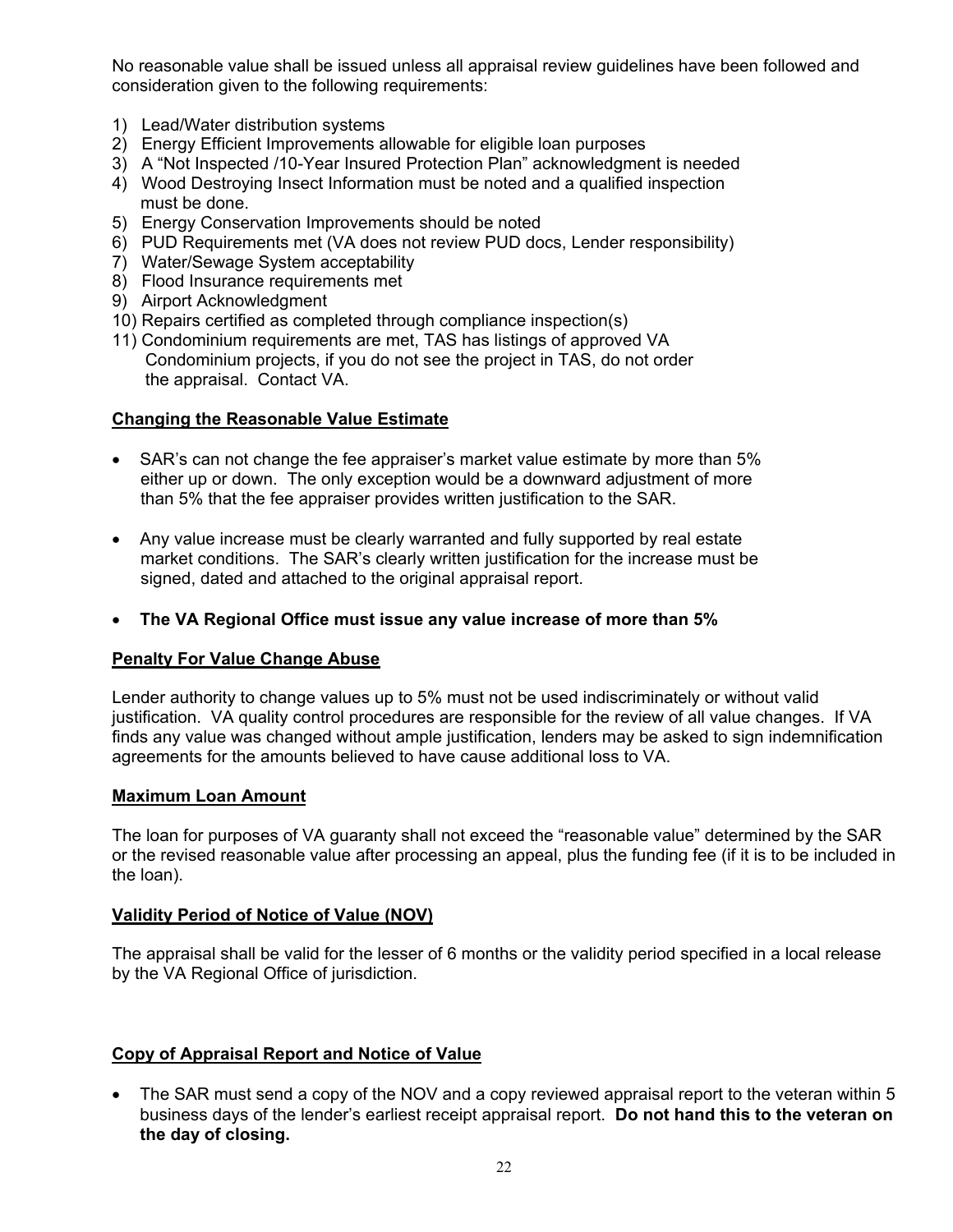No reasonable value shall be issued unless all appraisal review guidelines have been followed and consideration given to the following requirements:

1) Lead/Water distribution systems
2) Energy Efficient Improvements allowable for eligible loan purposes
3) A "Not Inspected /10-Year Insured Protection Plan" acknowledgment is needed
4) Wood Destroying Insect Information must be noted and a qualified inspection must be done.
5) Energy Conservation Improvements should be noted
6) PUD Requirements met (VA does not review PUD docs, Lender responsibility)
7) Water/Sewage System acceptability
8) Flood Insurance requirements met
9) Airport Acknowledgment
10) Repairs certified as completed through compliance inspection(s)
11) Condominium requirements are met, TAS has listings of approved VA Condominium projects, if you do not see the project in TAS, do not order the appraisal. Contact VA.

## Changing the Reasonable Value Estimate

- SAR's can not change the fee appraiser's market value estimate by more than 5% either up or down. The only exception would be a downward adjustment of more than 5% that the fee appraiser provides written justification to the SAR.
- Any value increase must be clearly warranted and fully supported by real estate market conditions. The SAR's clearly written justification for the increase must be signed, dated and attached to the original appraisal report.
- **The VA Regional Office must issue any value increase of more than 5%**

## Penalty For Value Change Abuse

Lender authority to change values up to 5% must not be used indiscriminately or without valid justification. VA quality control procedures are responsible for the review of all value changes. If VA finds any value was changed without ample justification, lenders may be asked to sign indemnification agreements for the amounts believed to have cause additional loss to VA.

## Maximum Loan Amount

The loan for purposes of VA guaranty shall not exceed the "reasonable value" determined by the SAR or the revised reasonable value after processing an appeal, plus the funding fee (if it is to be included in the loan).

## Validity Period of Notice of Value (NOV)

The appraisal shall be valid for the lesser of 6 months or the validity period specified in a local release by the VA Regional Office of jurisdiction.

## Copy of Appraisal Report and Notice of Value

- The SAR must send a copy of the NOV and a copy reviewed appraisal report to the veteran within 5 business days of the lender's earliest receipt appraisal report. **Do not hand this to the veteran on the day of closing.**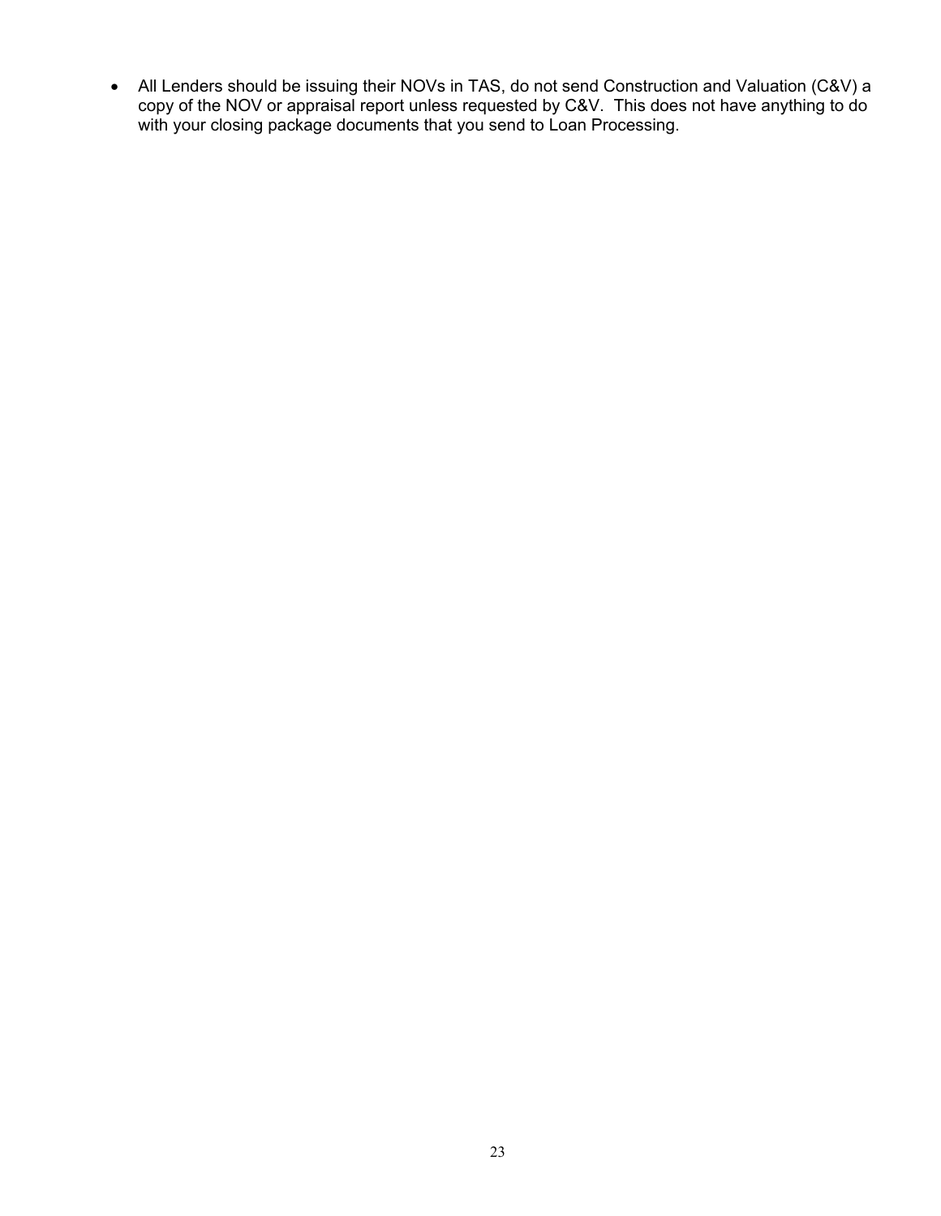- All Lenders should be issuing their NOVs in TAS, do not send Construction and Valuation (C&V) a copy of the NOV or appraisal report unless requested by C&V. This does not have anything to do with your closing package documents that you send to Loan Processing.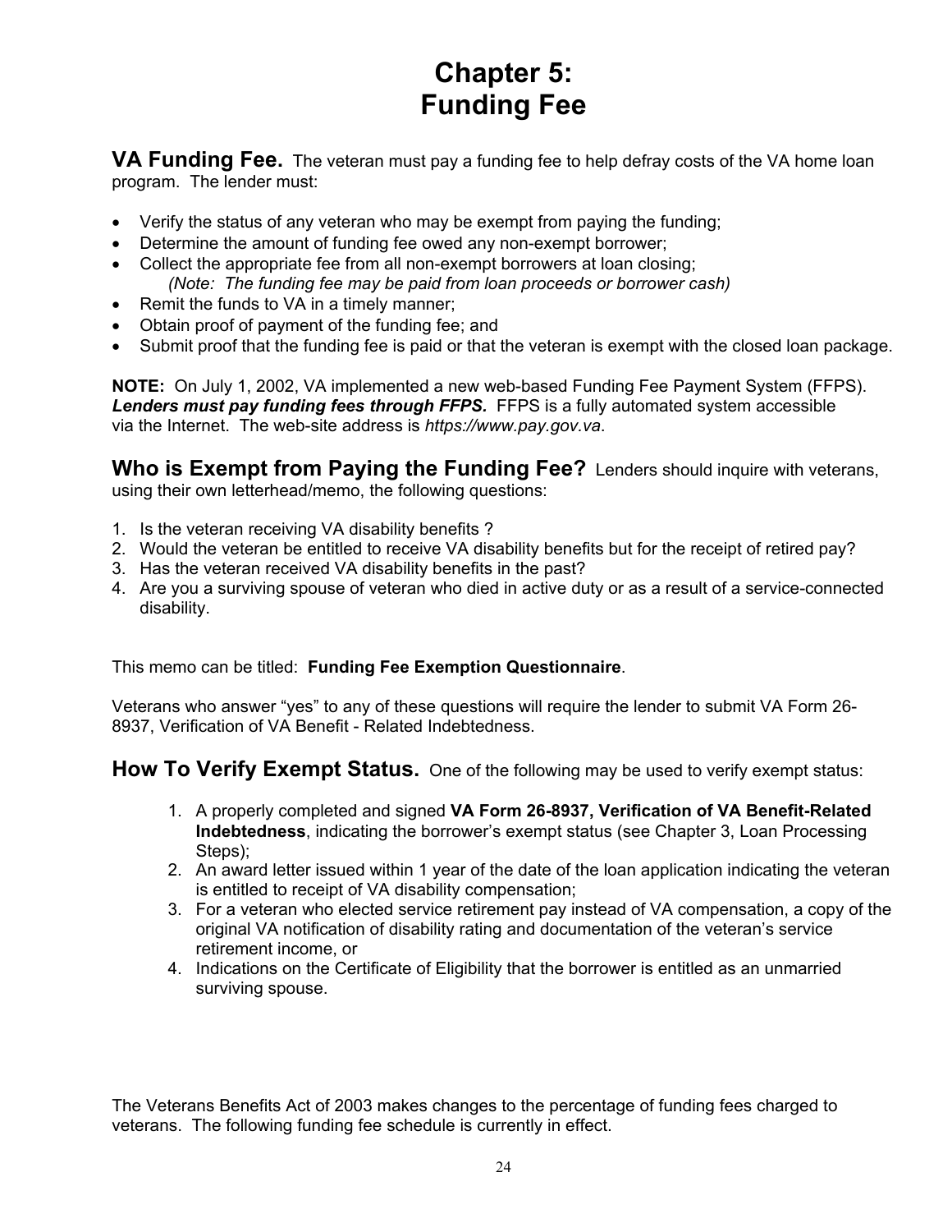# Chapter 5:
# Funding Fee

**VA Funding Fee.** The veteran must pay a funding fee to help defray costs of the VA home loan program. The lender must:

- Verify the status of any veteran who may be exempt from paying the funding;
- Determine the amount of funding fee owed any non-exempt borrower;
- Collect the appropriate fee from all non-exempt borrowers at loan closing;
  *(Note: The funding fee may be paid from loan proceeds or borrower cash)*
- Remit the funds to VA in a timely manner;
- Obtain proof of payment of the funding fee; and
- Submit proof that the funding fee is paid or that the veteran is exempt with the closed loan package.

**NOTE:** On July 1, 2002, VA implemented a new web-based Funding Fee Payment System (FFPS). ***Lenders must pay funding fees through FFPS.*** FFPS is a fully automated system accessible via the Internet. The web-site address is *https://www.pay.gov.va*.

**Who is Exempt from Paying the Funding Fee?** Lenders should inquire with veterans, using their own letterhead/memo, the following questions:

1. Is the veteran receiving VA disability benefits ?
2. Would the veteran be entitled to receive VA disability benefits but for the receipt of retired pay?
3. Has the veteran received VA disability benefits in the past?
4. Are you a surviving spouse of veteran who died in active duty or as a result of a service-connected disability.

This memo can be titled: **Funding Fee Exemption Questionnaire**.

Veterans who answer "yes" to any of these questions will require the lender to submit VA Form 26-8937, Verification of VA Benefit - Related Indebtedness.

**How To Verify Exempt Status.** One of the following may be used to verify exempt status:

1. A properly completed and signed **VA Form 26-8937, Verification of VA Benefit-Related Indebtedness**, indicating the borrower's exempt status (see Chapter 3, Loan Processing Steps);
2. An award letter issued within 1 year of the date of the loan application indicating the veteran is entitled to receipt of VA disability compensation;
3. For a veteran who elected service retirement pay instead of VA compensation, a copy of the original VA notification of disability rating and documentation of the veteran's service retirement income, or
4. Indications on the Certificate of Eligibility that the borrower is entitled as an unmarried surviving spouse.

The Veterans Benefits Act of 2003 makes changes to the percentage of funding fees charged to veterans. The following funding fee schedule is currently in effect.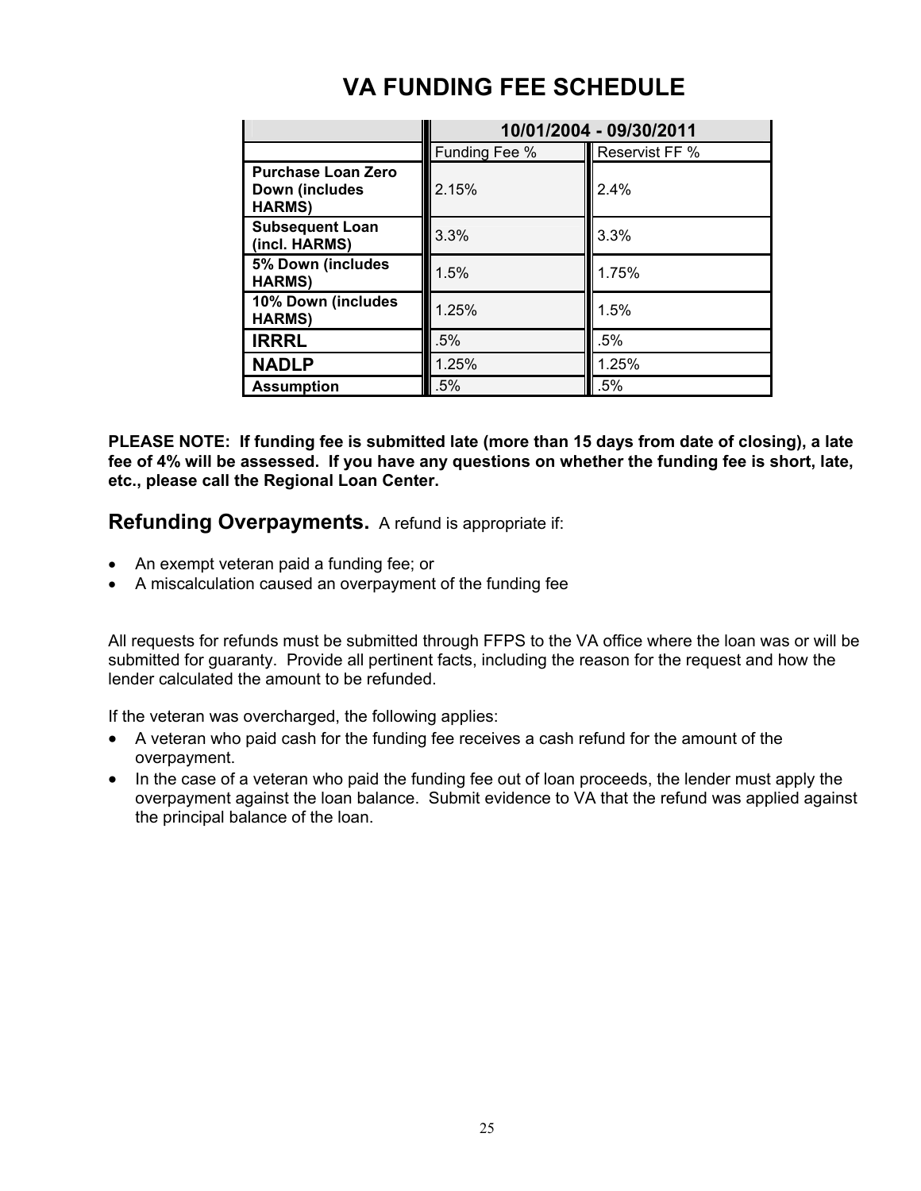# VA FUNDING FEE SCHEDULE

| | 10/01/2004 - 09/30/2011 | |
|---|---|---|
| | Funding Fee % | Reservist FF % |
| **Purchase Loan Zero Down (includes HARMS)** | 2.15% | 2.4% |
| **Subsequent Loan (incl. HARMS)** | 3.3% | 3.3% |
| **5% Down (includes HARMS)** | 1.5% | 1.75% |
| **10% Down (includes HARMS)** | 1.25% | 1.5% |
| **IRRRL** | .5% | .5% |
| **NADLP** | 1.25% | 1.25% |
| **Assumption** | .5% | .5% |

**PLEASE NOTE: If funding fee is submitted late (more than 15 days from date of closing), a late fee of 4% will be assessed. If you have any questions on whether the funding fee is short, late, etc., please call the Regional Loan Center.**

## Refunding Overpayments.

A refund is appropriate if:

- An exempt veteran paid a funding fee; or
- A miscalculation caused an overpayment of the funding fee

All requests for refunds must be submitted through FFPS to the VA office where the loan was or will be submitted for guaranty. Provide all pertinent facts, including the reason for the request and how the lender calculated the amount to be refunded.

If the veteran was overcharged, the following applies:

- A veteran who paid cash for the funding fee receives a cash refund for the amount of the overpayment.
- In the case of a veteran who paid the funding fee out of loan proceeds, the lender must apply the overpayment against the loan balance. Submit evidence to VA that the refund was applied against the principal balance of the loan.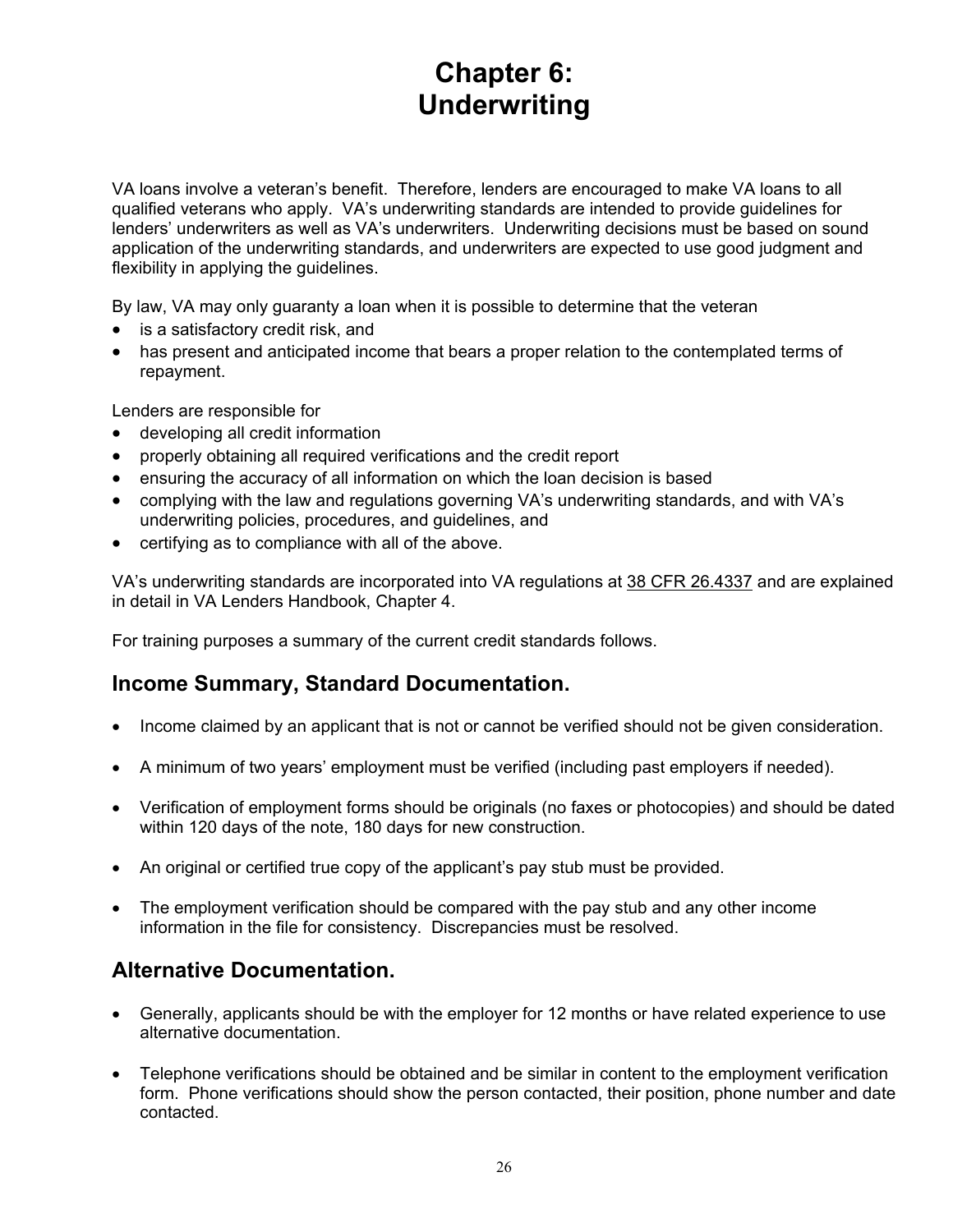# Chapter 6: Underwriting

VA loans involve a veteran's benefit. Therefore, lenders are encouraged to make VA loans to all qualified veterans who apply. VA's underwriting standards are intended to provide guidelines for lenders' underwriters as well as VA's underwriters. Underwriting decisions must be based on sound application of the underwriting standards, and underwriters are expected to use good judgment and flexibility in applying the guidelines.

By law, VA may only guaranty a loan when it is possible to determine that the veteran

- is a satisfactory credit risk, and
- has present and anticipated income that bears a proper relation to the contemplated terms of repayment.

Lenders are responsible for

- developing all credit information
- properly obtaining all required verifications and the credit report
- ensuring the accuracy of all information on which the loan decision is based
- complying with the law and regulations governing VA's underwriting standards, and with VA's underwriting policies, procedures, and guidelines, and
- certifying as to compliance with all of the above.

VA's underwriting standards are incorporated into VA regulations at 38 CFR 26.4337 and are explained in detail in VA Lenders Handbook, Chapter 4.

For training purposes a summary of the current credit standards follows.

## Income Summary, Standard Documentation.

- Income claimed by an applicant that is not or cannot be verified should not be given consideration.
- A minimum of two years' employment must be verified (including past employers if needed).
- Verification of employment forms should be originals (no faxes or photocopies) and should be dated within 120 days of the note, 180 days for new construction.
- An original or certified true copy of the applicant's pay stub must be provided.
- The employment verification should be compared with the pay stub and any other income information in the file for consistency. Discrepancies must be resolved.

## Alternative Documentation.

- Generally, applicants should be with the employer for 12 months or have related experience to use alternative documentation.
- Telephone verifications should be obtained and be similar in content to the employment verification form. Phone verifications should show the person contacted, their position, phone number and date contacted.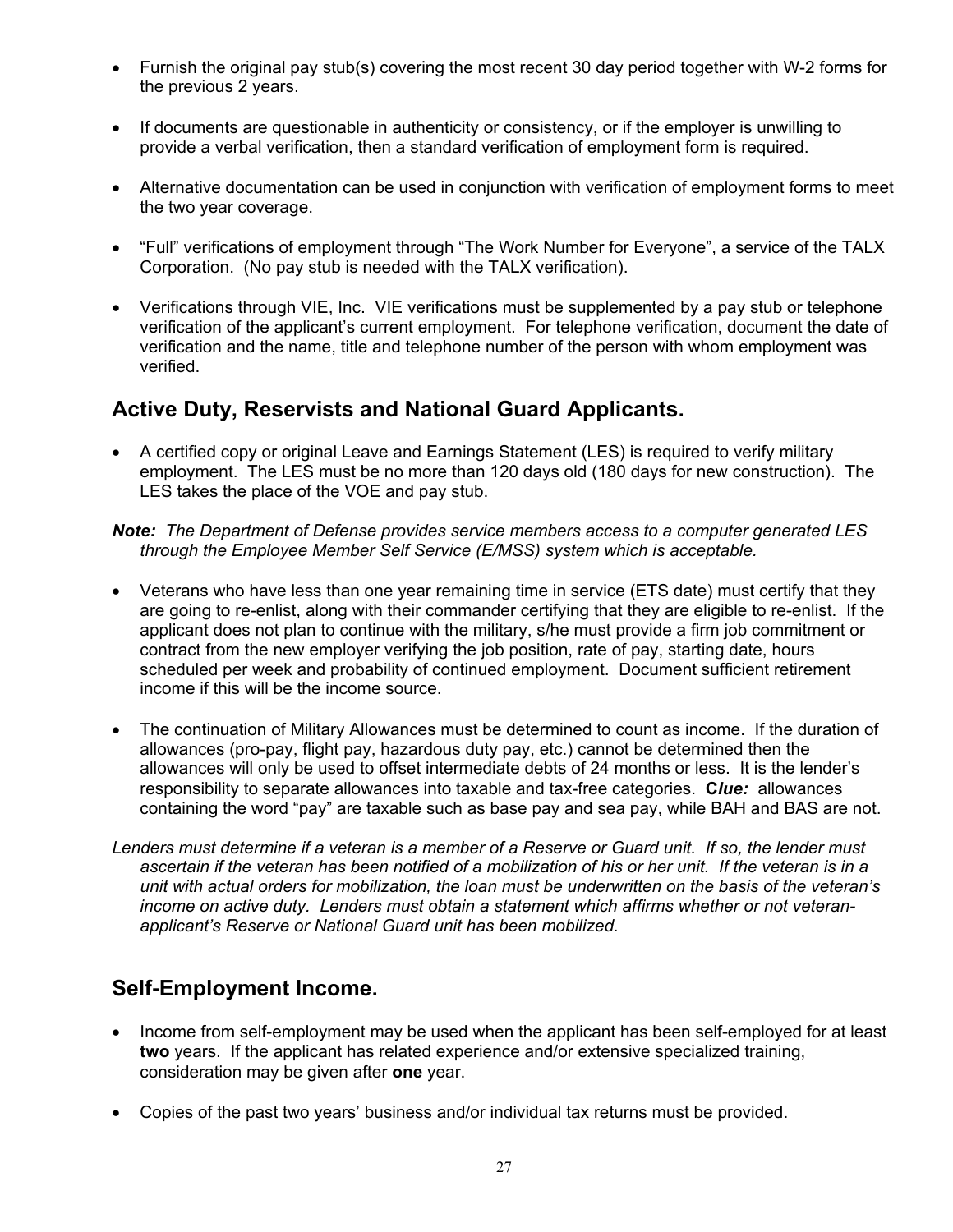- Furnish the original pay stub(s) covering the most recent 30 day period together with W-2 forms for the previous 2 years.

- If documents are questionable in authenticity or consistency, or if the employer is unwilling to provide a verbal verification, then a standard verification of employment form is required.

- Alternative documentation can be used in conjunction with verification of employment forms to meet the two year coverage.

- "Full" verifications of employment through "The Work Number for Everyone", a service of the TALX Corporation. (No pay stub is needed with the TALX verification).

- Verifications through VIE, Inc. VIE verifications must be supplemented by a pay stub or telephone verification of the applicant's current employment. For telephone verification, document the date of verification and the name, title and telephone number of the person with whom employment was verified.

## Active Duty, Reservists and National Guard Applicants.

- A certified copy or original Leave and Earnings Statement (LES) is required to verify military employment. The LES must be no more than 120 days old (180 days for new construction). The LES takes the place of the VOE and pay stub.

***Note:*** *The Department of Defense provides service members access to a computer generated LES through the Employee Member Self Service (E/MSS) system which is acceptable.*

- Veterans who have less than one year remaining time in service (ETS date) must certify that they are going to re-enlist, along with their commander certifying that they are eligible to re-enlist. If the applicant does not plan to continue with the military, s/he must provide a firm job commitment or contract from the new employer verifying the job position, rate of pay, starting date, hours scheduled per week and probability of continued employment. Document sufficient retirement income if this will be the income source.

- The continuation of Military Allowances must be determined to count as income. If the duration of allowances (pro-pay, flight pay, hazardous duty pay, etc.) cannot be determined then the allowances will only be used to offset intermediate debts of 24 months or less. It is the lender's responsibility to separate allowances into taxable and tax-free categories. **C*lue:*** allowances containing the word "pay" are taxable such as base pay and sea pay, while BAH and BAS are not.

*Lenders must determine if a veteran is a member of a Reserve or Guard unit. If so, the lender must ascertain if the veteran has been notified of a mobilization of his or her unit. If the veteran is in a unit with actual orders for mobilization, the loan must be underwritten on the basis of the veteran's income on active duty. Lenders must obtain a statement which affirms whether or not veteran-applicant's Reserve or National Guard unit has been mobilized.*

## Self-Employment Income.

- Income from self-employment may be used when the applicant has been self-employed for at least **two** years. If the applicant has related experience and/or extensive specialized training, consideration may be given after **one** year.

- Copies of the past two years' business and/or individual tax returns must be provided.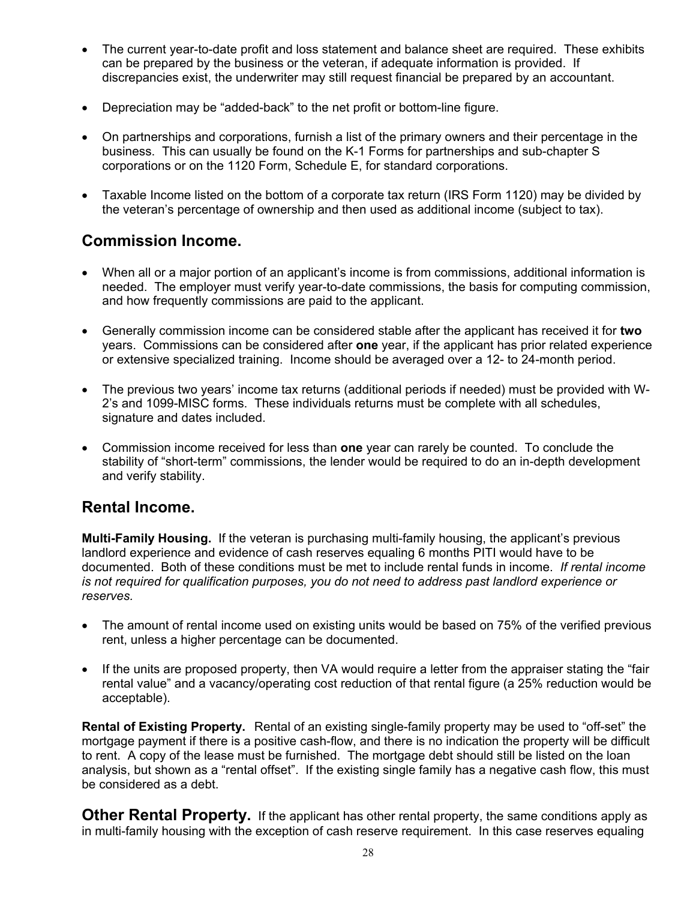- The current year-to-date profit and loss statement and balance sheet are required. These exhibits can be prepared by the business or the veteran, if adequate information is provided. If discrepancies exist, the underwriter may still request financial be prepared by an accountant.

- Depreciation may be “added-back” to the net profit or bottom-line figure.

- On partnerships and corporations, furnish a list of the primary owners and their percentage in the business. This can usually be found on the K-1 Forms for partnerships and sub-chapter S corporations or on the 1120 Form, Schedule E, for standard corporations.

- Taxable Income listed on the bottom of a corporate tax return (IRS Form 1120) may be divided by the veteran’s percentage of ownership and then used as additional income (subject to tax).

## Commission Income.

- When all or a major portion of an applicant’s income is from commissions, additional information is needed. The employer must verify year-to-date commissions, the basis for computing commission, and how frequently commissions are paid to the applicant.

- Generally commission income can be considered stable after the applicant has received it for **two** years. Commissions can be considered after **one** year, if the applicant has prior related experience or extensive specialized training. Income should be averaged over a 12- to 24-month period.

- The previous two years’ income tax returns (additional periods if needed) must be provided with W-2’s and 1099-MISC forms. These individuals returns must be complete with all schedules, signature and dates included.

- Commission income received for less than **one** year can rarely be counted. To conclude the stability of “short-term” commissions, the lender would be required to do an in-depth development and verify stability.

## Rental Income.

**Multi-Family Housing.** If the veteran is purchasing multi-family housing, the applicant’s previous landlord experience and evidence of cash reserves equaling 6 months PITI would have to be documented. Both of these conditions must be met to include rental funds in income. *If rental income is not required for qualification purposes, you do not need to address past landlord experience or reserves.*

- The amount of rental income used on existing units would be based on 75% of the verified previous rent, unless a higher percentage can be documented.

- If the units are proposed property, then VA would require a letter from the appraiser stating the “fair rental value” and a vacancy/operating cost reduction of that rental figure (a 25% reduction would be acceptable).

**Rental of Existing Property.** Rental of an existing single-family property may be used to “off-set” the mortgage payment if there is a positive cash-flow, and there is no indication the property will be difficult to rent. A copy of the lease must be furnished. The mortgage debt should still be listed on the loan analysis, but shown as a “rental offset”. If the existing single family has a negative cash flow, this must be considered as a debt.

**Other Rental Property.** If the applicant has other rental property, the same conditions apply as in multi-family housing with the exception of cash reserve requirement. In this case reserves equaling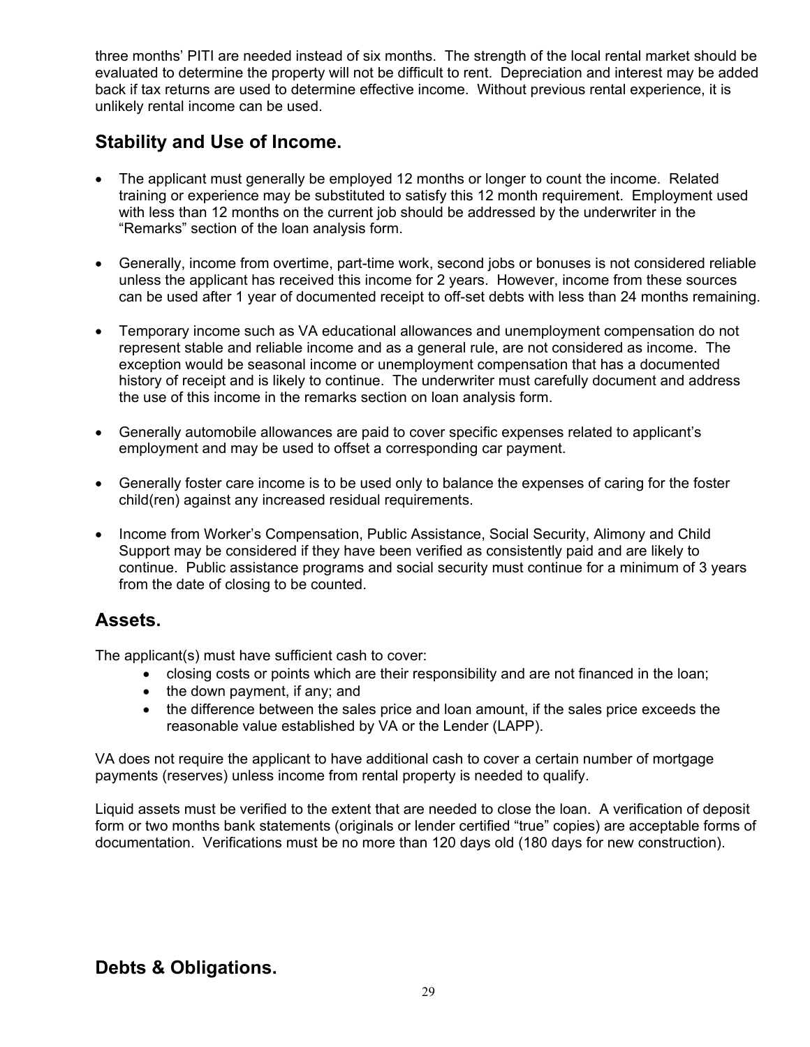three months' PITI are needed instead of six months. The strength of the local rental market should be evaluated to determine the property will not be difficult to rent. Depreciation and interest may be added back if tax returns are used to determine effective income. Without previous rental experience, it is unlikely rental income can be used.

## Stability and Use of Income.

- The applicant must generally be employed 12 months or longer to count the income. Related training or experience may be substituted to satisfy this 12 month requirement. Employment used with less than 12 months on the current job should be addressed by the underwriter in the "Remarks" section of the loan analysis form.

- Generally, income from overtime, part-time work, second jobs or bonuses is not considered reliable unless the applicant has received this income for 2 years. However, income from these sources can be used after 1 year of documented receipt to off-set debts with less than 24 months remaining.

- Temporary income such as VA educational allowances and unemployment compensation do not represent stable and reliable income and as a general rule, are not considered as income. The exception would be seasonal income or unemployment compensation that has a documented history of receipt and is likely to continue. The underwriter must carefully document and address the use of this income in the remarks section on loan analysis form.

- Generally automobile allowances are paid to cover specific expenses related to applicant's employment and may be used to offset a corresponding car payment.

- Generally foster care income is to be used only to balance the expenses of caring for the foster child(ren) against any increased residual requirements.

- Income from Worker's Compensation, Public Assistance, Social Security, Alimony and Child Support may be considered if they have been verified as consistently paid and are likely to continue. Public assistance programs and social security must continue for a minimum of 3 years from the date of closing to be counted.

## Assets.

The applicant(s) must have sufficient cash to cover:

- closing costs or points which are their responsibility and are not financed in the loan;
- the down payment, if any; and
- the difference between the sales price and loan amount, if the sales price exceeds the reasonable value established by VA or the Lender (LAPP).

VA does not require the applicant to have additional cash to cover a certain number of mortgage payments (reserves) unless income from rental property is needed to qualify.

Liquid assets must be verified to the extent that are needed to close the loan. A verification of deposit form or two months bank statements (originals or lender certified "true" copies) are acceptable forms of documentation. Verifications must be no more than 120 days old (180 days for new construction).

## Debts & Obligations.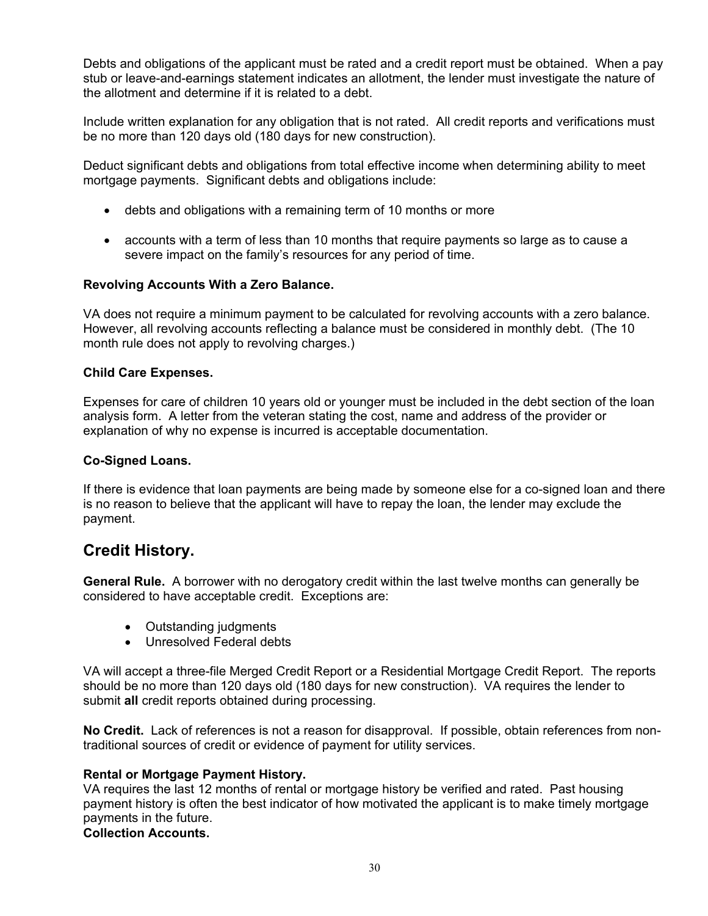Debts and obligations of the applicant must be rated and a credit report must be obtained. When a pay stub or leave-and-earnings statement indicates an allotment, the lender must investigate the nature of the allotment and determine if it is related to a debt.

Include written explanation for any obligation that is not rated. All credit reports and verifications must be no more than 120 days old (180 days for new construction).

Deduct significant debts and obligations from total effective income when determining ability to meet mortgage payments. Significant debts and obligations include:

- debts and obligations with a remaining term of 10 months or more
- accounts with a term of less than 10 months that require payments so large as to cause a severe impact on the family's resources for any period of time.

**Revolving Accounts With a Zero Balance.**

VA does not require a minimum payment to be calculated for revolving accounts with a zero balance. However, all revolving accounts reflecting a balance must be considered in monthly debt. (The 10 month rule does not apply to revolving charges.)

**Child Care Expenses.**

Expenses for care of children 10 years old or younger must be included in the debt section of the loan analysis form. A letter from the veteran stating the cost, name and address of the provider or explanation of why no expense is incurred is acceptable documentation.

**Co-Signed Loans.**

If there is evidence that loan payments are being made by someone else for a co-signed loan and there is no reason to believe that the applicant will have to repay the loan, the lender may exclude the payment.

## Credit History.

**General Rule.** A borrower with no derogatory credit within the last twelve months can generally be considered to have acceptable credit. Exceptions are:

- Outstanding judgments
- Unresolved Federal debts

VA will accept a three-file Merged Credit Report or a Residential Mortgage Credit Report. The reports should be no more than 120 days old (180 days for new construction). VA requires the lender to submit **all** credit reports obtained during processing.

**No Credit.** Lack of references is not a reason for disapproval. If possible, obtain references from non-traditional sources of credit or evidence of payment for utility services.

**Rental or Mortgage Payment History.**
VA requires the last 12 months of rental or mortgage history be verified and rated. Past housing payment history is often the best indicator of how motivated the applicant is to make timely mortgage payments in the future.

**Collection Accounts.**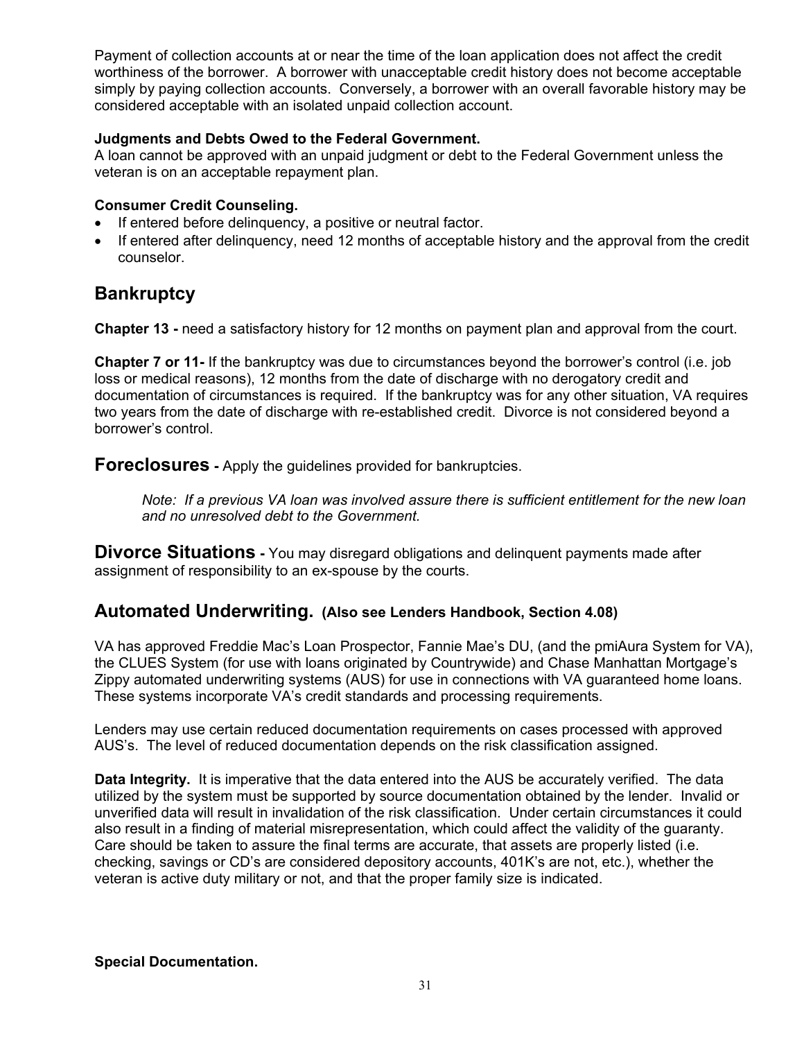Payment of collection accounts at or near the time of the loan application does not affect the credit worthiness of the borrower. A borrower with unacceptable credit history does not become acceptable simply by paying collection accounts. Conversely, a borrower with an overall favorable history may be considered acceptable with an isolated unpaid collection account.

**Judgments and Debts Owed to the Federal Government.**
A loan cannot be approved with an unpaid judgment or debt to the Federal Government unless the veteran is on an acceptable repayment plan.

**Consumer Credit Counseling.**

- If entered before delinquency, a positive or neutral factor.
- If entered after delinquency, need 12 months of acceptable history and the approval from the credit counselor.

## Bankruptcy

**Chapter 13 -** need a satisfactory history for 12 months on payment plan and approval from the court.

**Chapter 7 or 11-** If the bankruptcy was due to circumstances beyond the borrower's control (i.e. job loss or medical reasons), 12 months from the date of discharge with no derogatory credit and documentation of circumstances is required. If the bankruptcy was for any other situation, VA requires two years from the date of discharge with re-established credit. Divorce is not considered beyond a borrower's control.

## Foreclosures - Apply the guidelines provided for bankruptcies.

> *Note: If a previous VA loan was involved assure there is sufficient entitlement for the new loan and no unresolved debt to the Government.*

## Divorce Situations - You may disregard obligations and delinquent payments made after assignment of responsibility to an ex-spouse by the courts.

## Automated Underwriting. (Also see Lenders Handbook, Section 4.08)

VA has approved Freddie Mac's Loan Prospector, Fannie Mae's DU, (and the pmiAura System for VA), the CLUES System (for use with loans originated by Countrywide) and Chase Manhattan Mortgage's Zippy automated underwriting systems (AUS) for use in connections with VA guaranteed home loans. These systems incorporate VA's credit standards and processing requirements.

Lenders may use certain reduced documentation requirements on cases processed with approved AUS's. The level of reduced documentation depends on the risk classification assigned.

**Data Integrity.** It is imperative that the data entered into the AUS be accurately verified. The data utilized by the system must be supported by source documentation obtained by the lender. Invalid or unverified data will result in invalidation of the risk classification. Under certain circumstances it could also result in a finding of material misrepresentation, which could affect the validity of the guaranty. Care should be taken to assure the final terms are accurate, that assets are properly listed (i.e. checking, savings or CD's are considered depository accounts, 401K's are not, etc.), whether the veteran is active duty military or not, and that the proper family size is indicated.

**Special Documentation.**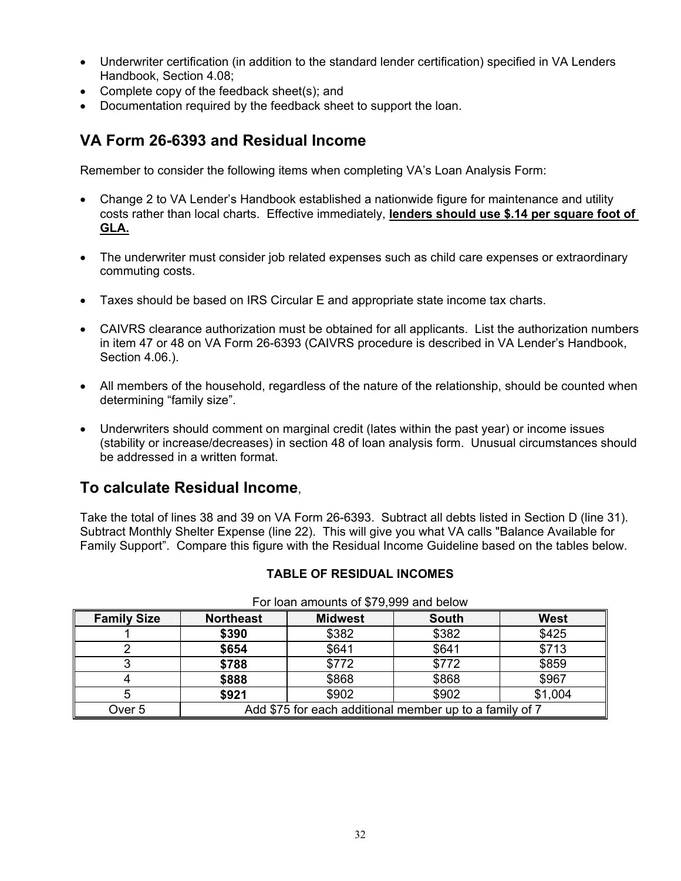- Underwriter certification (in addition to the standard lender certification) specified in VA Lenders Handbook, Section 4.08;
- Complete copy of the feedback sheet(s); and
- Documentation required by the feedback sheet to support the loan.

## VA Form 26-6393 and Residual Income

Remember to consider the following items when completing VA's Loan Analysis Form:

- Change 2 to VA Lender's Handbook established a nationwide figure for maintenance and utility costs rather than local charts. Effective immediately, **lenders should use $.14 per square foot of GLA.**

- The underwriter must consider job related expenses such as child care expenses or extraordinary commuting costs.

- Taxes should be based on IRS Circular E and appropriate state income tax charts.

- CAIVRS clearance authorization must be obtained for all applicants. List the authorization numbers in item 47 or 48 on VA Form 26-6393 (CAIVRS procedure is described in VA Lender's Handbook, Section 4.06.).

- All members of the household, regardless of the nature of the relationship, should be counted when determining "family size".

- Underwriters should comment on marginal credit (lates within the past year) or income issues (stability or increase/decreases) in section 48 of loan analysis form. Unusual circumstances should be addressed in a written format.

## To calculate Residual Income,

Take the total of lines 38 and 39 on VA Form 26-6393. Subtract all debts listed in Section D (line 31). Subtract Monthly Shelter Expense (line 22). This will give you what VA calls "Balance Available for Family Support". Compare this figure with the Residual Income Guideline based on the tables below.

**TABLE OF RESIDUAL INCOMES**

For loan amounts of $79,999 and below

| Family Size | Northeast | Midwest | South | West |
|---|---|---|---|---|
| 1 | **$390** | $382 | $382 | $425 |
| 2 | **$654** | $641 | $641 | $713 |
| 3 | **$788** | $772 | $772 | $859 |
| 4 | **$888** | $868 | $868 | $967 |
| 5 | **$921** | $902 | $902 | $1,004 |
| Over 5 | Add $75 for each additional member up to a family of 7 | | | |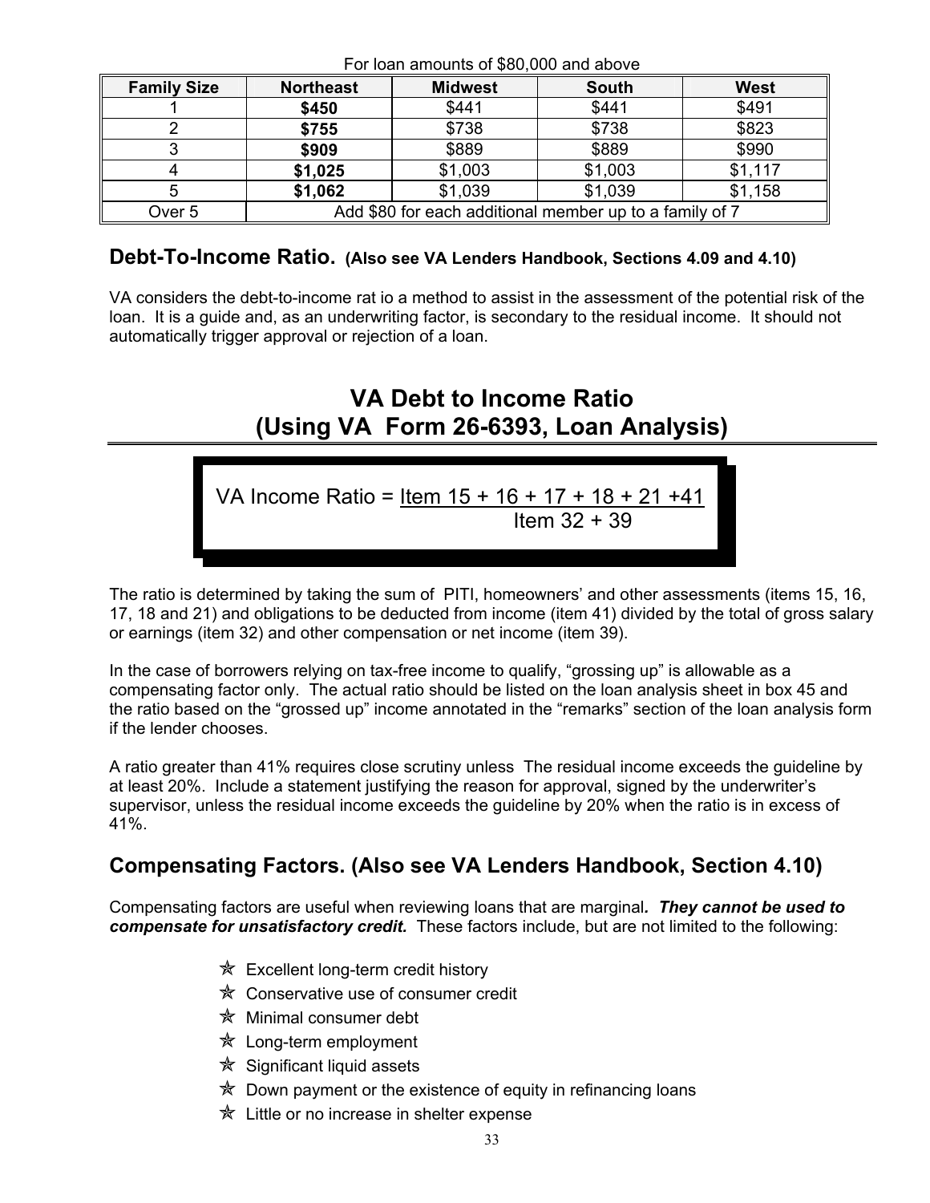For loan amounts of $80,000 and above

| Family Size | Northeast | Midwest | South | West |
|---|---|---|---|---|
| 1 | **$450** | $441 | $441 | $491 |
| 2 | **$755** | $738 | $738 | $823 |
| 3 | **$909** | $889 | $889 | $990 |
| 4 | **$1,025** | $1,003 | $1,003 | $1,117 |
| 5 | **$1,062** | $1,039 | $1,039 | $1,158 |
| Over 5 | Add $80 for each additional member up to a family of 7 | | | |

## Debt-To-Income Ratio. (Also see VA Lenders Handbook, Sections 4.09 and 4.10)

VA considers the debt-to-income rat io a method to assist in the assessment of the potential risk of the loan. It is a guide and, as an underwriting factor, is secondary to the residual income. It should not automatically trigger approval or rejection of a loan.

# VA Debt to Income Ratio (Using VA Form 26-6393, Loan Analysis)

$$\text{VA Income Ratio} = \frac{\text{Item } 15 + 16 + 17 + 18 + 21 + 41}{\text{Item } 32 + 39}$$

The ratio is determined by taking the sum of PITI, homeowners' and other assessments (items 15, 16, 17, 18 and 21) and obligations to be deducted from income (item 41) divided by the total of gross salary or earnings (item 32) and other compensation or net income (item 39).

In the case of borrowers relying on tax-free income to qualify, "grossing up" is allowable as a compensating factor only. The actual ratio should be listed on the loan analysis sheet in box 45 and the ratio based on the "grossed up" income annotated in the "remarks" section of the loan analysis form if the lender chooses.

A ratio greater than 41% requires close scrutiny unless The residual income exceeds the guideline by at least 20%. Include a statement justifying the reason for approval, signed by the underwriter's supervisor, unless the residual income exceeds the guideline by 20% when the ratio is in excess of 41%.

## Compensating Factors. (Also see VA Lenders Handbook, Section 4.10)

Compensating factors are useful when reviewing loans that are marginal***. They cannot be used to compensate for unsatisfactory credit.*** These factors include, but are not limited to the following:

- Excellent long-term credit history
- Conservative use of consumer credit
- Minimal consumer debt
- Long-term employment
- Significant liquid assets
- Down payment or the existence of equity in refinancing loans
- Little or no increase in shelter expense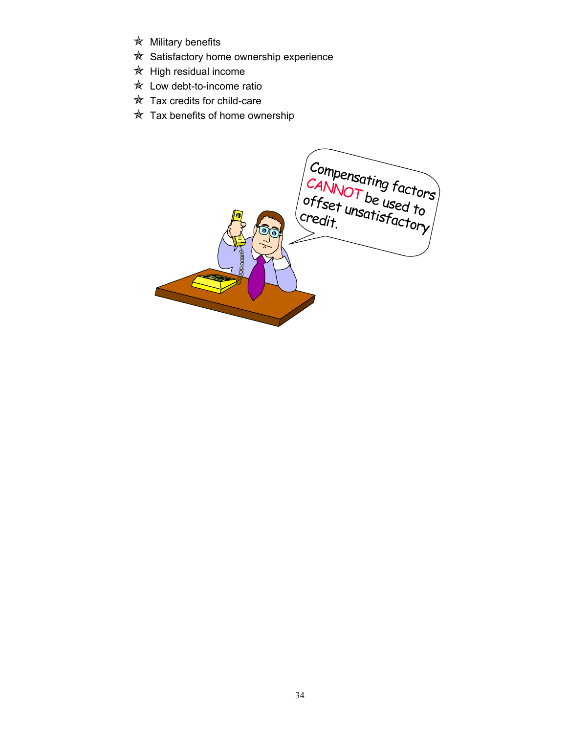- Military benefits
- Satisfactory home ownership experience
- High residual income
- Low debt-to-income ratio
- Tax credits for child-care
- Tax benefits of home ownership

Compensating factors CANNOT be used to offset unsatisfactory credit.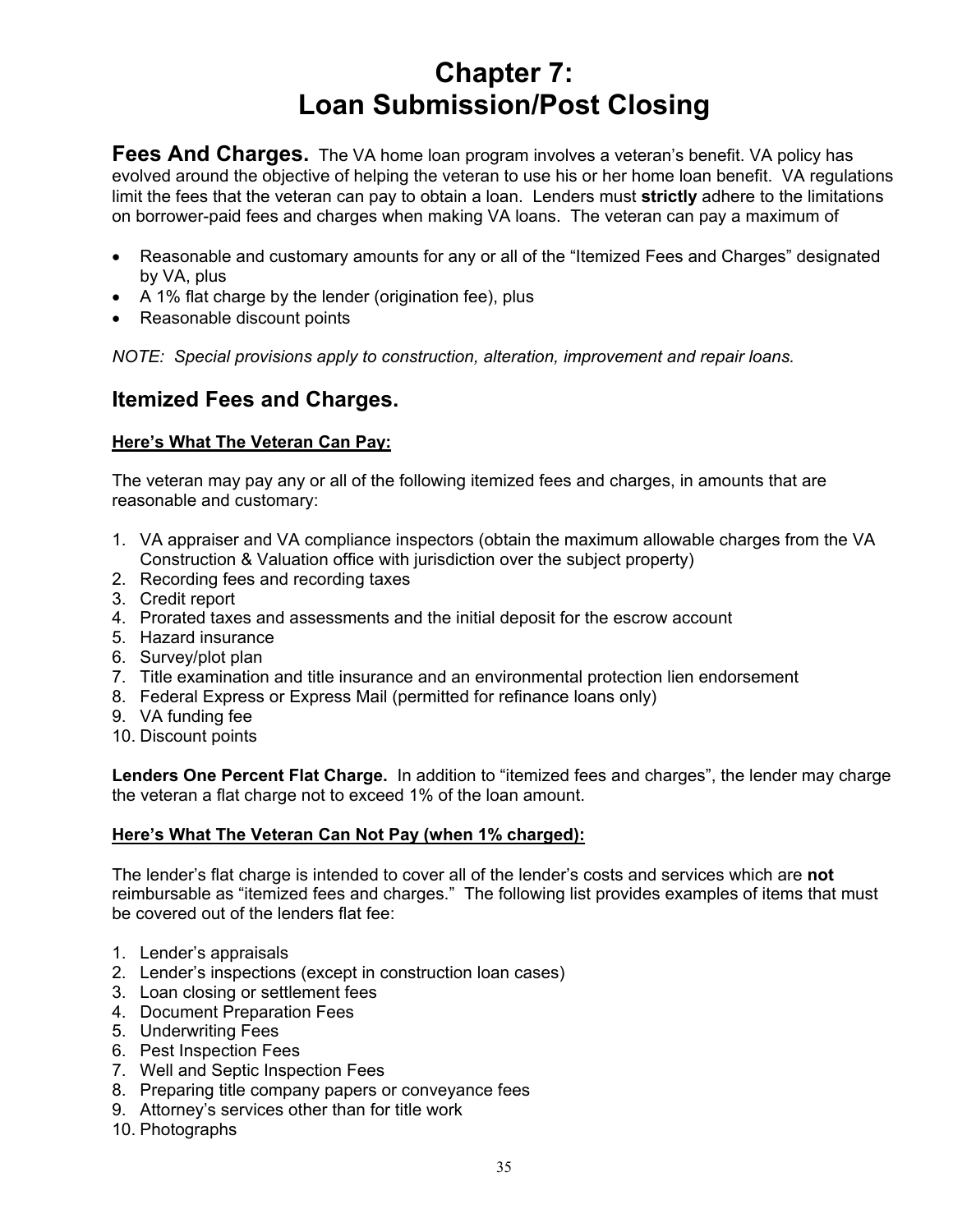# Chapter 7: Loan Submission/Post Closing

**Fees And Charges.** The VA home loan program involves a veteran's benefit. VA policy has evolved around the objective of helping the veteran to use his or her home loan benefit. VA regulations limit the fees that the veteran can pay to obtain a loan. Lenders must **strictly** adhere to the limitations on borrower-paid fees and charges when making VA loans. The veteran can pay a maximum of

- Reasonable and customary amounts for any or all of the "Itemized Fees and Charges" designated by VA, plus
- A 1% flat charge by the lender (origination fee), plus
- Reasonable discount points

*NOTE: Special provisions apply to construction, alteration, improvement and repair loans.*

## Itemized Fees and Charges.

**Here's What The Veteran Can Pay:**

The veteran may pay any or all of the following itemized fees and charges, in amounts that are reasonable and customary:

1. VA appraiser and VA compliance inspectors (obtain the maximum allowable charges from the VA Construction & Valuation office with jurisdiction over the subject property)
2. Recording fees and recording taxes
3. Credit report
4. Prorated taxes and assessments and the initial deposit for the escrow account
5. Hazard insurance
6. Survey/plot plan
7. Title examination and title insurance and an environmental protection lien endorsement
8. Federal Express or Express Mail (permitted for refinance loans only)
9. VA funding fee
10. Discount points

**Lenders One Percent Flat Charge.** In addition to "itemized fees and charges", the lender may charge the veteran a flat charge not to exceed 1% of the loan amount.

**Here's What The Veteran Can Not Pay (when 1% charged):**

The lender's flat charge is intended to cover all of the lender's costs and services which are **not** reimbursable as "itemized fees and charges." The following list provides examples of items that must be covered out of the lenders flat fee:

1. Lender's appraisals
2. Lender's inspections (except in construction loan cases)
3. Loan closing or settlement fees
4. Document Preparation Fees
5. Underwriting Fees
6. Pest Inspection Fees
7. Well and Septic Inspection Fees
8. Preparing title company papers or conveyance fees
9. Attorney's services other than for title work
10. Photographs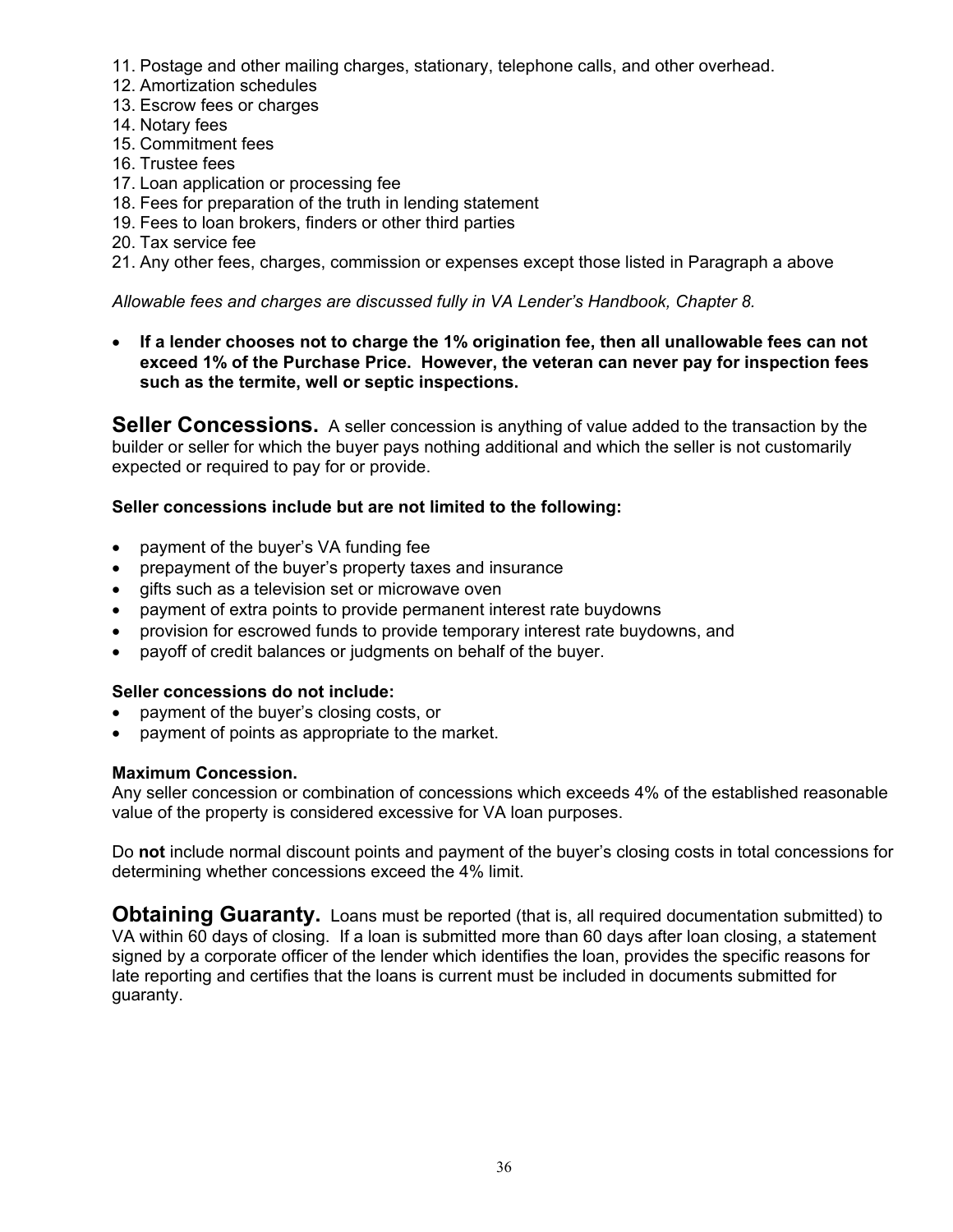11. Postage and other mailing charges, stationary, telephone calls, and other overhead.
12. Amortization schedules
13. Escrow fees or charges
14. Notary fees
15. Commitment fees
16. Trustee fees
17. Loan application or processing fee
18. Fees for preparation of the truth in lending statement
19. Fees to loan brokers, finders or other third parties
20. Tax service fee
21. Any other fees, charges, commission or expenses except those listed in Paragraph a above

*Allowable fees and charges are discussed fully in VA Lender's Handbook, Chapter 8.*

- **If a lender chooses not to charge the 1% origination fee, then all unallowable fees can not exceed 1% of the Purchase Price. However, the veteran can never pay for inspection fees such as the termite, well or septic inspections.**

## Seller Concessions.

A seller concession is anything of value added to the transaction by the builder or seller for which the buyer pays nothing additional and which the seller is not customarily expected or required to pay for or provide.

**Seller concessions include but are not limited to the following:**

- payment of the buyer's VA funding fee
- prepayment of the buyer's property taxes and insurance
- gifts such as a television set or microwave oven
- payment of extra points to provide permanent interest rate buydowns
- provision for escrowed funds to provide temporary interest rate buydowns, and
- payoff of credit balances or judgments on behalf of the buyer.

**Seller concessions do not include:**

- payment of the buyer's closing costs, or
- payment of points as appropriate to the market.

**Maximum Concession.**

Any seller concession or combination of concessions which exceeds 4% of the established reasonable value of the property is considered excessive for VA loan purposes.

Do **not** include normal discount points and payment of the buyer's closing costs in total concessions for determining whether concessions exceed the 4% limit.

## Obtaining Guaranty.

Loans must be reported (that is, all required documentation submitted) to VA within 60 days of closing. If a loan is submitted more than 60 days after loan closing, a statement signed by a corporate officer of the lender which identifies the loan, provides the specific reasons for late reporting and certifies that the loans is current must be included in documents submitted for guaranty.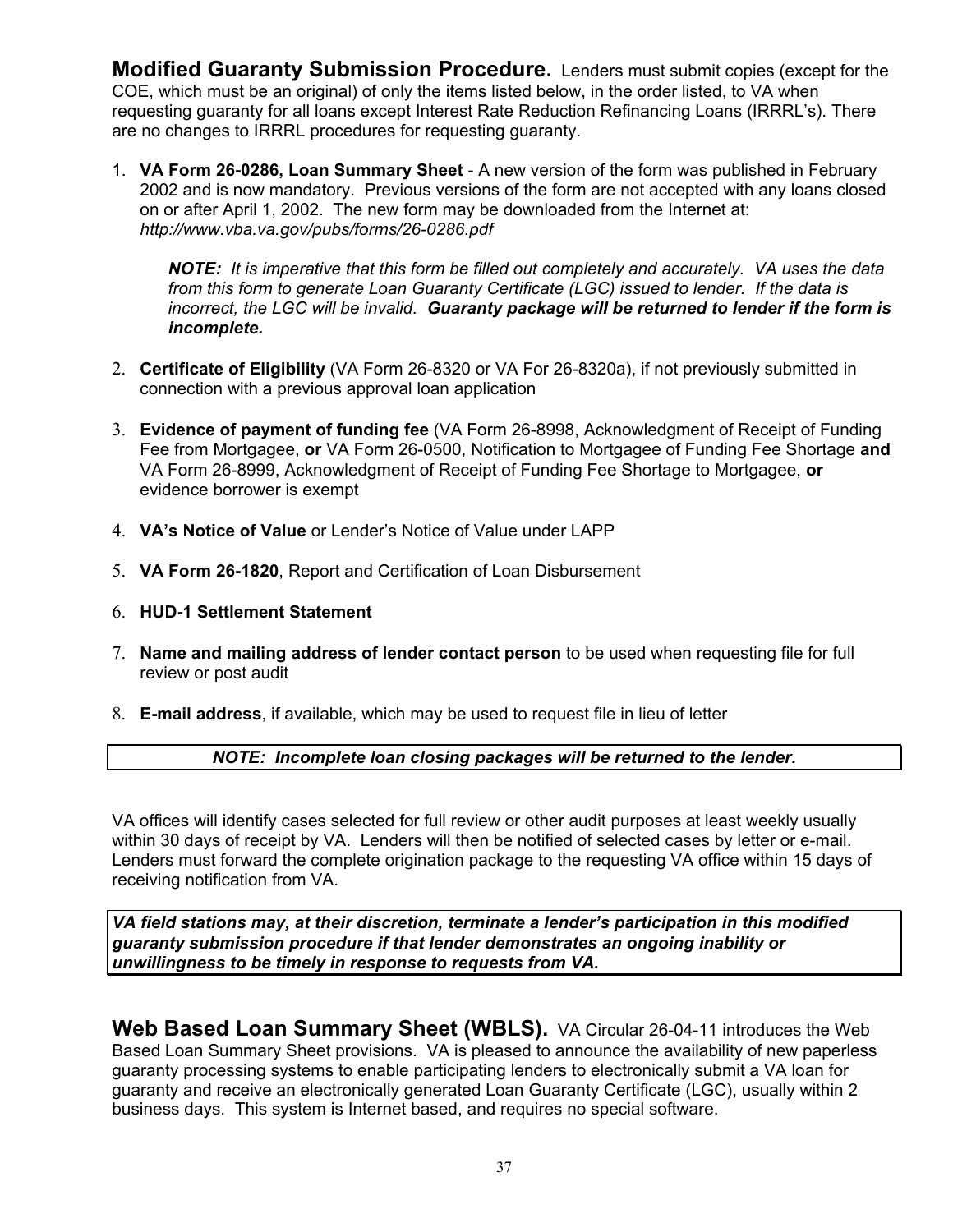**Modified Guaranty Submission Procedure.** Lenders must submit copies (except for the COE, which must be an original) of only the items listed below, in the order listed, to VA when requesting guaranty for all loans except Interest Rate Reduction Refinancing Loans (IRRRL's). There are no changes to IRRRL procedures for requesting guaranty.

1. **VA Form 26-0286, Loan Summary Sheet** - A new version of the form was published in February 2002 and is now mandatory. Previous versions of the form are not accepted with any loans closed on or after April 1, 2002. The new form may be downloaded from the Internet at: *http://www.vba.va.gov/pubs/forms/26-0286.pdf*

   ***NOTE:*** *It is imperative that this form be filled out completely and accurately. VA uses the data from this form to generate Loan Guaranty Certificate (LGC) issued to lender. If the data is incorrect, the LGC will be invalid.* ***Guaranty package will be returned to lender if the form is incomplete.***

2. **Certificate of Eligibility** (VA Form 26-8320 or VA For 26-8320a), if not previously submitted in connection with a previous approval loan application

3. **Evidence of payment of funding fee** (VA Form 26-8998, Acknowledgment of Receipt of Funding Fee from Mortgagee, **or** VA Form 26-0500, Notification to Mortgagee of Funding Fee Shortage **and** VA Form 26-8999, Acknowledgment of Receipt of Funding Fee Shortage to Mortgagee, **or** evidence borrower is exempt

4. **VA's Notice of Value** or Lender's Notice of Value under LAPP

5. **VA Form 26-1820**, Report and Certification of Loan Disbursement

6. **HUD-1 Settlement Statement**

7. **Name and mailing address of lender contact person** to be used when requesting file for full review or post audit

8. **E-mail address**, if available, which may be used to request file in lieu of letter

***NOTE: Incomplete loan closing packages will be returned to the lender.***

VA offices will identify cases selected for full review or other audit purposes at least weekly usually within 30 days of receipt by VA. Lenders will then be notified of selected cases by letter or e-mail. Lenders must forward the complete origination package to the requesting VA office within 15 days of receiving notification from VA.

***VA field stations may, at their discretion, terminate a lender's participation in this modified guaranty submission procedure if that lender demonstrates an ongoing inability or unwillingness to be timely in response to requests from VA.***

**Web Based Loan Summary Sheet (WBLS).** VA Circular 26-04-11 introduces the Web Based Loan Summary Sheet provisions. VA is pleased to announce the availability of new paperless guaranty processing systems to enable participating lenders to electronically submit a VA loan for guaranty and receive an electronically generated Loan Guaranty Certificate (LGC), usually within 2 business days. This system is Internet based, and requires no special software.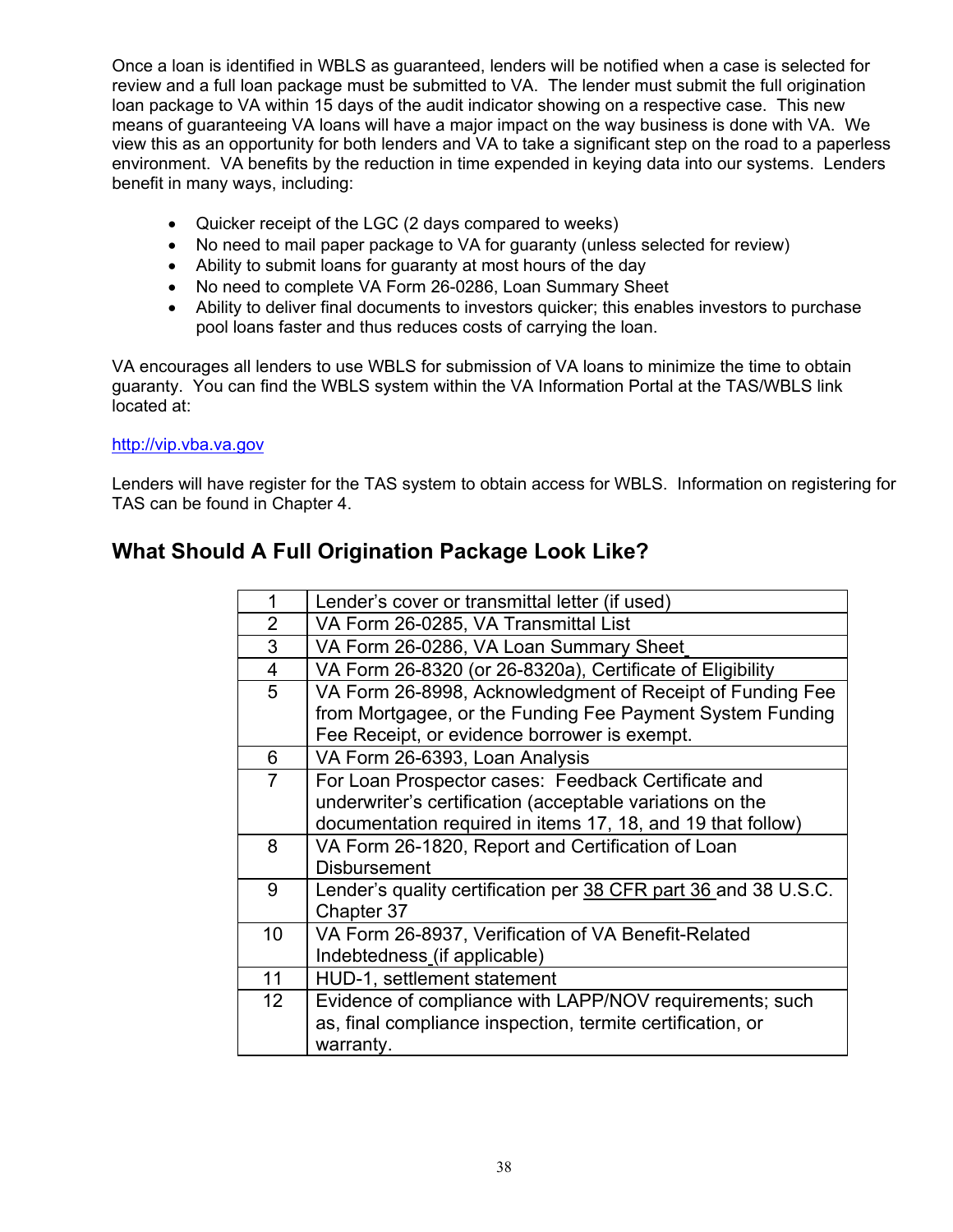Once a loan is identified in WBLS as guaranteed, lenders will be notified when a case is selected for review and a full loan package must be submitted to VA. The lender must submit the full origination loan package to VA within 15 days of the audit indicator showing on a respective case. This new means of guaranteeing VA loans will have a major impact on the way business is done with VA. We view this as an opportunity for both lenders and VA to take a significant step on the road to a paperless environment. VA benefits by the reduction in time expended in keying data into our systems. Lenders benefit in many ways, including:

- Quicker receipt of the LGC (2 days compared to weeks)
- No need to mail paper package to VA for guaranty (unless selected for review)
- Ability to submit loans for guaranty at most hours of the day
- No need to complete VA Form 26-0286, Loan Summary Sheet
- Ability to deliver final documents to investors quicker; this enables investors to purchase pool loans faster and thus reduces costs of carrying the loan.

VA encourages all lenders to use WBLS for submission of VA loans to minimize the time to obtain guaranty. You can find the WBLS system within the VA Information Portal at the TAS/WBLS link located at:

http://vip.vba.va.gov

Lenders will have register for the TAS system to obtain access for WBLS. Information on registering for TAS can be found in Chapter 4.

## What Should A Full Origination Package Look Like?

| | |
|---|---|
| 1 | Lender's cover or transmittal letter (if used) |
| 2 | VA Form 26-0285, VA Transmittal List |
| 3 | VA Form 26-0286, VA Loan Summary Sheet |
| 4 | VA Form 26-8320 (or 26-8320a), Certificate of Eligibility |
| 5 | VA Form 26-8998, Acknowledgment of Receipt of Funding Fee from Mortgagee, or the Funding Fee Payment System Funding Fee Receipt, or evidence borrower is exempt. |
| 6 | VA Form 26-6393, Loan Analysis |
| 7 | For Loan Prospector cases: Feedback Certificate and underwriter's certification (acceptable variations on the documentation required in items 17, 18, and 19 that follow) |
| 8 | VA Form 26-1820, Report and Certification of Loan Disbursement |
| 9 | Lender's quality certification per 38 CFR part 36 and 38 U.S.C. Chapter 37 |
| 10 | VA Form 26-8937, Verification of VA Benefit-Related Indebtedness (if applicable) |
| 11 | HUD-1, settlement statement |
| 12 | Evidence of compliance with LAPP/NOV requirements; such as, final compliance inspection, termite certification, or warranty. |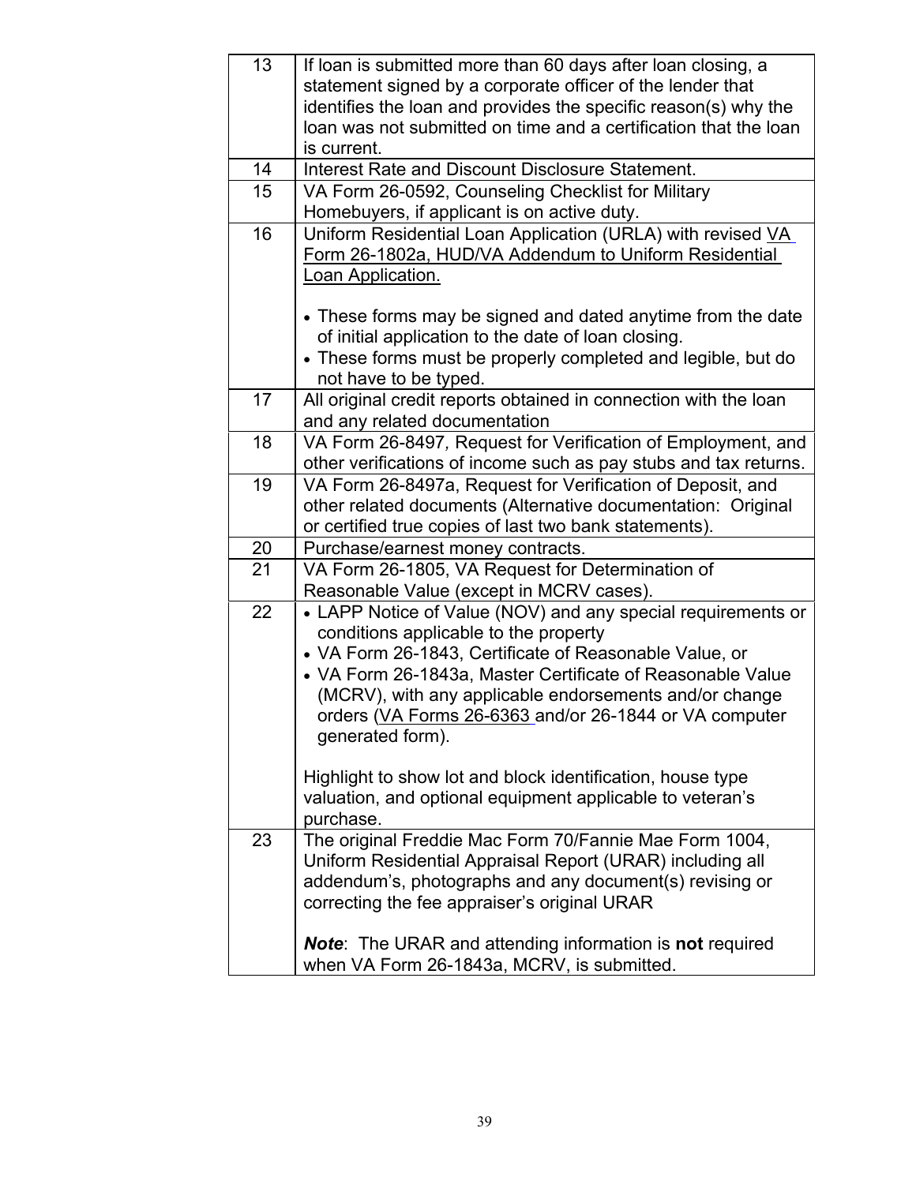| | |
|---|---|
| 13 | If loan is submitted more than 60 days after loan closing, a statement signed by a corporate officer of the lender that identifies the loan and provides the specific reason(s) why the loan was not submitted on time and a certification that the loan is current. |
| 14 | Interest Rate and Discount Disclosure Statement. |
| 15 | VA Form 26-0592, Counseling Checklist for Military Homebuyers, if applicant is on active duty. |
| 16 | Uniform Residential Loan Application (URLA) with revised VA Form 26-1802a, HUD/VA Addendum to Uniform Residential Loan Application.<br><br>• These forms may be signed and dated anytime from the date of initial application to the date of loan closing.<br>• These forms must be properly completed and legible, but do not have to be typed. |
| 17 | All original credit reports obtained in connection with the loan and any related documentation |
| 18 | VA Form 26-8497*,* Request for Verification of Employment, and other verifications of income such as pay stubs and tax returns. |
| 19 | VA Form 26-8497a, Request for Verification of Deposit, and other related documents (Alternative documentation: Original or certified true copies of last two bank statements). |
| 20 | Purchase/earnest money contracts. |
| 21 | VA Form 26-1805, VA Request for Determination of Reasonable Value (except in MCRV cases). |
| 22 | • LAPP Notice of Value (NOV) and any special requirements or conditions applicable to the property<br>• VA Form 26-1843, Certificate of Reasonable Value, or<br>• VA Form 26-1843a, Master Certificate of Reasonable Value (MCRV), with any applicable endorsements and/or change orders (VA Forms 26-6363 and/or 26-1844 or VA computer generated form).<br><br>Highlight to show lot and block identification, house type valuation, and optional equipment applicable to veteran's purchase. |
| 23 | The original Freddie Mac Form 70/Fannie Mae Form 1004, Uniform Residential Appraisal Report (URAR) including all addendum's, photographs and any document(s) revising or correcting the fee appraiser's original URAR<br><br>***Note***: The URAR and attending information is **not** required when VA Form 26-1843a, MCRV, is submitted. |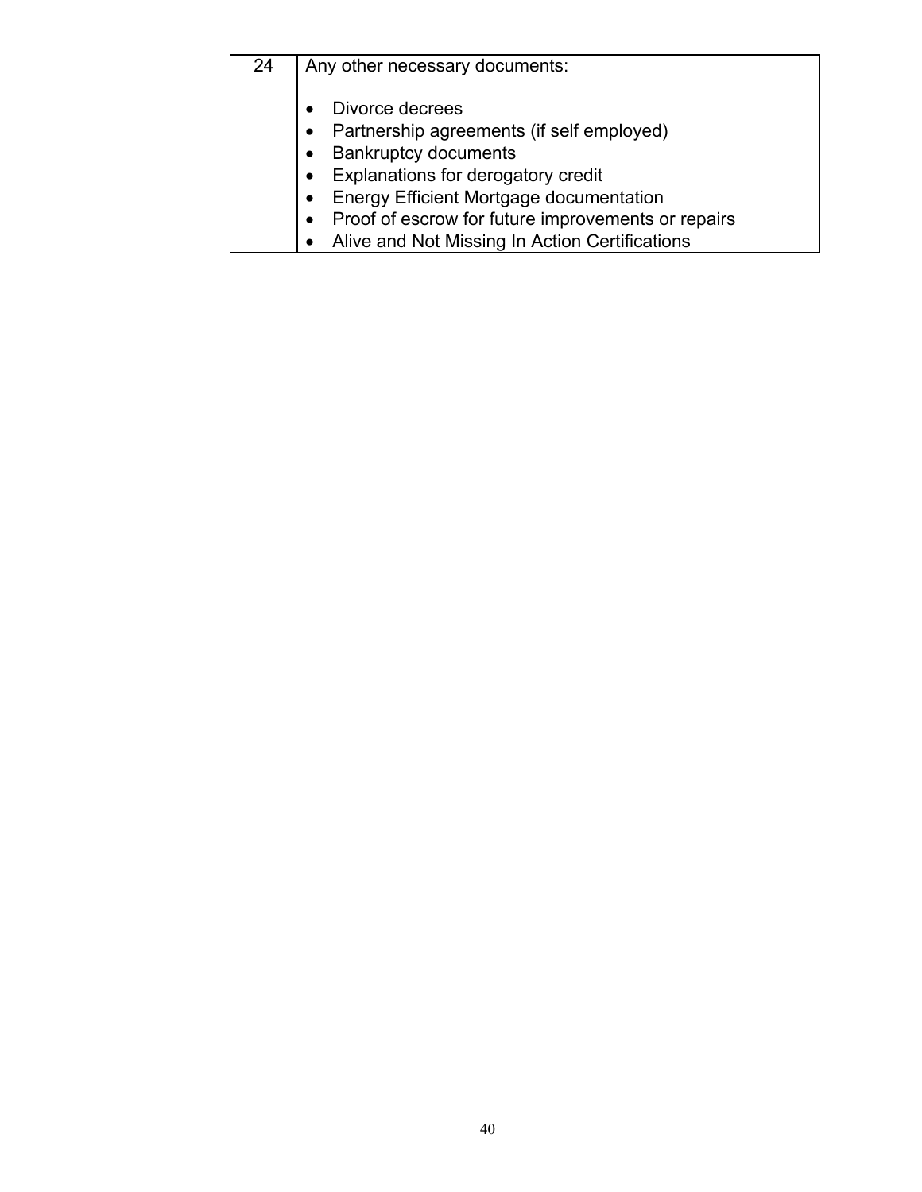| 24 | Any other necessary documents:<br><br>• Divorce decrees<br>• Partnership agreements (if self employed)<br>• Bankruptcy documents<br>• Explanations for derogatory credit<br>• Energy Efficient Mortgage documentation<br>• Proof of escrow for future improvements or repairs<br>• Alive and Not Missing In Action Certifications |
|---|---|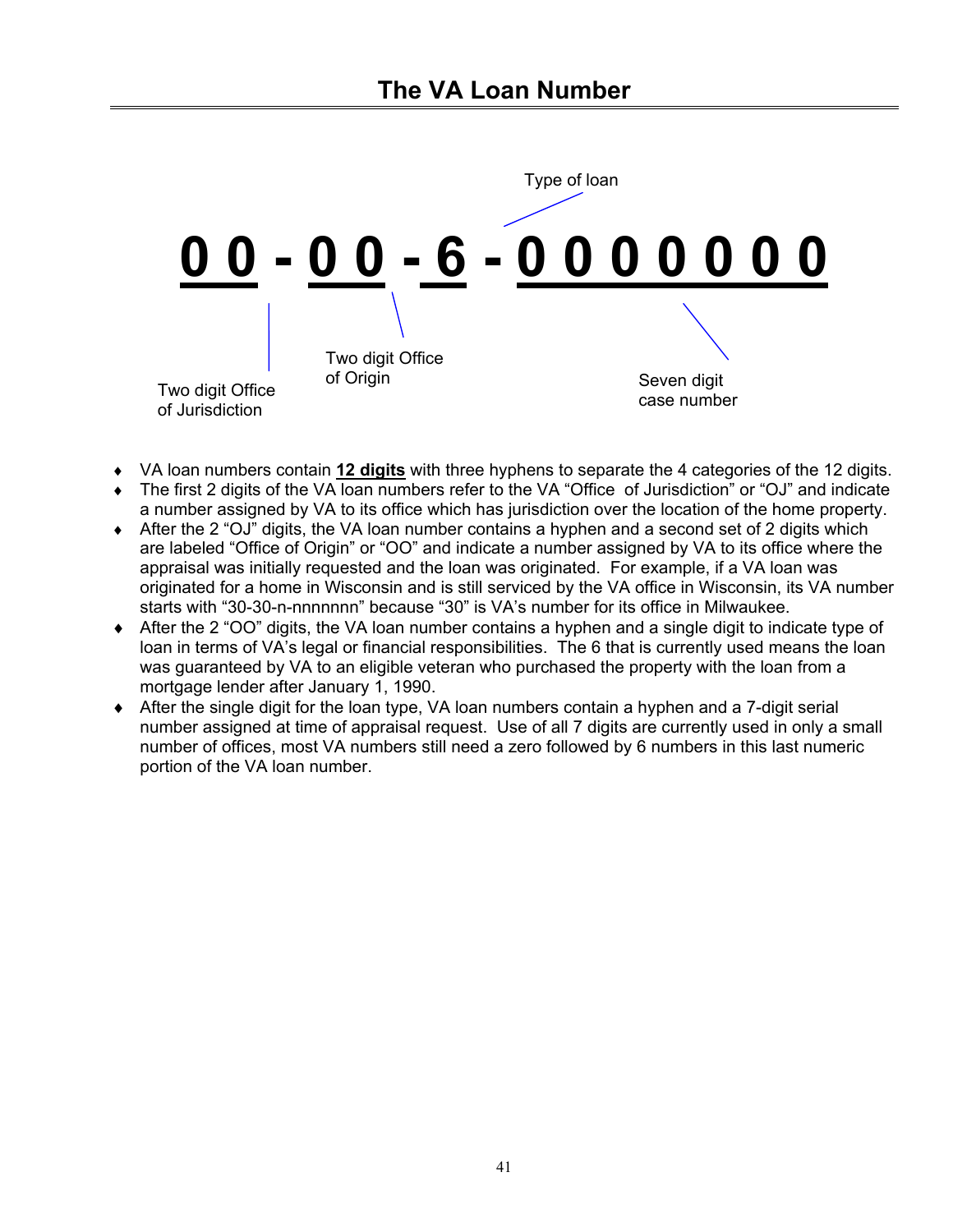# The VA Loan Number

Type of loan

**0 0 - 0 0 - 6 - 0 0 0 0 0 0 0**

Two digit Office of Jurisdiction

Two digit Office of Origin

Seven digit case number

- VA loan numbers contain **12 digits** with three hyphens to separate the 4 categories of the 12 digits.
- The first 2 digits of the VA loan numbers refer to the VA "Office of Jurisdiction" or "OJ" and indicate a number assigned by VA to its office which has jurisdiction over the location of the home property.
- After the 2 "OJ" digits, the VA loan number contains a hyphen and a second set of 2 digits which are labeled "Office of Origin" or "OO" and indicate a number assigned by VA to its office where the appraisal was initially requested and the loan was originated. For example, if a VA loan was originated for a home in Wisconsin and is still serviced by the VA office in Wisconsin, its VA number starts with "30-30-n-nnnnnnn" because "30" is VA's number for its office in Milwaukee.
- After the 2 "OO" digits, the VA loan number contains a hyphen and a single digit to indicate type of loan in terms of VA's legal or financial responsibilities. The 6 that is currently used means the loan was guaranteed by VA to an eligible veteran who purchased the property with the loan from a mortgage lender after January 1, 1990.
- After the single digit for the loan type, VA loan numbers contain a hyphen and a 7-digit serial number assigned at time of appraisal request. Use of all 7 digits are currently used in only a small number of offices, most VA numbers still need a zero followed by 6 numbers in this last numeric portion of the VA loan number.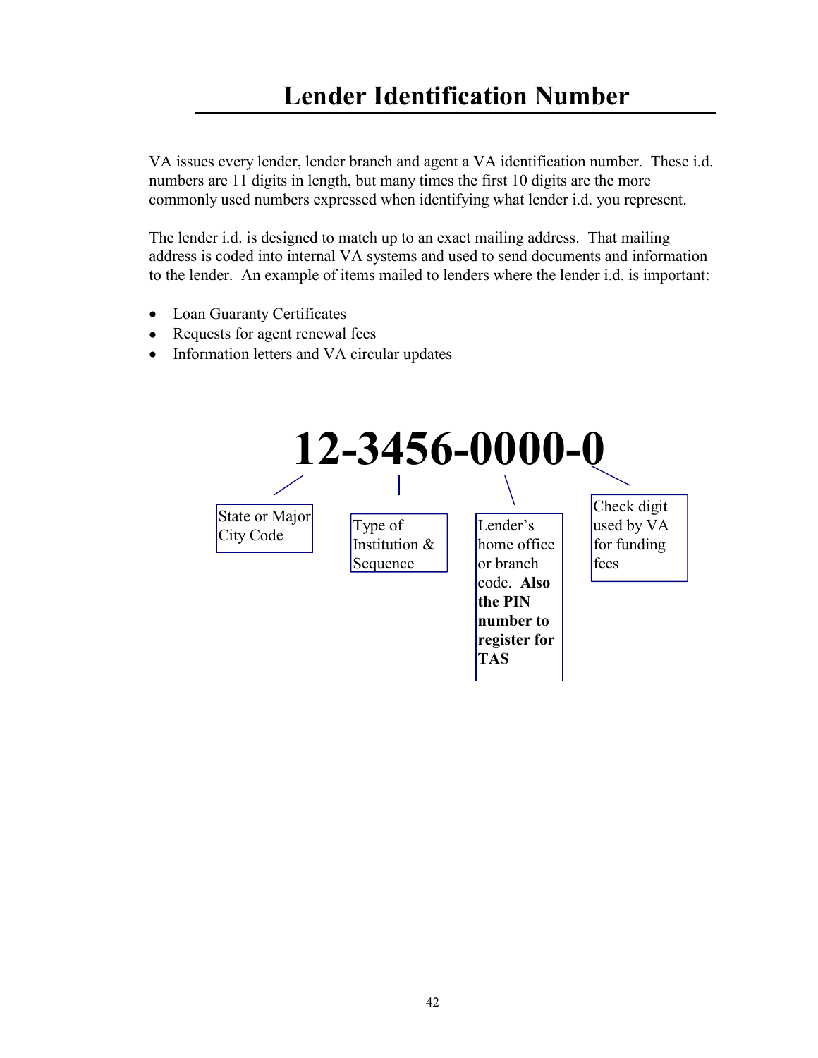# Lender Identification Number

VA issues every lender, lender branch and agent a VA identification number. These i.d. numbers are 11 digits in length, but many times the first 10 digits are the more commonly used numbers expressed when identifying what lender i.d. you represent.

The lender i.d. is designed to match up to an exact mailing address. That mailing address is coded into internal VA systems and used to send documents and information to the lender. An example of items mailed to lenders where the lender i.d. is important:

- Loan Guaranty Certificates
- Requests for agent renewal fees
- Information letters and VA circular updates

**12-3456-0000-0**

- **12** – State or Major City Code
- **3456** – Type of Institution & Sequence
- **0000** – Lender's home office or branch code. **Also the PIN number to register for TAS**
- **0** – Check digit used by VA for funding fees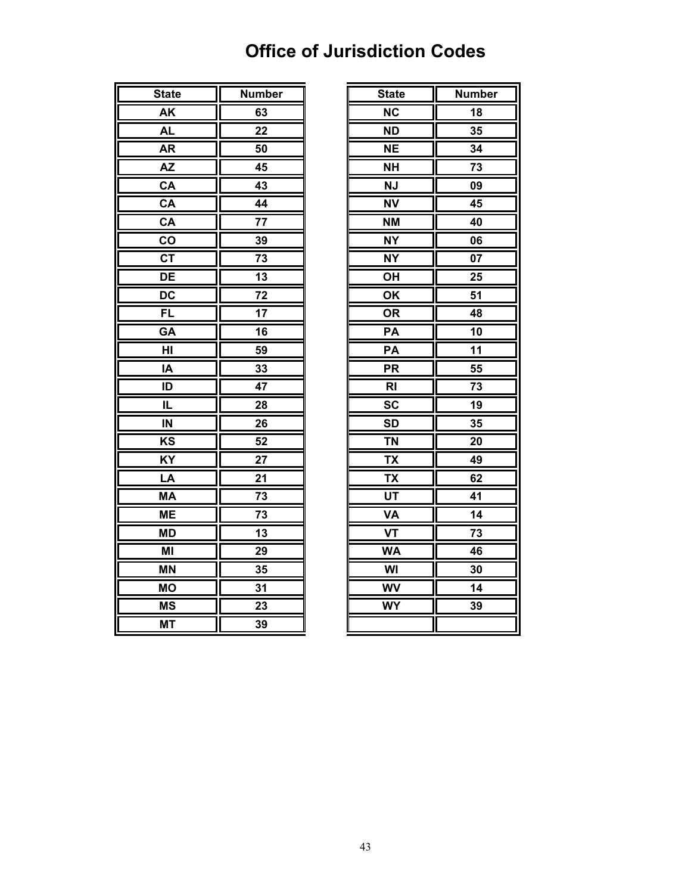# Office of Jurisdiction Codes

| State | Number |
|---|---|
| AK | 63 |
| AL | 22 |
| AR | 50 |
| AZ | 45 |
| CA | 43 |
| CA | 44 |
| CA | 77 |
| CO | 39 |
| CT | 73 |
| DE | 13 |
| DC | 72 |
| FL | 17 |
| GA | 16 |
| HI | 59 |
| IA | 33 |
| ID | 47 |
| IL | 28 |
| IN | 26 |
| KS | 52 |
| KY | 27 |
| LA | 21 |
| MA | 73 |
| ME | 73 |
| MD | 13 |
| MI | 29 |
| MN | 35 |
| MO | 31 |
| MS | 23 |
| MT | 39 |

| State | Number |
|---|---|
| NC | 18 |
| ND | 35 |
| NE | 34 |
| NH | 73 |
| NJ | 09 |
| NV | 45 |
| NM | 40 |
| NY | 06 |
| NY | 07 |
| OH | 25 |
| OK | 51 |
| OR | 48 |
| PA | 10 |
| PA | 11 |
| PR | 55 |
| RI | 73 |
| SC | 19 |
| SD | 35 |
| TN | 20 |
| TX | 49 |
| TX | 62 |
| UT | 41 |
| VA | 14 |
| VT | 73 |
| WA | 46 |
| WI | 30 |
| WV | 14 |
| WY | 39 |
| | |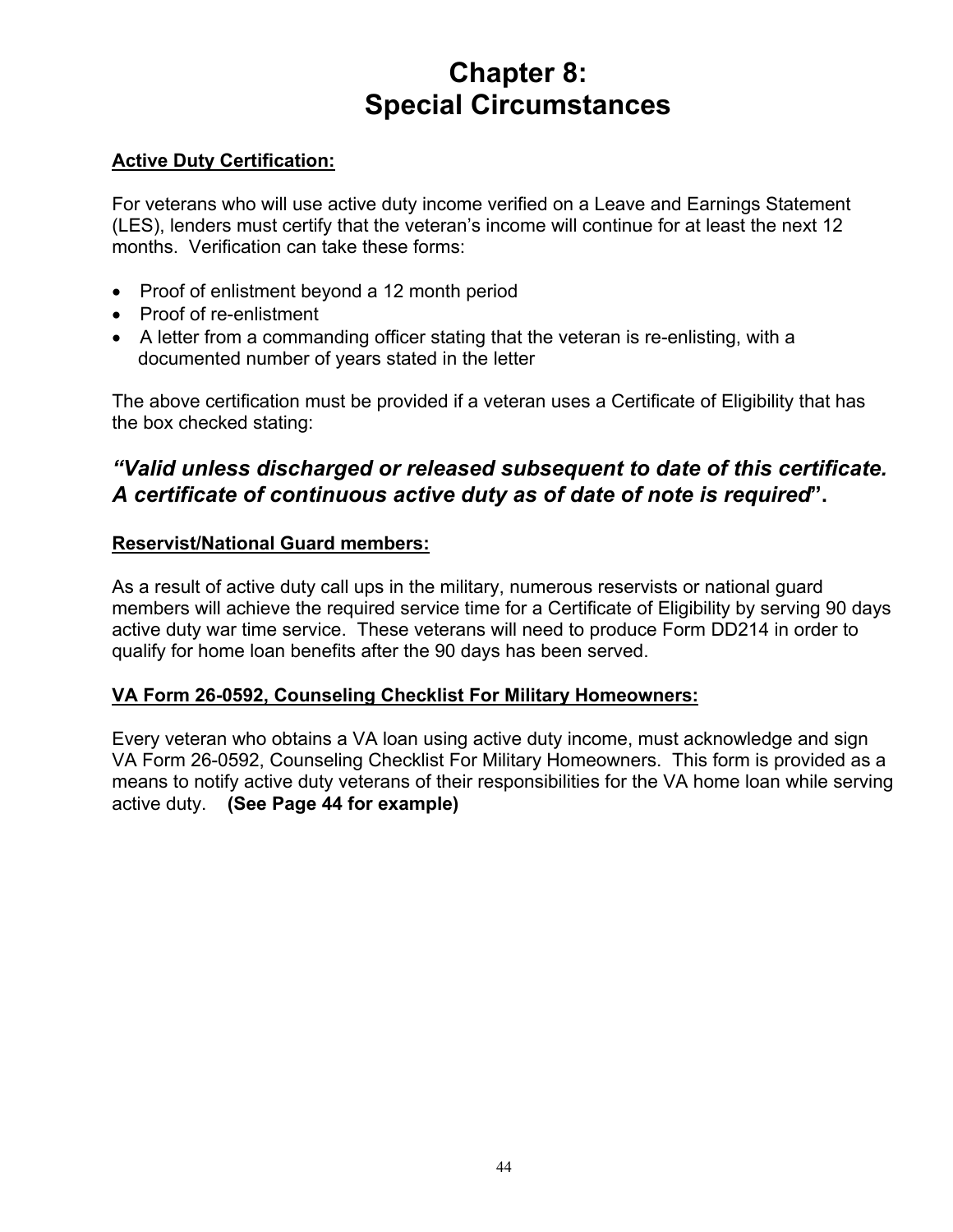# Chapter 8: Special Circumstances

**Active Duty Certification:**

For veterans who will use active duty income verified on a Leave and Earnings Statement (LES), lenders must certify that the veteran's income will continue for at least the next 12 months. Verification can take these forms:

- Proof of enlistment beyond a 12 month period
- Proof of re-enlistment
- A letter from a commanding officer stating that the veteran is re-enlisting, with a documented number of years stated in the letter

The above certification must be provided if a veteran uses a Certificate of Eligibility that has the box checked stating:

***"Valid unless discharged or released subsequent to date of this certificate. A certificate of continuous active duty as of date of note is required".***

**Reservist/National Guard members:**

As a result of active duty call ups in the military, numerous reservists or national guard members will achieve the required service time for a Certificate of Eligibility by serving 90 days active duty war time service. These veterans will need to produce Form DD214 in order to qualify for home loan benefits after the 90 days has been served.

**VA Form 26-0592, Counseling Checklist For Military Homeowners:**

Every veteran who obtains a VA loan using active duty income, must acknowledge and sign VA Form 26-0592, Counseling Checklist For Military Homeowners. This form is provided as a means to notify active duty veterans of their responsibilities for the VA home loan while serving active duty. **(See Page 44 for example)**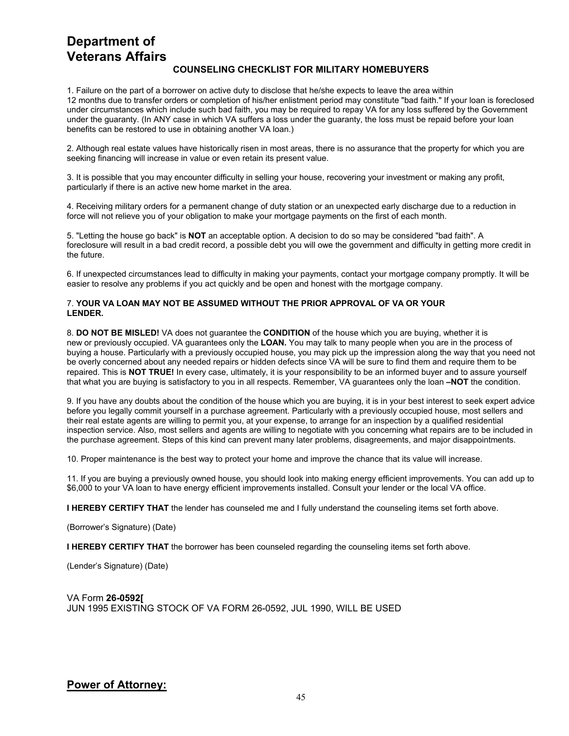# Department of Veterans Affairs

### COUNSELING CHECKLIST FOR MILITARY HOMEBUYERS

1. Failure on the part of a borrower on active duty to disclose that he/she expects to leave the area within 12 months due to transfer orders or completion of his/her enlistment period may constitute "bad faith." If your loan is foreclosed under circumstances which include such bad faith, you may be required to repay VA for any loss suffered by the Government under the guaranty. (In ANY case in which VA suffers a loss under the guaranty, the loss must be repaid before your loan benefits can be restored to use in obtaining another VA loan.)

2. Although real estate values have historically risen in most areas, there is no assurance that the property for which you are seeking financing will increase in value or even retain its present value.

3. It is possible that you may encounter difficulty in selling your house, recovering your investment or making any profit, particularly if there is an active new home market in the area.

4. Receiving military orders for a permanent change of duty station or an unexpected early discharge due to a reduction in force will not relieve you of your obligation to make your mortgage payments on the first of each month.

5. "Letting the house go back" is **NOT** an acceptable option. A decision to do so may be considered "bad faith". A foreclosure will result in a bad credit record, a possible debt you will owe the government and difficulty in getting more credit in the future.

6. If unexpected circumstances lead to difficulty in making your payments, contact your mortgage company promptly. It will be easier to resolve any problems if you act quickly and be open and honest with the mortgage company.

7. **YOUR VA LOAN MAY NOT BE ASSUMED WITHOUT THE PRIOR APPROVAL OF VA OR YOUR LENDER.**

8. **DO NOT BE MISLED!** VA does not guarantee the **CONDITION** of the house which you are buying, whether it is new or previously occupied. VA guarantees only the **LOAN.** You may talk to many people when you are in the process of buying a house. Particularly with a previously occupied house, you may pick up the impression along the way that you need not be overly concerned about any needed repairs or hidden defects since VA will be sure to find them and require them to be repaired. This is **NOT TRUE!** In every case, ultimately, it is your responsibility to be an informed buyer and to assure yourself that what you are buying is satisfactory to you in all respects. Remember, VA guarantees only the loan **–NOT** the condition.

9. If you have any doubts about the condition of the house which you are buying, it is in your best interest to seek expert advice before you legally commit yourself in a purchase agreement. Particularly with a previously occupied house, most sellers and their real estate agents are willing to permit you, at your expense, to arrange for an inspection by a qualified residential inspection service. Also, most sellers and agents are willing to negotiate with you concerning what repairs are to be included in the purchase agreement. Steps of this kind can prevent many later problems, disagreements, and major disappointments.

10. Proper maintenance is the best way to protect your home and improve the chance that its value will increase.

11. If you are buying a previously owned house, you should look into making energy efficient improvements. You can add up to $6,000 to your VA loan to have energy efficient improvements installed. Consult your lender or the local VA office.

**I HEREBY CERTIFY THAT** the lender has counseled me and I fully understand the counseling items set forth above.

(Borrower's Signature) (Date)

**I HEREBY CERTIFY THAT** the borrower has been counseled regarding the counseling items set forth above.

(Lender's Signature) (Date)

VA Form **26-0592[**
JUN 1995 EXISTING STOCK OF VA FORM 26-0592, JUL 1990, WILL BE USED

## Power of Attorney: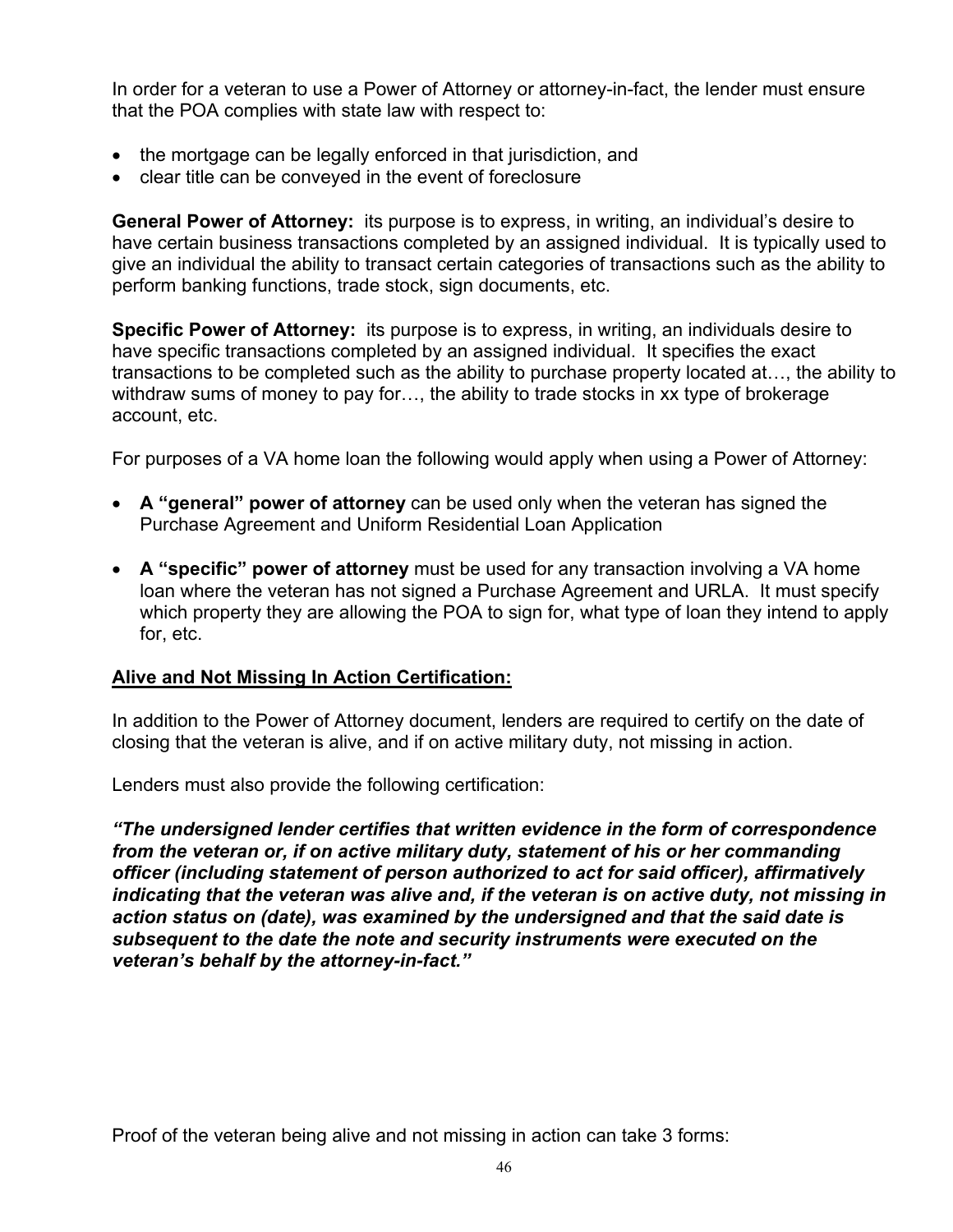In order for a veteran to use a Power of Attorney or attorney-in-fact, the lender must ensure that the POA complies with state law with respect to:

- the mortgage can be legally enforced in that jurisdiction, and
- clear title can be conveyed in the event of foreclosure

**General Power of Attorney:** its purpose is to express, in writing, an individual's desire to have certain business transactions completed by an assigned individual. It is typically used to give an individual the ability to transact certain categories of transactions such as the ability to perform banking functions, trade stock, sign documents, etc.

**Specific Power of Attorney:** its purpose is to express, in writing, an individuals desire to have specific transactions completed by an assigned individual. It specifies the exact transactions to be completed such as the ability to purchase property located at…, the ability to withdraw sums of money to pay for…, the ability to trade stocks in xx type of brokerage account, etc.

For purposes of a VA home loan the following would apply when using a Power of Attorney:

- **A "general" power of attorney** can be used only when the veteran has signed the Purchase Agreement and Uniform Residential Loan Application

- **A "specific" power of attorney** must be used for any transaction involving a VA home loan where the veteran has not signed a Purchase Agreement and URLA. It must specify which property they are allowing the POA to sign for, what type of loan they intend to apply for, etc.

**<u>Alive and Not Missing In Action Certification:</u>**

In addition to the Power of Attorney document, lenders are required to certify on the date of closing that the veteran is alive, and if on active military duty, not missing in action.

Lenders must also provide the following certification:

***"The undersigned lender certifies that written evidence in the form of correspondence from the veteran or, if on active military duty, statement of his or her commanding officer (including statement of person authorized to act for said officer), affirmatively indicating that the veteran was alive and, if the veteran is on active duty, not missing in action status on (date), was examined by the undersigned and that the said date is subsequent to the date the note and security instruments were executed on the veteran's behalf by the attorney-in-fact."***

Proof of the veteran being alive and not missing in action can take 3 forms: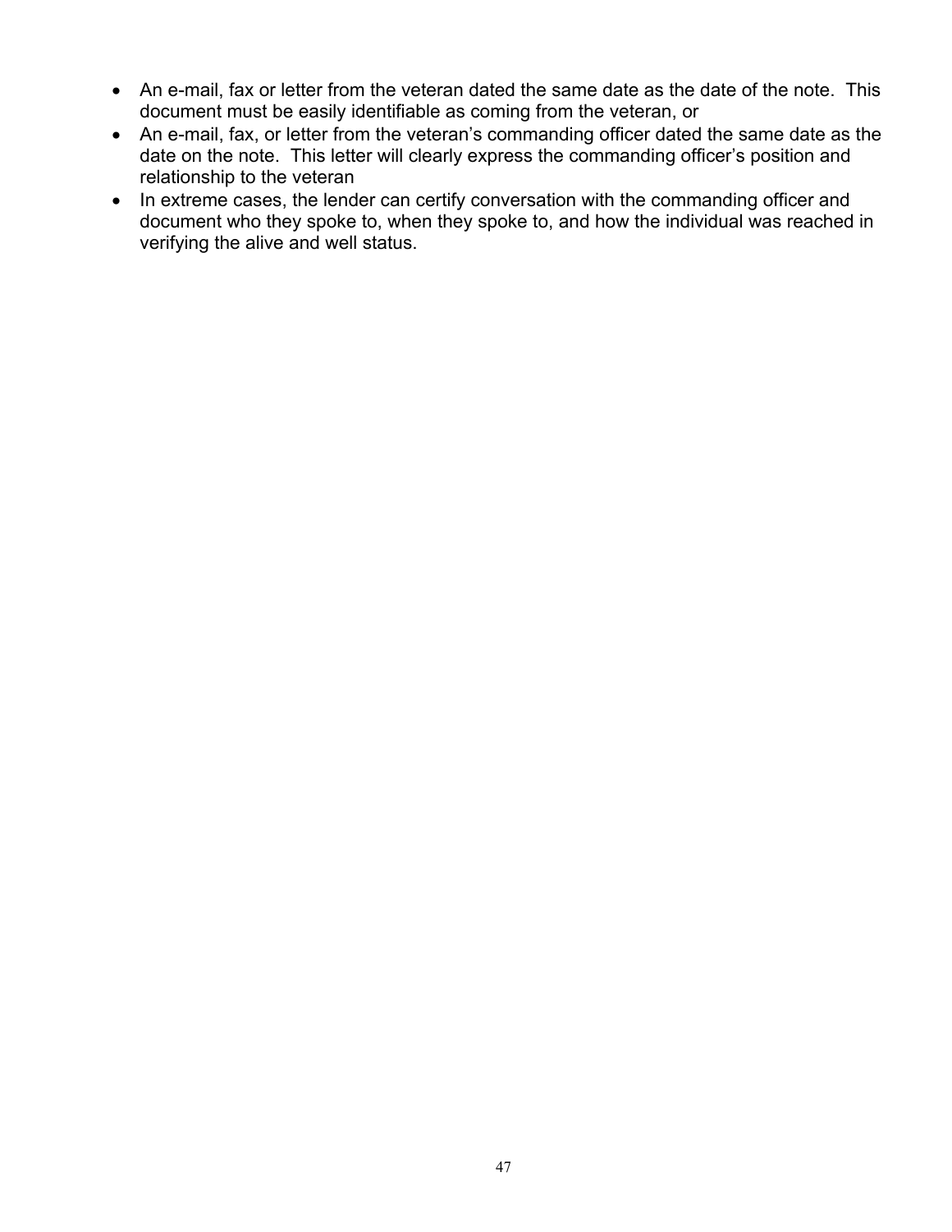- An e-mail, fax or letter from the veteran dated the same date as the date of the note. This document must be easily identifiable as coming from the veteran, or
- An e-mail, fax, or letter from the veteran's commanding officer dated the same date as the date on the note. This letter will clearly express the commanding officer's position and relationship to the veteran
- In extreme cases, the lender can certify conversation with the commanding officer and document who they spoke to, when they spoke to, and how the individual was reached in verifying the alive and well status.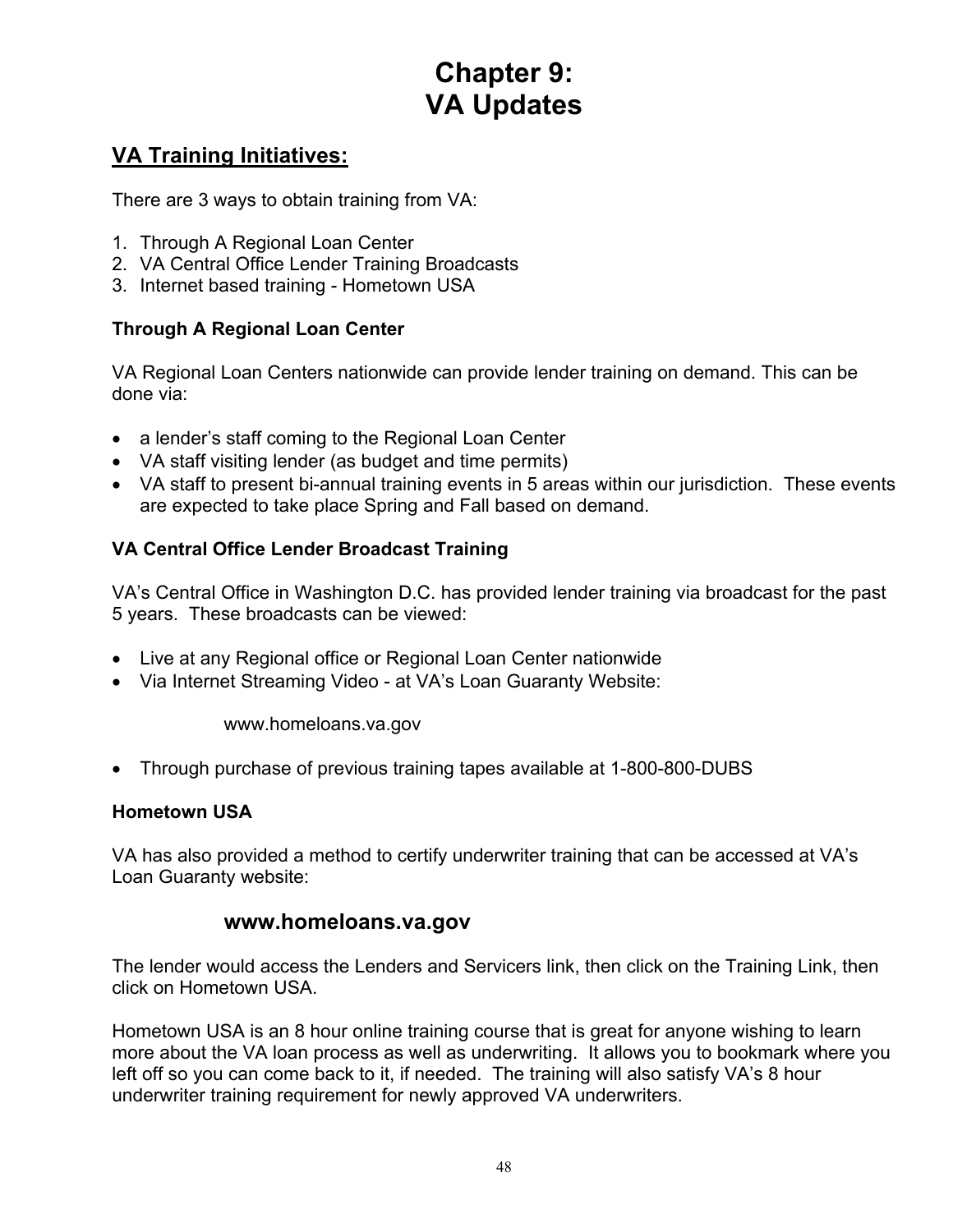# Chapter 9:
# VA Updates

## VA Training Initiatives:

There are 3 ways to obtain training from VA:

1. Through A Regional Loan Center
2. VA Central Office Lender Training Broadcasts
3. Internet based training - Hometown USA

### Through A Regional Loan Center

VA Regional Loan Centers nationwide can provide lender training on demand. This can be done via:

- a lender's staff coming to the Regional Loan Center
- VA staff visiting lender (as budget and time permits)
- VA staff to present bi-annual training events in 5 areas within our jurisdiction. These events are expected to take place Spring and Fall based on demand.

### VA Central Office Lender Broadcast Training

VA's Central Office in Washington D.C. has provided lender training via broadcast for the past 5 years. These broadcasts can be viewed:

- Live at any Regional office or Regional Loan Center nationwide
- Via Internet Streaming Video - at VA's Loan Guaranty Website:

  www.homeloans.va.gov

- Through purchase of previous training tapes available at 1-800-800-DUBS

### Hometown USA

VA has also provided a method to certify underwriter training that can be accessed at VA's Loan Guaranty website:

**www.homeloans.va.gov**

The lender would access the Lenders and Servicers link, then click on the Training Link, then click on Hometown USA.

Hometown USA is an 8 hour online training course that is great for anyone wishing to learn more about the VA loan process as well as underwriting. It allows you to bookmark where you left off so you can come back to it, if needed. The training will also satisfy VA's 8 hour underwriter training requirement for newly approved VA underwriters.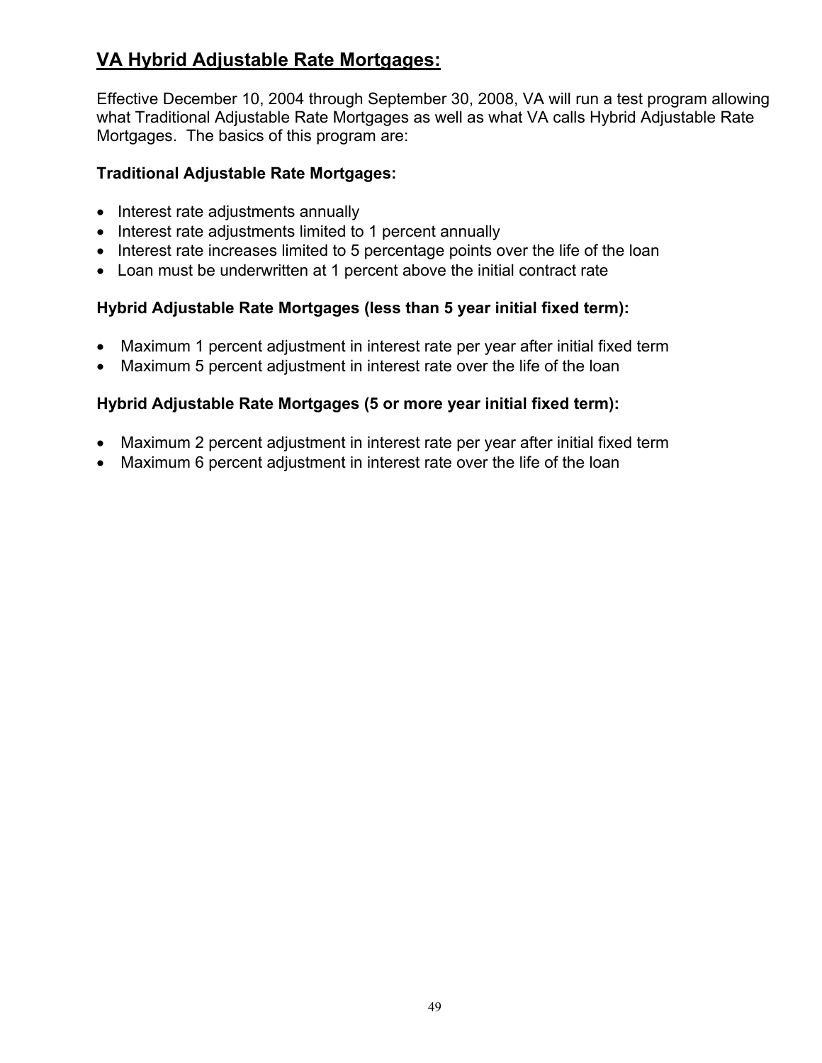## VA Hybrid Adjustable Rate Mortgages:

Effective December 10, 2004 through September 30, 2008, VA will run a test program allowing what Traditional Adjustable Rate Mortgages as well as what VA calls Hybrid Adjustable Rate Mortgages. The basics of this program are:

**Traditional Adjustable Rate Mortgages:**

- Interest rate adjustments annually
- Interest rate adjustments limited to 1 percent annually
- Interest rate increases limited to 5 percentage points over the life of the loan
- Loan must be underwritten at 1 percent above the initial contract rate

**Hybrid Adjustable Rate Mortgages (less than 5 year initial fixed term):**

- Maximum 1 percent adjustment in interest rate per year after initial fixed term
- Maximum 5 percent adjustment in interest rate over the life of the loan

**Hybrid Adjustable Rate Mortgages (5 or more year initial fixed term):**

- Maximum 2 percent adjustment in interest rate per year after initial fixed term
- Maximum 6 percent adjustment in interest rate over the life of the loan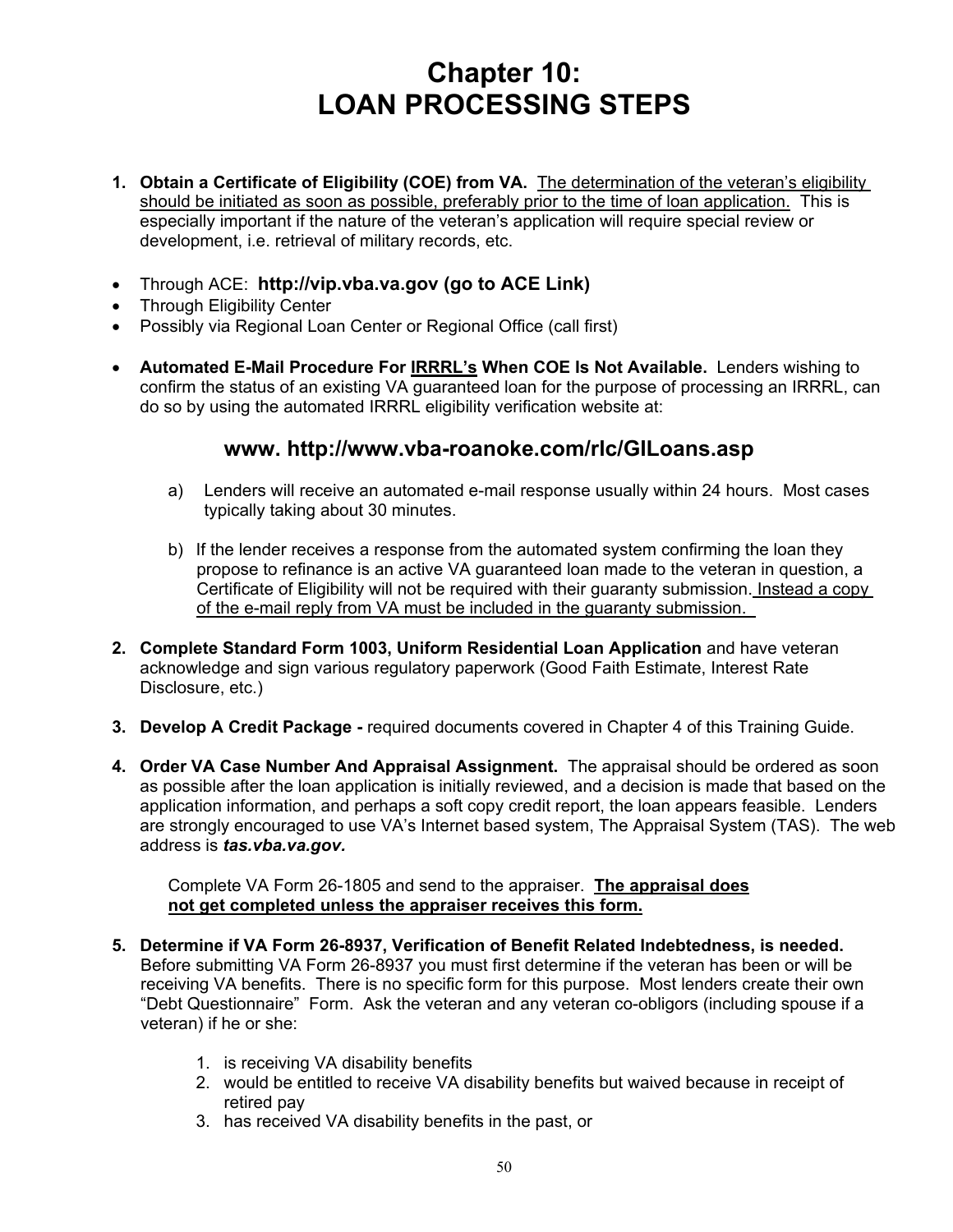# Chapter 10:
# LOAN PROCESSING STEPS

1. **Obtain a Certificate of Eligibility (COE) from VA.** The determination of the veteran's eligibility should be initiated as soon as possible, preferably prior to the time of loan application. This is especially important if the nature of the veteran's application will require special review or development, i.e. retrieval of military records, etc.

- Through ACE: **http://vip.vba.va.gov (go to ACE Link)**
- Through Eligibility Center
- Possibly via Regional Loan Center or Regional Office (call first)

- **Automated E-Mail Procedure For IRRRL's When COE Is Not Available.** Lenders wishing to confirm the status of an existing VA guaranteed loan for the purpose of processing an IRRRL, can do so by using the automated IRRRL eligibility verification website at:

**www. http://www.vba-roanoke.com/rlc/GILoans.asp**

   a) Lenders will receive an automated e-mail response usually within 24 hours. Most cases typically taking about 30 minutes.

   b) If the lender receives a response from the automated system confirming the loan they propose to refinance is an active VA guaranteed loan made to the veteran in question, a Certificate of Eligibility will not be required with their guaranty submission. Instead a copy of the e-mail reply from VA must be included in the guaranty submission.

2. **Complete Standard Form 1003, Uniform Residential Loan Application** and have veteran acknowledge and sign various regulatory paperwork (Good Faith Estimate, Interest Rate Disclosure, etc.)

3. **Develop A Credit Package -** required documents covered in Chapter 4 of this Training Guide.

4. **Order VA Case Number And Appraisal Assignment.** The appraisal should be ordered as soon as possible after the loan application is initially reviewed, and a decision is made that based on the application information, and perhaps a soft copy credit report, the loan appears feasible. Lenders are strongly encouraged to use VA's Internet based system, The Appraisal System (TAS). The web address is ***tas.vba.va.gov.***

   Complete VA Form 26-1805 and send to the appraiser. **The appraisal does not get completed unless the appraiser receives this form.**

5. **Determine if VA Form 26-8937, Verification of Benefit Related Indebtedness, is needed.** Before submitting VA Form 26-8937 you must first determine if the veteran has been or will be receiving VA benefits. There is no specific form for this purpose. Most lenders create their own "Debt Questionnaire" Form. Ask the veteran and any veteran co-obligors (including spouse if a veteran) if he or she:

   1. is receiving VA disability benefits
   2. would be entitled to receive VA disability benefits but waived because in receipt of retired pay
   3. has received VA disability benefits in the past, or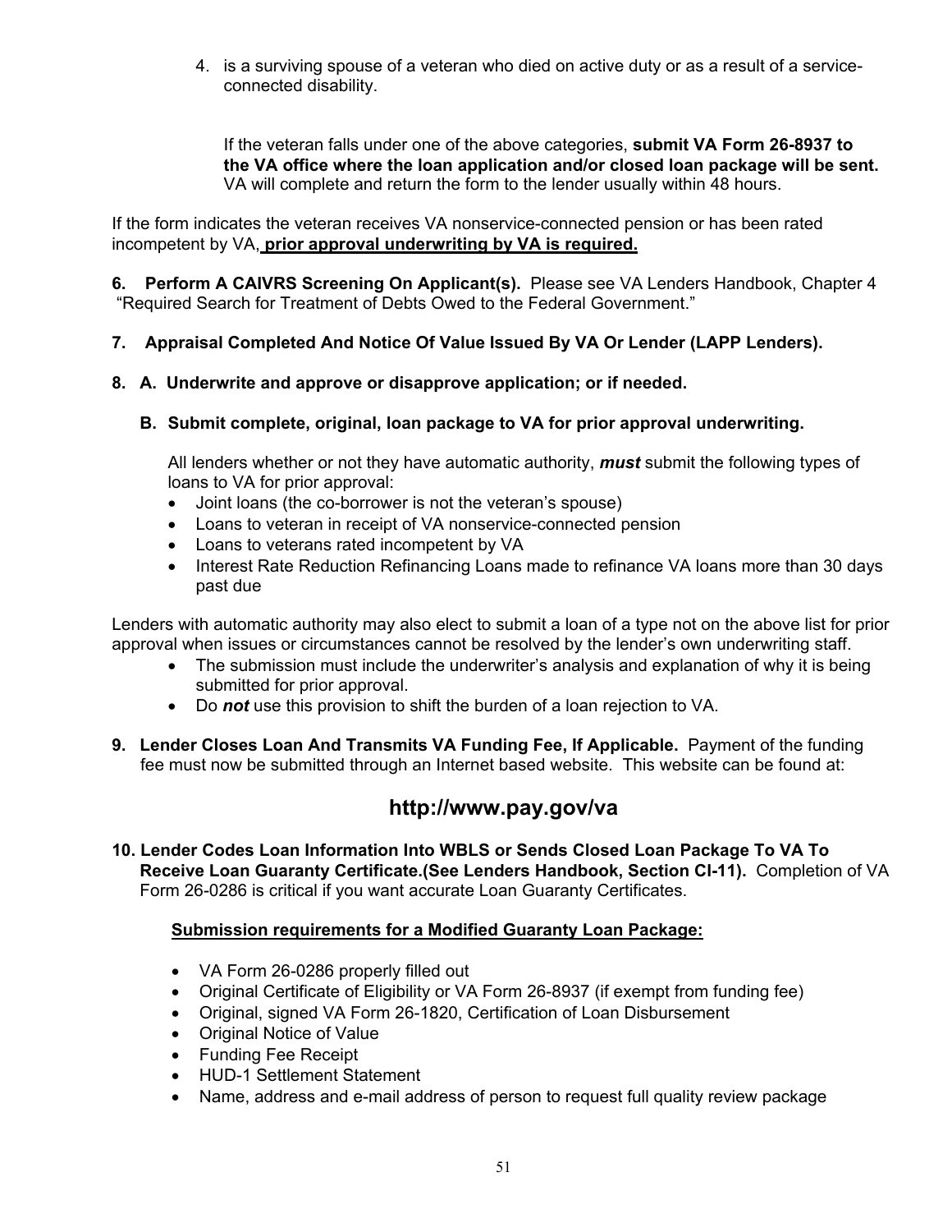4. is a surviving spouse of a veteran who died on active duty or as a result of a service-connected disability.

   If the veteran falls under one of the above categories, **submit VA Form 26-8937 to the VA office where the loan application and/or closed loan package will be sent.** VA will complete and return the form to the lender usually within 48 hours.

If the form indicates the veteran receives VA nonservice-connected pension or has been rated incompetent by VA, **prior approval underwriting by VA is required.**

**6. Perform A CAIVRS Screening On Applicant(s).** Please see VA Lenders Handbook, Chapter 4 "Required Search for Treatment of Debts Owed to the Federal Government."

**7. Appraisal Completed And Notice Of Value Issued By VA Or Lender (LAPP Lenders).**

**8. A. Underwrite and approve or disapprove application; or if needed.**

**B. Submit complete, original, loan package to VA for prior approval underwriting.**

All lenders whether or not they have automatic authority, ***must*** submit the following types of loans to VA for prior approval:

- Joint loans (the co-borrower is not the veteran's spouse)
- Loans to veteran in receipt of VA nonservice-connected pension
- Loans to veterans rated incompetent by VA
- Interest Rate Reduction Refinancing Loans made to refinance VA loans more than 30 days past due

Lenders with automatic authority may also elect to submit a loan of a type not on the above list for prior approval when issues or circumstances cannot be resolved by the lender's own underwriting staff.

- The submission must include the underwriter's analysis and explanation of why it is being submitted for prior approval.
- Do ***not*** use this provision to shift the burden of a loan rejection to VA.

**9. Lender Closes Loan And Transmits VA Funding Fee, If Applicable.** Payment of the funding fee must now be submitted through an Internet based website. This website can be found at:

## http://www.pay.gov/va

**10. Lender Codes Loan Information Into WBLS or Sends Closed Loan Package To VA To Receive Loan Guaranty Certificate.(See Lenders Handbook, Section CI-11).** Completion of VA Form 26-0286 is critical if you want accurate Loan Guaranty Certificates.

**Submission requirements for a Modified Guaranty Loan Package:**

- VA Form 26-0286 properly filled out
- Original Certificate of Eligibility or VA Form 26-8937 (if exempt from funding fee)
- Original, signed VA Form 26-1820, Certification of Loan Disbursement
- Original Notice of Value
- Funding Fee Receipt
- HUD-1 Settlement Statement
- Name, address and e-mail address of person to request full quality review package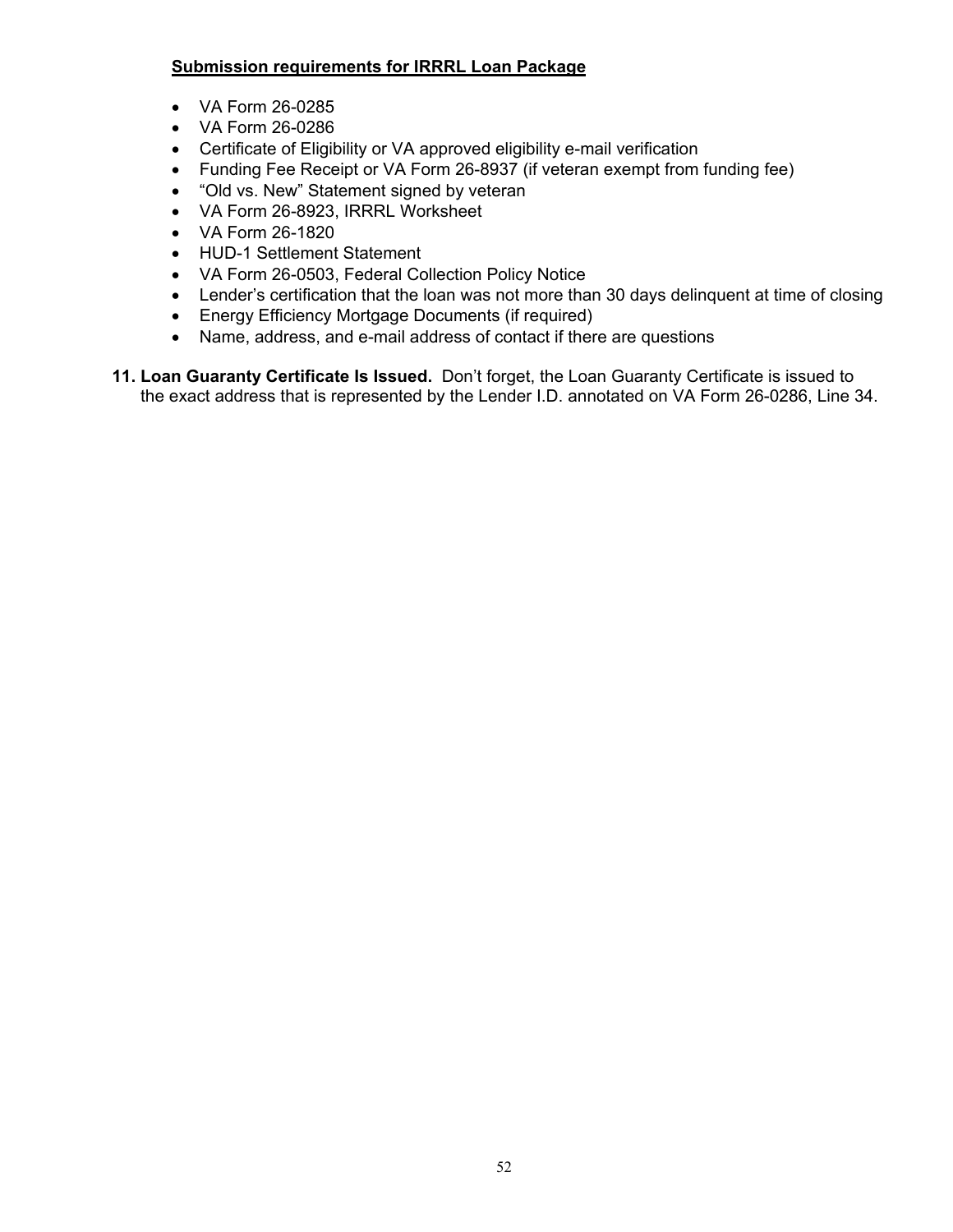**Submission requirements for IRRRL Loan Package**

- VA Form 26-0285
- VA Form 26-0286
- Certificate of Eligibility or VA approved eligibility e-mail verification
- Funding Fee Receipt or VA Form 26-8937 (if veteran exempt from funding fee)
- “Old vs. New” Statement signed by veteran
- VA Form 26-8923, IRRRL Worksheet
- VA Form 26-1820
- HUD-1 Settlement Statement
- VA Form 26-0503, Federal Collection Policy Notice
- Lender’s certification that the loan was not more than 30 days delinquent at time of closing
- Energy Efficiency Mortgage Documents (if required)
- Name, address, and e-mail address of contact if there are questions

**11. Loan Guaranty Certificate Is Issued.** Don’t forget, the Loan Guaranty Certificate is issued to the exact address that is represented by the Lender I.D. annotated on VA Form 26-0286, Line 34.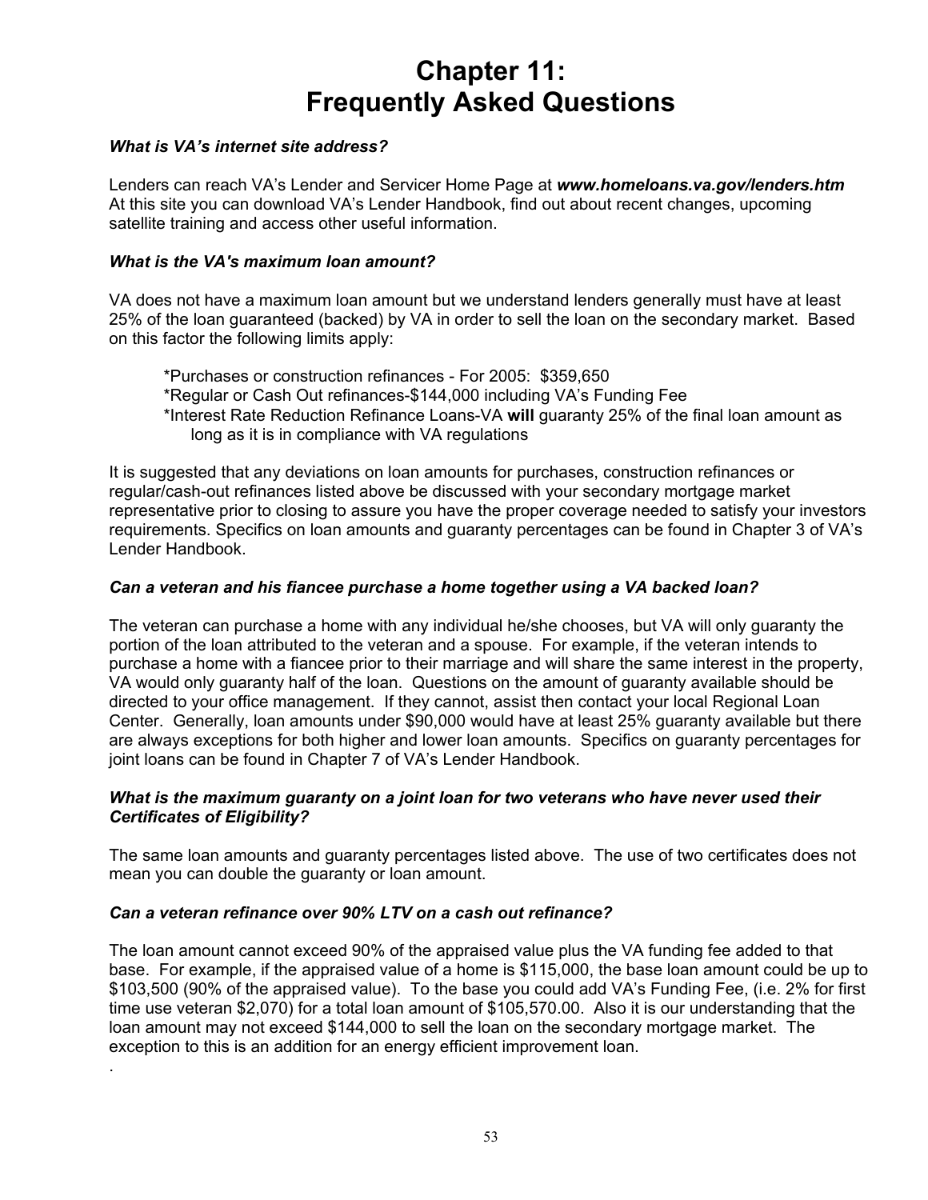# Chapter 11: Frequently Asked Questions

***What is VA's internet site address?***

Lenders can reach VA's Lender and Servicer Home Page at ***www.homeloans.va.gov/lenders.htm*** At this site you can download VA's Lender Handbook, find out about recent changes, upcoming satellite training and access other useful information.

***What is the VA's maximum loan amount?***

VA does not have a maximum loan amount but we understand lenders generally must have at least 25% of the loan guaranteed (backed) by VA in order to sell the loan on the secondary market. Based on this factor the following limits apply:

*Purchases or construction refinances - For 2005: $359,650
*Regular or Cash Out refinances-$144,000 including VA's Funding Fee
*Interest Rate Reduction Refinance Loans-VA **will** guaranty 25% of the final loan amount as long as it is in compliance with VA regulations

It is suggested that any deviations on loan amounts for purchases, construction refinances or regular/cash-out refinances listed above be discussed with your secondary mortgage market representative prior to closing to assure you have the proper coverage needed to satisfy your investors requirements. Specifics on loan amounts and guaranty percentages can be found in Chapter 3 of VA's Lender Handbook.

***Can a veteran and his fiancee purchase a home together using a VA backed loan?***

The veteran can purchase a home with any individual he/she chooses, but VA will only guaranty the portion of the loan attributed to the veteran and a spouse. For example, if the veteran intends to purchase a home with a fiancee prior to their marriage and will share the same interest in the property, VA would only guaranty half of the loan. Questions on the amount of guaranty available should be directed to your office management. If they cannot, assist then contact your local Regional Loan Center. Generally, loan amounts under $90,000 would have at least 25% guaranty available but there are always exceptions for both higher and lower loan amounts. Specifics on guaranty percentages for joint loans can be found in Chapter 7 of VA's Lender Handbook.

***What is the maximum guaranty on a joint loan for two veterans who have never used their Certificates of Eligibility?***

The same loan amounts and guaranty percentages listed above. The use of two certificates does not mean you can double the guaranty or loan amount.

***Can a veteran refinance over 90% LTV on a cash out refinance?***

The loan amount cannot exceed 90% of the appraised value plus the VA funding fee added to that base. For example, if the appraised value of a home is $115,000, the base loan amount could be up to $103,500 (90% of the appraised value). To the base you could add VA's Funding Fee, (i.e. 2% for first time use veteran $2,070) for a total loan amount of $105,570.00. Also it is our understanding that the loan amount may not exceed $144,000 to sell the loan on the secondary mortgage market. The exception to this is an addition for an energy efficient improvement loan.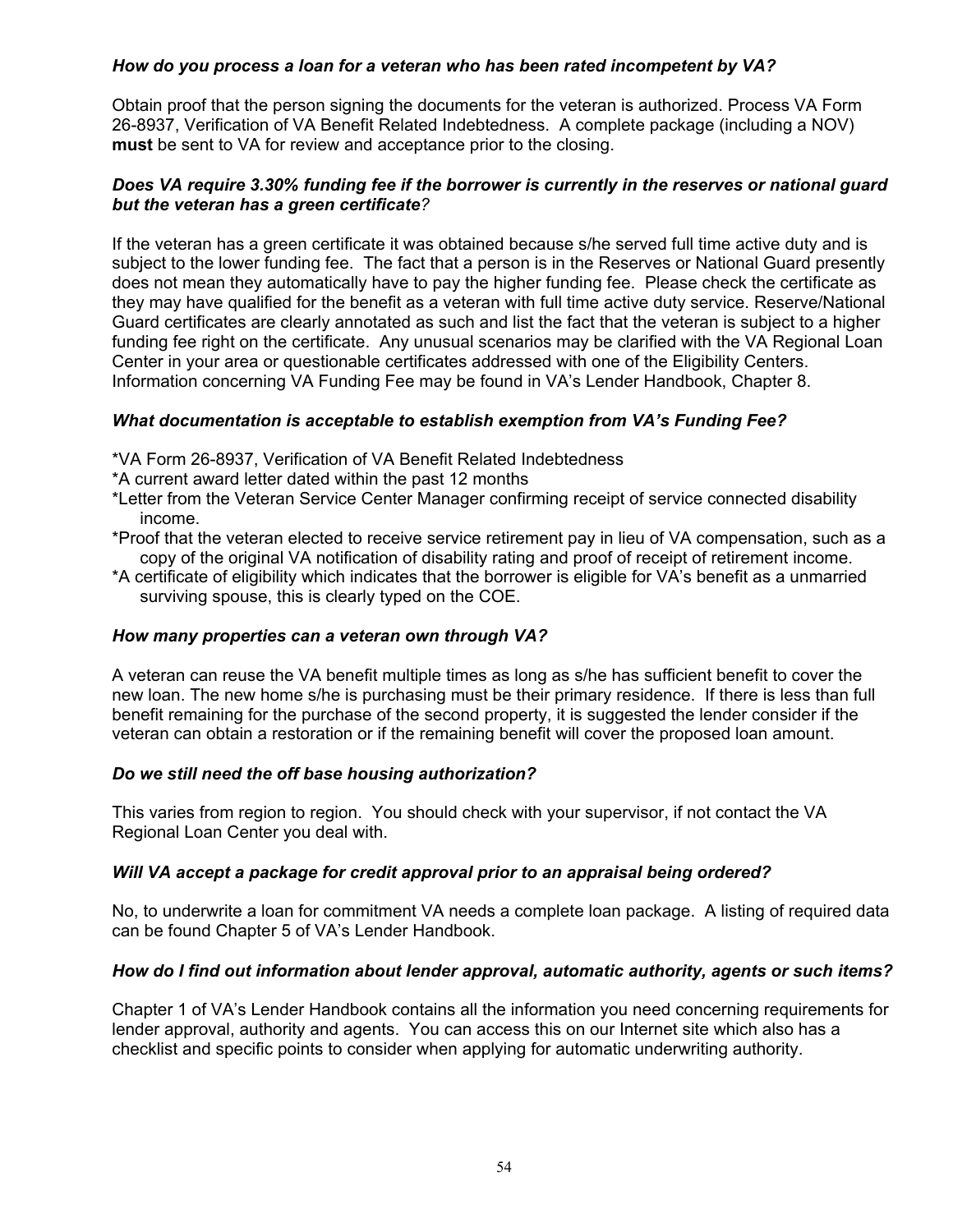***How do you process a loan for a veteran who has been rated incompetent by VA?***

Obtain proof that the person signing the documents for the veteran is authorized. Process VA Form 26-8937, Verification of VA Benefit Related Indebtedness. A complete package (including a NOV) **must** be sent to VA for review and acceptance prior to the closing.

***Does VA require 3.30% funding fee if the borrower is currently in the reserves or national guard but the veteran has a green certificate?***

If the veteran has a green certificate it was obtained because s/he served full time active duty and is subject to the lower funding fee. The fact that a person is in the Reserves or National Guard presently does not mean they automatically have to pay the higher funding fee. Please check the certificate as they may have qualified for the benefit as a veteran with full time active duty service. Reserve/National Guard certificates are clearly annotated as such and list the fact that the veteran is subject to a higher funding fee right on the certificate. Any unusual scenarios may be clarified with the VA Regional Loan Center in your area or questionable certificates addressed with one of the Eligibility Centers. Information concerning VA Funding Fee may be found in VA's Lender Handbook, Chapter 8.

***What documentation is acceptable to establish exemption from VA's Funding Fee?***

*VA Form 26-8937, Verification of VA Benefit Related Indebtedness
*A current award letter dated within the past 12 months
*Letter from the Veteran Service Center Manager confirming receipt of service connected disability income.
*Proof that the veteran elected to receive service retirement pay in lieu of VA compensation, such as a copy of the original VA notification of disability rating and proof of receipt of retirement income.
*A certificate of eligibility which indicates that the borrower is eligible for VA's benefit as a unmarried surviving spouse, this is clearly typed on the COE.

***How many properties can a veteran own through VA?***

A veteran can reuse the VA benefit multiple times as long as s/he has sufficient benefit to cover the new loan. The new home s/he is purchasing must be their primary residence. If there is less than full benefit remaining for the purchase of the second property, it is suggested the lender consider if the veteran can obtain a restoration or if the remaining benefit will cover the proposed loan amount.

***Do we still need the off base housing authorization?***

This varies from region to region. You should check with your supervisor, if not contact the VA Regional Loan Center you deal with.

***Will VA accept a package for credit approval prior to an appraisal being ordered?***

No, to underwrite a loan for commitment VA needs a complete loan package. A listing of required data can be found Chapter 5 of VA's Lender Handbook.

***How do I find out information about lender approval, automatic authority, agents or such items?***

Chapter 1 of VA's Lender Handbook contains all the information you need concerning requirements for lender approval, authority and agents. You can access this on our Internet site which also has a checklist and specific points to consider when applying for automatic underwriting authority.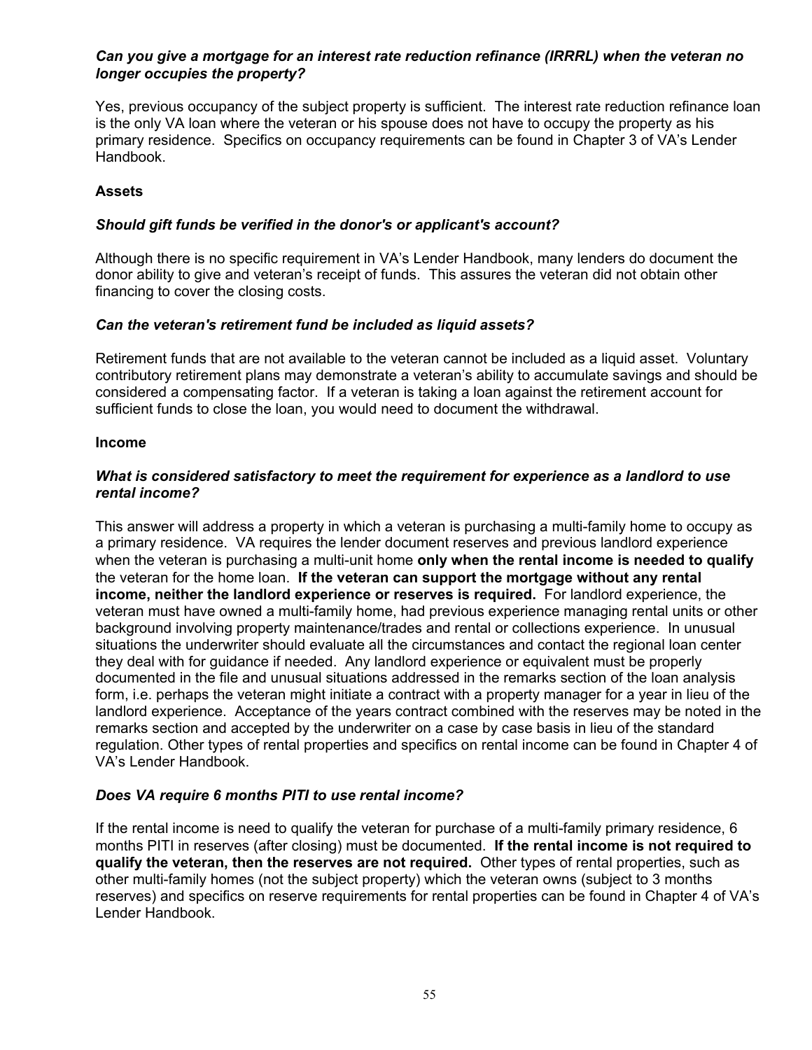***Can you give a mortgage for an interest rate reduction refinance (IRRRL) when the veteran no longer occupies the property?***

Yes, previous occupancy of the subject property is sufficient. The interest rate reduction refinance loan is the only VA loan where the veteran or his spouse does not have to occupy the property as his primary residence. Specifics on occupancy requirements can be found in Chapter 3 of VA's Lender Handbook.

**Assets**

***Should gift funds be verified in the donor's or applicant's account?***

Although there is no specific requirement in VA's Lender Handbook, many lenders do document the donor ability to give and veteran's receipt of funds. This assures the veteran did not obtain other financing to cover the closing costs.

***Can the veteran's retirement fund be included as liquid assets?***

Retirement funds that are not available to the veteran cannot be included as a liquid asset. Voluntary contributory retirement plans may demonstrate a veteran's ability to accumulate savings and should be considered a compensating factor. If a veteran is taking a loan against the retirement account for sufficient funds to close the loan, you would need to document the withdrawal.

**Income**

***What is considered satisfactory to meet the requirement for experience as a landlord to use rental income?***

This answer will address a property in which a veteran is purchasing a multi-family home to occupy as a primary residence. VA requires the lender document reserves and previous landlord experience when the veteran is purchasing a multi-unit home **only when the rental income is needed to qualify** the veteran for the home loan. **If the veteran can support the mortgage without any rental income, neither the landlord experience or reserves is required.** For landlord experience, the veteran must have owned a multi-family home, had previous experience managing rental units or other background involving property maintenance/trades and rental or collections experience. In unusual situations the underwriter should evaluate all the circumstances and contact the regional loan center they deal with for guidance if needed. Any landlord experience or equivalent must be properly documented in the file and unusual situations addressed in the remarks section of the loan analysis form, i.e. perhaps the veteran might initiate a contract with a property manager for a year in lieu of the landlord experience. Acceptance of the years contract combined with the reserves may be noted in the remarks section and accepted by the underwriter on a case by case basis in lieu of the standard regulation. Other types of rental properties and specifics on rental income can be found in Chapter 4 of VA's Lender Handbook.

***Does VA require 6 months PITI to use rental income?***

If the rental income is need to qualify the veteran for purchase of a multi-family primary residence, 6 months PITI in reserves (after closing) must be documented. **If the rental income is not required to qualify the veteran, then the reserves are not required.** Other types of rental properties, such as other multi-family homes (not the subject property) which the veteran owns (subject to 3 months reserves) and specifics on reserve requirements for rental properties can be found in Chapter 4 of VA's Lender Handbook.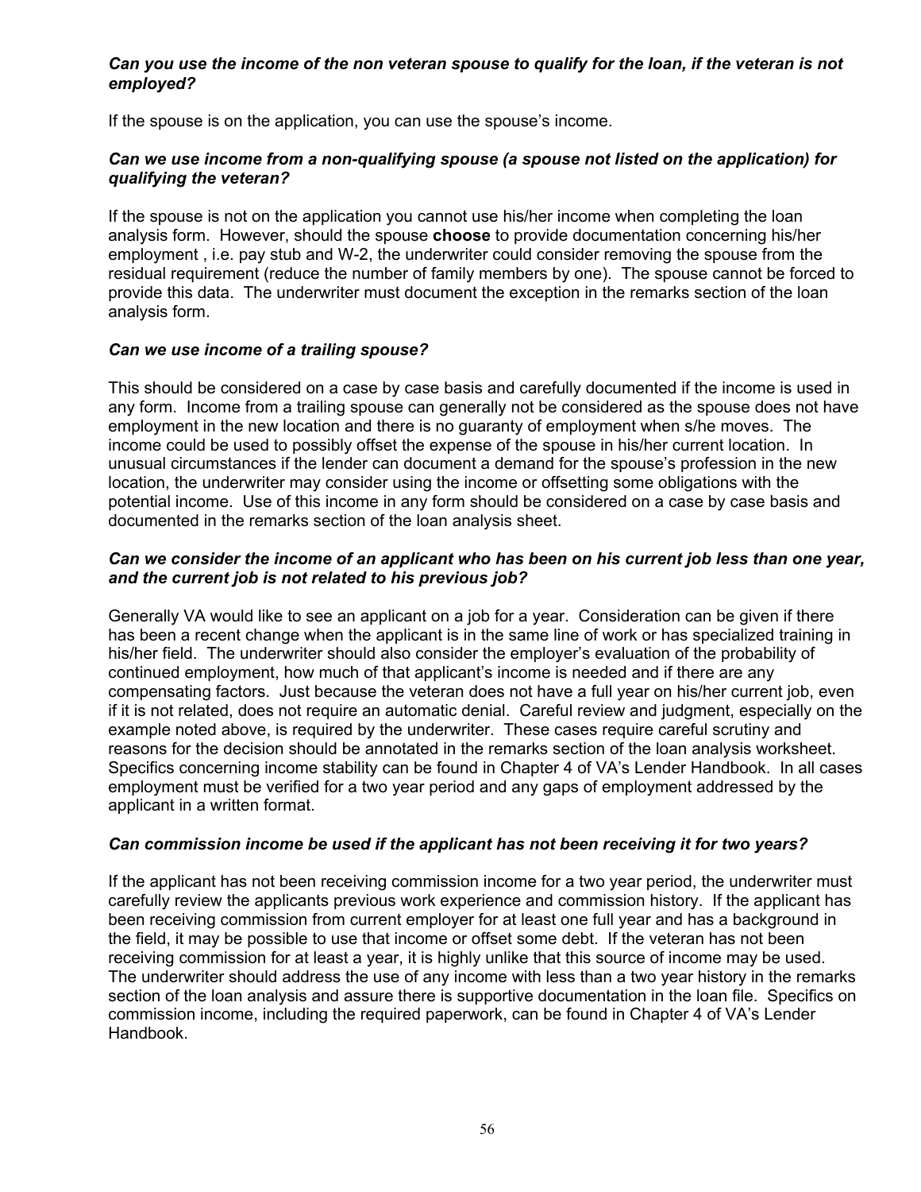***Can you use the income of the non veteran spouse to qualify for the loan, if the veteran is not employed?***

If the spouse is on the application, you can use the spouse's income.

***Can we use income from a non-qualifying spouse (a spouse not listed on the application) for qualifying the veteran?***

If the spouse is not on the application you cannot use his/her income when completing the loan analysis form. However, should the spouse **choose** to provide documentation concerning his/her employment , i.e. pay stub and W-2, the underwriter could consider removing the spouse from the residual requirement (reduce the number of family members by one). The spouse cannot be forced to provide this data. The underwriter must document the exception in the remarks section of the loan analysis form.

***Can we use income of a trailing spouse?***

This should be considered on a case by case basis and carefully documented if the income is used in any form. Income from a trailing spouse can generally not be considered as the spouse does not have employment in the new location and there is no guaranty of employment when s/he moves. The income could be used to possibly offset the expense of the spouse in his/her current location. In unusual circumstances if the lender can document a demand for the spouse's profession in the new location, the underwriter may consider using the income or offsetting some obligations with the potential income. Use of this income in any form should be considered on a case by case basis and documented in the remarks section of the loan analysis sheet.

***Can we consider the income of an applicant who has been on his current job less than one year, and the current job is not related to his previous job?***

Generally VA would like to see an applicant on a job for a year. Consideration can be given if there has been a recent change when the applicant is in the same line of work or has specialized training in his/her field. The underwriter should also consider the employer's evaluation of the probability of continued employment, how much of that applicant's income is needed and if there are any compensating factors. Just because the veteran does not have a full year on his/her current job, even if it is not related, does not require an automatic denial. Careful review and judgment, especially on the example noted above, is required by the underwriter. These cases require careful scrutiny and reasons for the decision should be annotated in the remarks section of the loan analysis worksheet. Specifics concerning income stability can be found in Chapter 4 of VA's Lender Handbook. In all cases employment must be verified for a two year period and any gaps of employment addressed by the applicant in a written format.

***Can commission income be used if the applicant has not been receiving it for two years?***

If the applicant has not been receiving commission income for a two year period, the underwriter must carefully review the applicants previous work experience and commission history. If the applicant has been receiving commission from current employer for at least one full year and has a background in the field, it may be possible to use that income or offset some debt. If the veteran has not been receiving commission for at least a year, it is highly unlike that this source of income may be used. The underwriter should address the use of any income with less than a two year history in the remarks section of the loan analysis and assure there is supportive documentation in the loan file. Specifics on commission income, including the required paperwork, can be found in Chapter 4 of VA's Lender Handbook.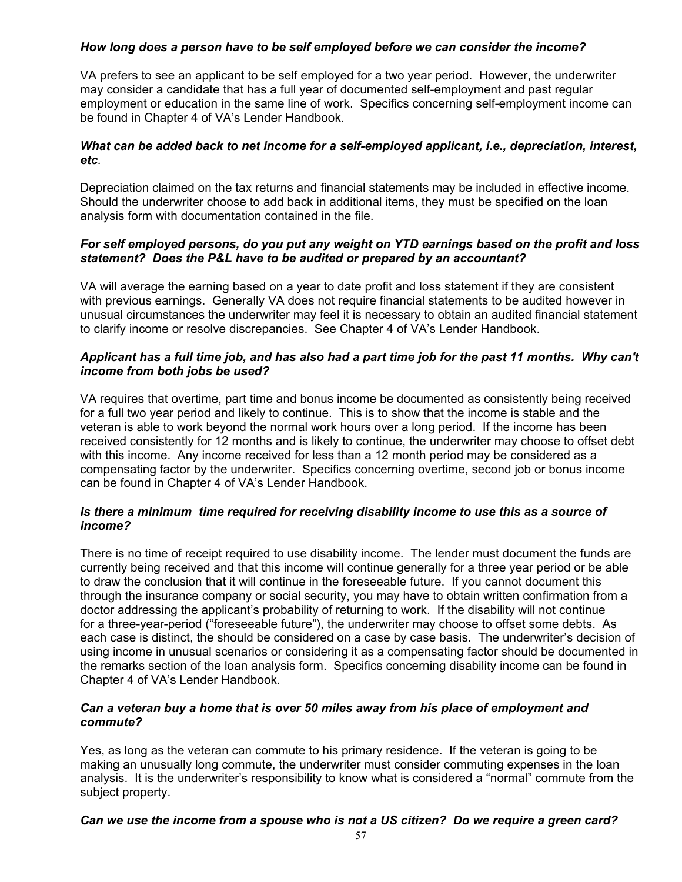***How long does a person have to be self employed before we can consider the income?***

VA prefers to see an applicant to be self employed for a two year period. However, the underwriter may consider a candidate that has a full year of documented self-employment and past regular employment or education in the same line of work. Specifics concerning self-employment income can be found in Chapter 4 of VA's Lender Handbook.

***What can be added back to net income for a self-employed applicant, i.e., depreciation, interest, etc*.**

Depreciation claimed on the tax returns and financial statements may be included in effective income. Should the underwriter choose to add back in additional items, they must be specified on the loan analysis form with documentation contained in the file.

***For self employed persons, do you put any weight on YTD earnings based on the profit and loss statement? Does the P&L have to be audited or prepared by an accountant?***

VA will average the earning based on a year to date profit and loss statement if they are consistent with previous earnings. Generally VA does not require financial statements to be audited however in unusual circumstances the underwriter may feel it is necessary to obtain an audited financial statement to clarify income or resolve discrepancies. See Chapter 4 of VA's Lender Handbook.

***Applicant has a full time job, and has also had a part time job for the past 11 months. Why can't income from both jobs be used?***

VA requires that overtime, part time and bonus income be documented as consistently being received for a full two year period and likely to continue. This is to show that the income is stable and the veteran is able to work beyond the normal work hours over a long period. If the income has been received consistently for 12 months and is likely to continue, the underwriter may choose to offset debt with this income. Any income received for less than a 12 month period may be considered as a compensating factor by the underwriter. Specifics concerning overtime, second job or bonus income can be found in Chapter 4 of VA's Lender Handbook.

***Is there a minimum time required for receiving disability income to use this as a source of income?***

There is no time of receipt required to use disability income. The lender must document the funds are currently being received and that this income will continue generally for a three year period or be able to draw the conclusion that it will continue in the foreseeable future. If you cannot document this through the insurance company or social security, you may have to obtain written confirmation from a doctor addressing the applicant's probability of returning to work. If the disability will not continue for a three-year-period ("foreseeable future"), the underwriter may choose to offset some debts. As each case is distinct, the should be considered on a case by case basis. The underwriter's decision of using income in unusual scenarios or considering it as a compensating factor should be documented in the remarks section of the loan analysis form. Specifics concerning disability income can be found in Chapter 4 of VA's Lender Handbook.

***Can a veteran buy a home that is over 50 miles away from his place of employment and commute?***

Yes, as long as the veteran can commute to his primary residence. If the veteran is going to be making an unusually long commute, the underwriter must consider commuting expenses in the loan analysis. It is the underwriter's responsibility to know what is considered a "normal" commute from the subject property.

***Can we use the income from a spouse who is not a US citizen? Do we require a green card?***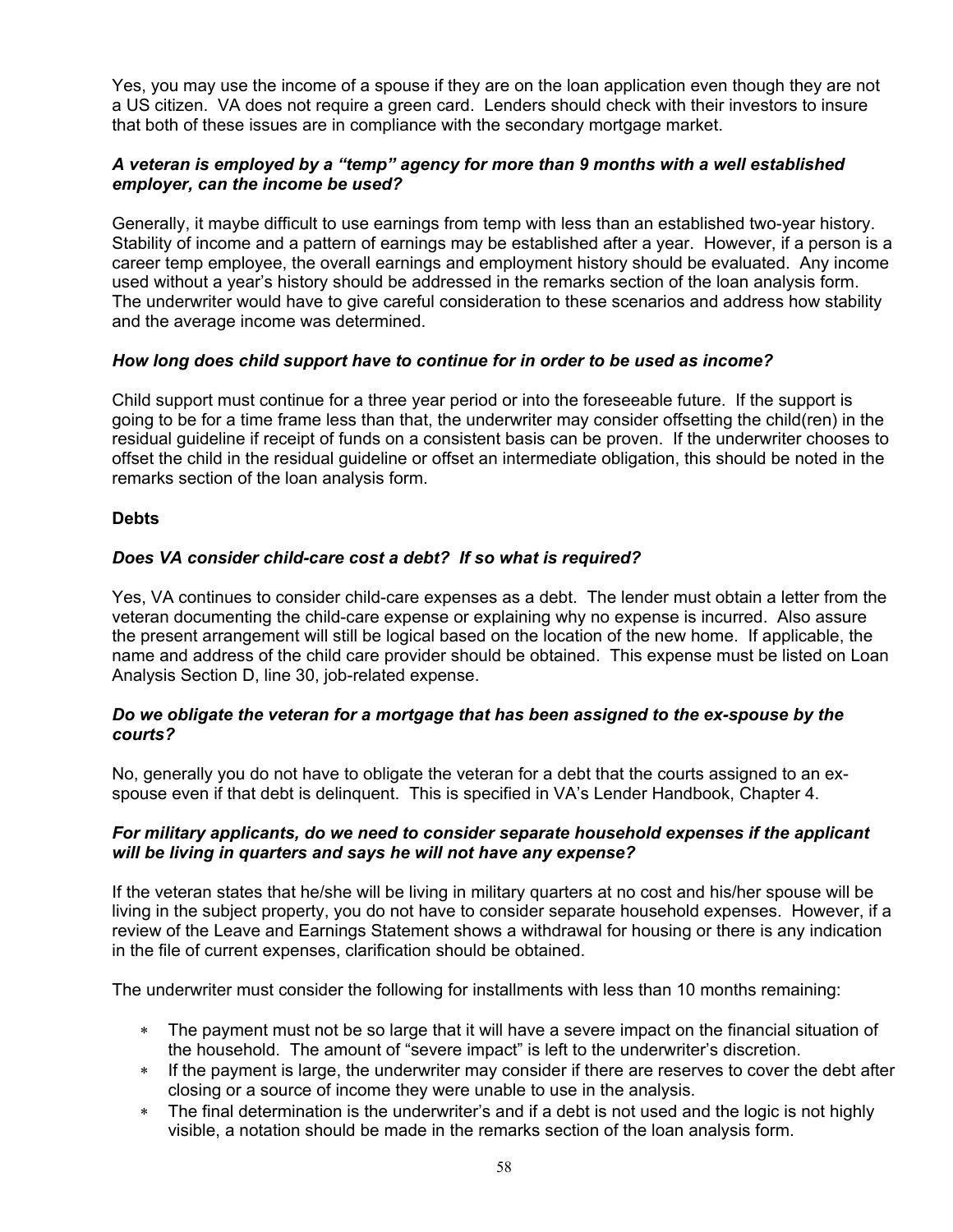Yes, you may use the income of a spouse if they are on the loan application even though they are not a US citizen. VA does not require a green card. Lenders should check with their investors to insure that both of these issues are in compliance with the secondary mortgage market.

***A veteran is employed by a "temp" agency for more than 9 months with a well established employer, can the income be used?***

Generally, it maybe difficult to use earnings from temp with less than an established two-year history. Stability of income and a pattern of earnings may be established after a year. However, if a person is a career temp employee, the overall earnings and employment history should be evaluated. Any income used without a year's history should be addressed in the remarks section of the loan analysis form. The underwriter would have to give careful consideration to these scenarios and address how stability and the average income was determined.

***How long does child support have to continue for in order to be used as income?***

Child support must continue for a three year period or into the foreseeable future. If the support is going to be for a time frame less than that, the underwriter may consider offsetting the child(ren) in the residual guideline if receipt of funds on a consistent basis can be proven. If the underwriter chooses to offset the child in the residual guideline or offset an intermediate obligation, this should be noted in the remarks section of the loan analysis form.

**Debts**

***Does VA consider child-care cost a debt? If so what is required?***

Yes, VA continues to consider child-care expenses as a debt. The lender must obtain a letter from the veteran documenting the child-care expense or explaining why no expense is incurred. Also assure the present arrangement will still be logical based on the location of the new home. If applicable, the name and address of the child care provider should be obtained. This expense must be listed on Loan Analysis Section D, line 30, job-related expense.

***Do we obligate the veteran for a mortgage that has been assigned to the ex-spouse by the courts?***

No, generally you do not have to obligate the veteran for a debt that the courts assigned to an ex-spouse even if that debt is delinquent. This is specified in VA's Lender Handbook, Chapter 4.

***For military applicants, do we need to consider separate household expenses if the applicant will be living in quarters and says he will not have any expense?***

If the veteran states that he/she will be living in military quarters at no cost and his/her spouse will be living in the subject property, you do not have to consider separate household expenses. However, if a review of the Leave and Earnings Statement shows a withdrawal for housing or there is any indication in the file of current expenses, clarification should be obtained.

The underwriter must consider the following for installments with less than 10 months remaining:

* The payment must not be so large that it will have a severe impact on the financial situation of the household. The amount of "severe impact" is left to the underwriter's discretion.
* If the payment is large, the underwriter may consider if there are reserves to cover the debt after closing or a source of income they were unable to use in the analysis.
* The final determination is the underwriter's and if a debt is not used and the logic is not highly visible, a notation should be made in the remarks section of the loan analysis form.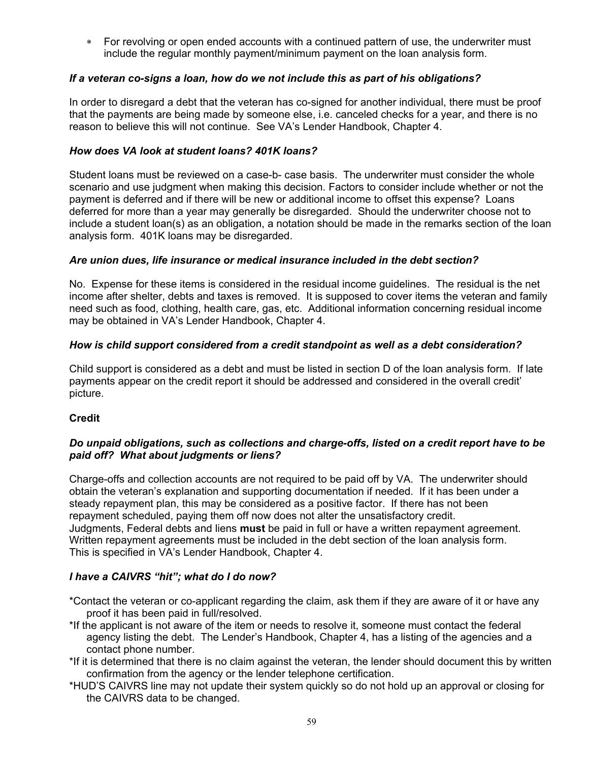- For revolving or open ended accounts with a continued pattern of use, the underwriter must include the regular monthly payment/minimum payment on the loan analysis form.

***If a veteran co-signs a loan, how do we not include this as part of his obligations?***

In order to disregard a debt that the veteran has co-signed for another individual, there must be proof that the payments are being made by someone else, i.e. canceled checks for a year, and there is no reason to believe this will not continue. See VA's Lender Handbook, Chapter 4.

***How does VA look at student loans? 401K loans?***

Student loans must be reviewed on a case-b- case basis. The underwriter must consider the whole scenario and use judgment when making this decision. Factors to consider include whether or not the payment is deferred and if there will be new or additional income to offset this expense? Loans deferred for more than a year may generally be disregarded. Should the underwriter choose not to include a student loan(s) as an obligation, a notation should be made in the remarks section of the loan analysis form. 401K loans may be disregarded.

***Are union dues, life insurance or medical insurance included in the debt section?***

No. Expense for these items is considered in the residual income guidelines. The residual is the net income after shelter, debts and taxes is removed. It is supposed to cover items the veteran and family need such as food, clothing, health care, gas, etc. Additional information concerning residual income may be obtained in VA's Lender Handbook, Chapter 4.

***How is child support considered from a credit standpoint as well as a debt consideration?***

Child support is considered as a debt and must be listed in section D of the loan analysis form. If late payments appear on the credit report it should be addressed and considered in the overall credit' picture.

**Credit**

***Do unpaid obligations, such as collections and charge-offs, listed on a credit report have to be paid off? What about judgments or liens?***

Charge-offs and collection accounts are not required to be paid off by VA. The underwriter should obtain the veteran's explanation and supporting documentation if needed. If it has been under a steady repayment plan, this may be considered as a positive factor. If there has not been repayment scheduled, paying them off now does not alter the unsatisfactory credit.
Judgments, Federal debts and liens **must** be paid in full or have a written repayment agreement. Written repayment agreements must be included in the debt section of the loan analysis form. This is specified in VA's Lender Handbook, Chapter 4.

***I have a CAIVRS "hit"; what do I do now?***

*Contact the veteran or co-applicant regarding the claim, ask them if they are aware of it or have any proof it has been paid in full/resolved.
*If the applicant is not aware of the item or needs to resolve it, someone must contact the federal agency listing the debt. The Lender's Handbook, Chapter 4, has a listing of the agencies and a contact phone number.
*If it is determined that there is no claim against the veteran, the lender should document this by written confirmation from the agency or the lender telephone certification.
*HUD'S CAIVRS line may not update their system quickly so do not hold up an approval or closing for the CAIVRS data to be changed.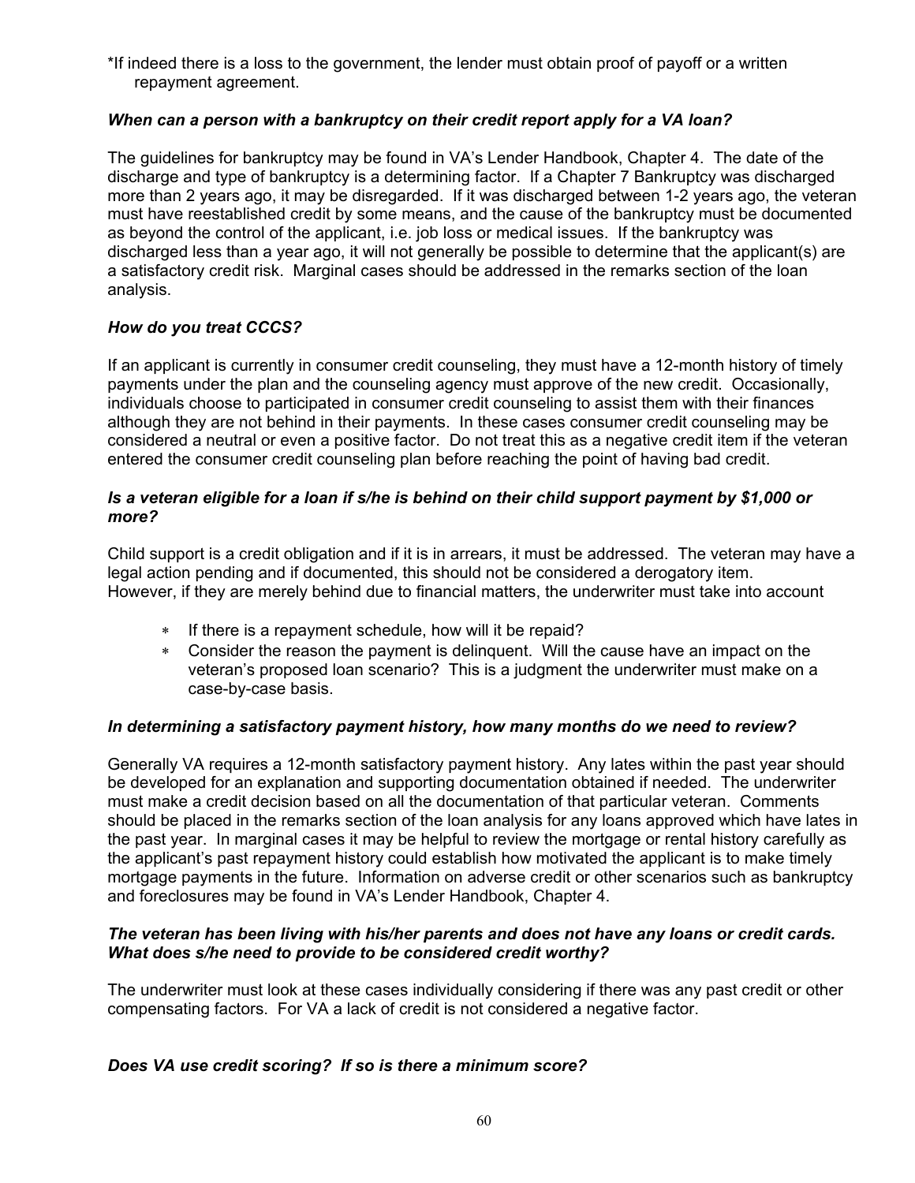*If indeed there is a loss to the government, the lender must obtain proof of payoff or a written repayment agreement.

***When can a person with a bankruptcy on their credit report apply for a VA loan?***

The guidelines for bankruptcy may be found in VA's Lender Handbook, Chapter 4. The date of the discharge and type of bankruptcy is a determining factor. If a Chapter 7 Bankruptcy was discharged more than 2 years ago, it may be disregarded. If it was discharged between 1-2 years ago, the veteran must have reestablished credit by some means, and the cause of the bankruptcy must be documented as beyond the control of the applicant, i.e. job loss or medical issues. If the bankruptcy was discharged less than a year ago, it will not generally be possible to determine that the applicant(s) are a satisfactory credit risk. Marginal cases should be addressed in the remarks section of the loan analysis.

***How do you treat CCCS?***

If an applicant is currently in consumer credit counseling, they must have a 12-month history of timely payments under the plan and the counseling agency must approve of the new credit. Occasionally, individuals choose to participated in consumer credit counseling to assist them with their finances although they are not behind in their payments. In these cases consumer credit counseling may be considered a neutral or even a positive factor. Do not treat this as a negative credit item if the veteran entered the consumer credit counseling plan before reaching the point of having bad credit.

***Is a veteran eligible for a loan if s/he is behind on their child support payment by $1,000 or more?***

Child support is a credit obligation and if it is in arrears, it must be addressed. The veteran may have a legal action pending and if documented, this should not be considered a derogatory item. However, if they are merely behind due to financial matters, the underwriter must take into account

- If there is a repayment schedule, how will it be repaid?
- Consider the reason the payment is delinquent. Will the cause have an impact on the veteran's proposed loan scenario? This is a judgment the underwriter must make on a case-by-case basis.

***In determining a satisfactory payment history, how many months do we need to review?***

Generally VA requires a 12-month satisfactory payment history. Any lates within the past year should be developed for an explanation and supporting documentation obtained if needed. The underwriter must make a credit decision based on all the documentation of that particular veteran. Comments should be placed in the remarks section of the loan analysis for any loans approved which have lates in the past year. In marginal cases it may be helpful to review the mortgage or rental history carefully as the applicant's past repayment history could establish how motivated the applicant is to make timely mortgage payments in the future. Information on adverse credit or other scenarios such as bankruptcy and foreclosures may be found in VA's Lender Handbook, Chapter 4.

***The veteran has been living with his/her parents and does not have any loans or credit cards. What does s/he need to provide to be considered credit worthy?***

The underwriter must look at these cases individually considering if there was any past credit or other compensating factors. For VA a lack of credit is not considered a negative factor.

***Does VA use credit scoring? If so is there a minimum score?***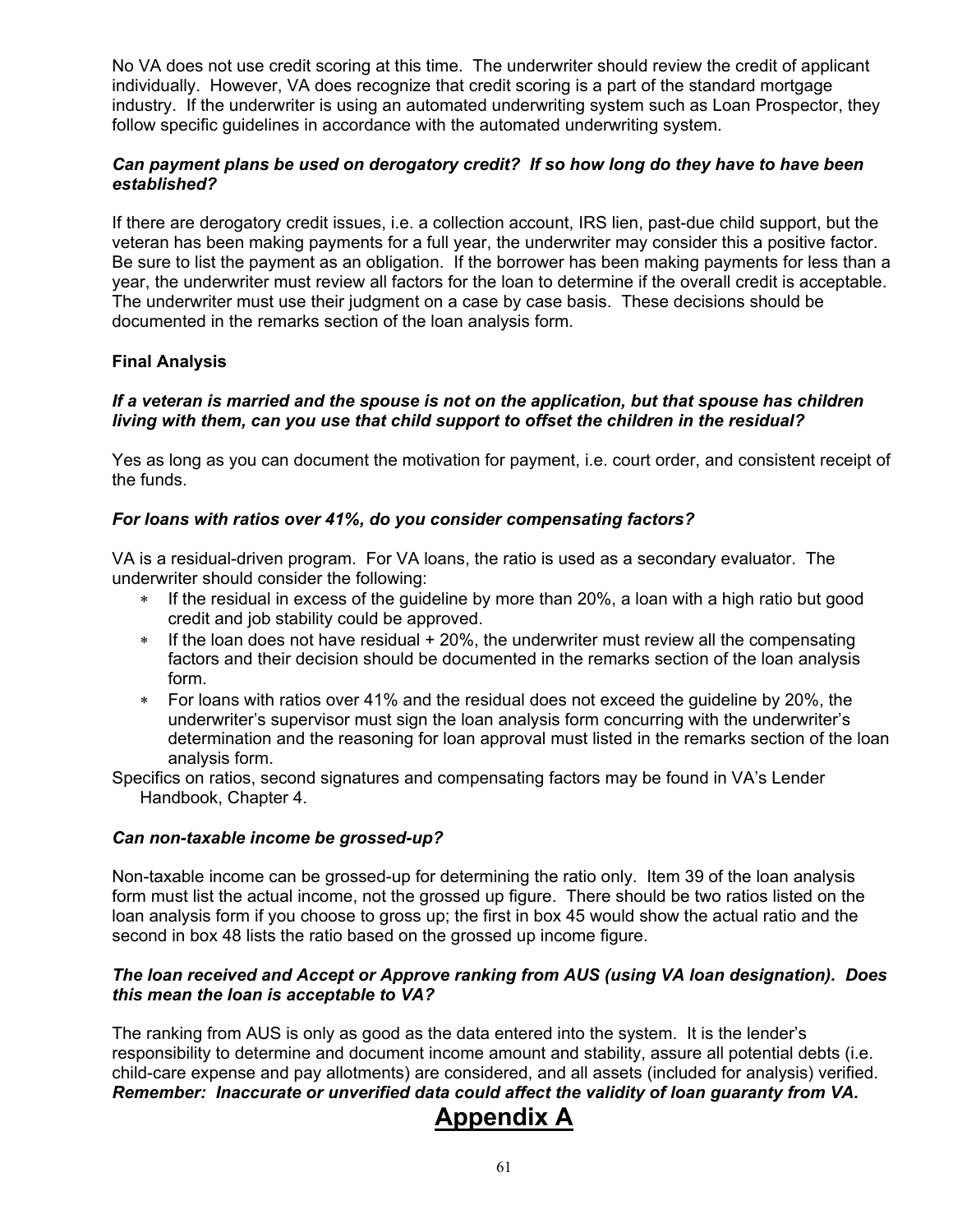No VA does not use credit scoring at this time. The underwriter should review the credit of applicant individually. However, VA does recognize that credit scoring is a part of the standard mortgage industry. If the underwriter is using an automated underwriting system such as Loan Prospector, they follow specific guidelines in accordance with the automated underwriting system.

***Can payment plans be used on derogatory credit? If so how long do they have to have been established?***

If there are derogatory credit issues, i.e. a collection account, IRS lien, past-due child support, but the veteran has been making payments for a full year, the underwriter may consider this a positive factor. Be sure to list the payment as an obligation. If the borrower has been making payments for less than a year, the underwriter must review all factors for the loan to determine if the overall credit is acceptable. The underwriter must use their judgment on a case by case basis. These decisions should be documented in the remarks section of the loan analysis form.

**Final Analysis**

***If a veteran is married and the spouse is not on the application, but that spouse has children living with them, can you use that child support to offset the children in the residual?***

Yes as long as you can document the motivation for payment, i.e. court order, and consistent receipt of the funds.

***For loans with ratios over 41%, do you consider compensating factors?***

VA is a residual-driven program. For VA loans, the ratio is used as a secondary evaluator. The underwriter should consider the following:

* If the residual in excess of the guideline by more than 20%, a loan with a high ratio but good credit and job stability could be approved.
* If the loan does not have residual + 20%, the underwriter must review all the compensating factors and their decision should be documented in the remarks section of the loan analysis form.
* For loans with ratios over 41% and the residual does not exceed the guideline by 20%, the underwriter's supervisor must sign the loan analysis form concurring with the underwriter's determination and the reasoning for loan approval must listed in the remarks section of the loan analysis form.

Specifics on ratios, second signatures and compensating factors may be found in VA's Lender Handbook, Chapter 4.

***Can non-taxable income be grossed-up?***

Non-taxable income can be grossed-up for determining the ratio only. Item 39 of the loan analysis form must list the actual income, not the grossed up figure. There should be two ratios listed on the loan analysis form if you choose to gross up; the first in box 45 would show the actual ratio and the second in box 48 lists the ratio based on the grossed up income figure.

***The loan received and Accept or Approve ranking from AUS (using VA loan designation). Does this mean the loan is acceptable to VA?***

The ranking from AUS is only as good as the data entered into the system. It is the lender's responsibility to determine and document income amount and stability, assure all potential debts (i.e. child-care expense and pay allotments) are considered, and all assets (included for analysis) verified. ***Remember: Inaccurate or unverified data could affect the validity of loan guaranty from VA.***

# Appendix A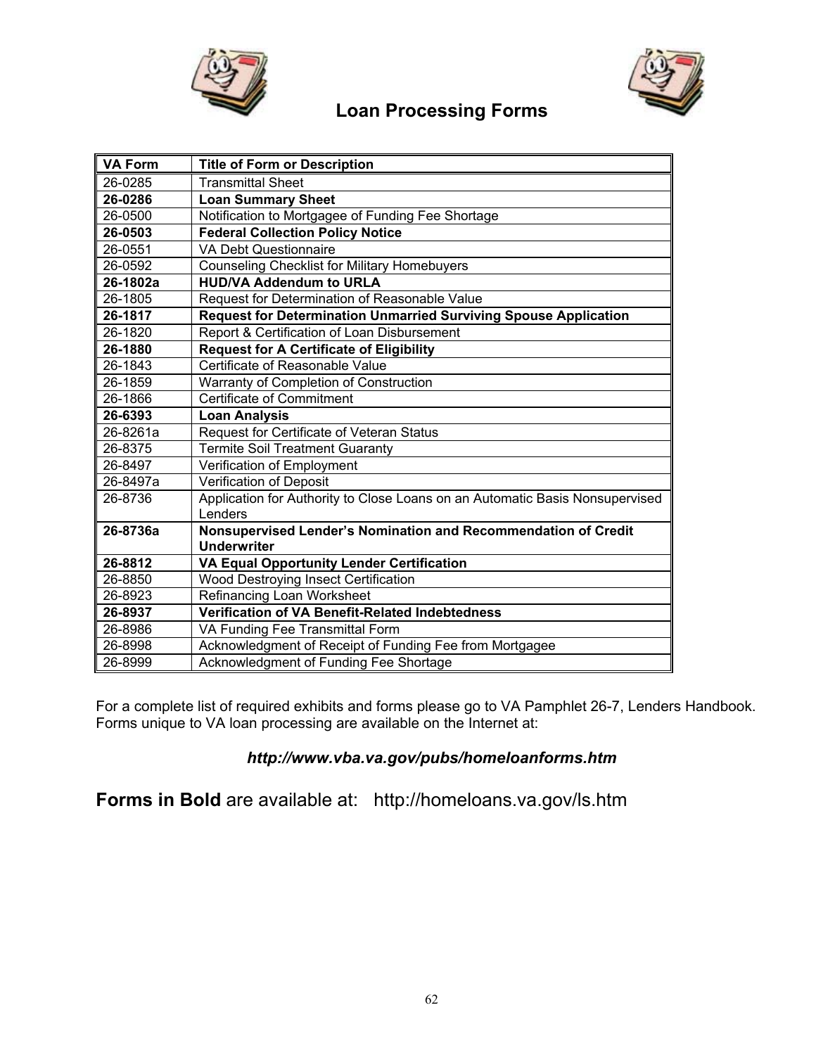# Loan Processing Forms

| VA Form | Title of Form or Description |
|---|---|
| 26-0285 | Transmittal Sheet |
| **26-0286** | **Loan Summary Sheet** |
| 26-0500 | Notification to Mortgagee of Funding Fee Shortage |
| **26-0503** | **Federal Collection Policy Notice** |
| 26-0551 | VA Debt Questionnaire |
| 26-0592 | Counseling Checklist for Military Homebuyers |
| **26-1802a** | **HUD/VA Addendum to URLA** |
| 26-1805 | Request for Determination of Reasonable Value |
| **26-1817** | **Request for Determination Unmarried Surviving Spouse Application** |
| 26-1820 | Report & Certification of Loan Disbursement |
| **26-1880** | **Request for A Certificate of Eligibility** |
| 26-1843 | Certificate of Reasonable Value |
| 26-1859 | Warranty of Completion of Construction |
| 26-1866 | Certificate of Commitment |
| **26-6393** | **Loan Analysis** |
| 26-8261a | Request for Certificate of Veteran Status |
| 26-8375 | Termite Soil Treatment Guaranty |
| 26-8497 | Verification of Employment |
| 26-8497a | Verification of Deposit |
| 26-8736 | Application for Authority to Close Loans on an Automatic Basis Nonsupervised Lenders |
| **26-8736a** | **Nonsupervised Lender's Nomination and Recommendation of Credit Underwriter** |
| **26-8812** | **VA Equal Opportunity Lender Certification** |
| 26-8850 | Wood Destroying Insect Certification |
| 26-8923 | Refinancing Loan Worksheet |
| **26-8937** | **Verification of VA Benefit-Related Indebtedness** |
| 26-8986 | VA Funding Fee Transmittal Form |
| 26-8998 | Acknowledgment of Receipt of Funding Fee from Mortgagee |
| 26-8999 | Acknowledgment of Funding Fee Shortage |

For a complete list of required exhibits and forms please go to VA Pamphlet 26-7, Lenders Handbook. Forms unique to VA loan processing are available on the Internet at:

***http://www.vba.va.gov/pubs/homeloanforms.htm***

**Forms in Bold** are available at: http://homeloans.va.gov/ls.htm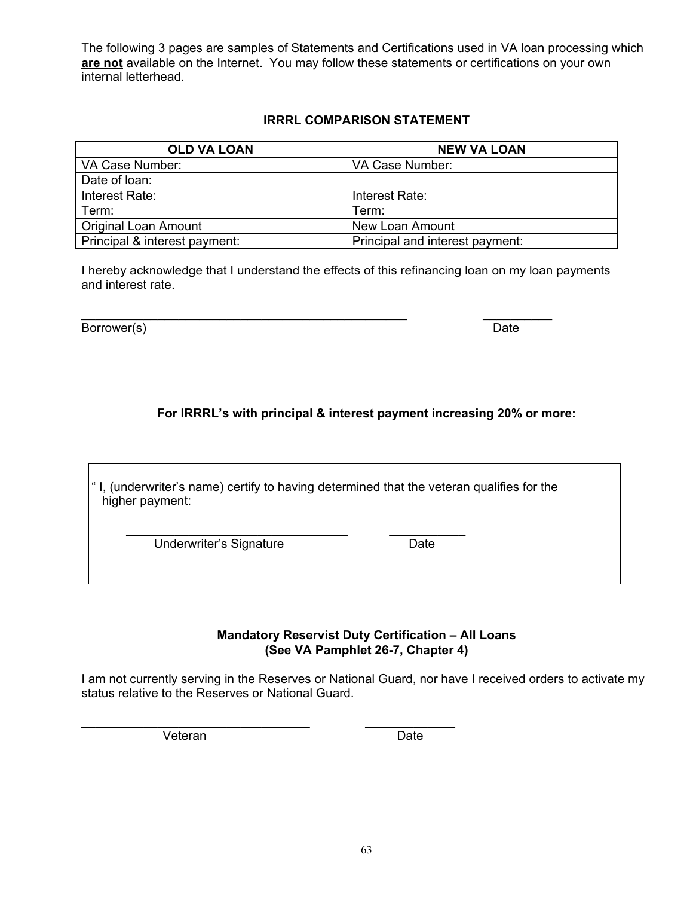The following 3 pages are samples of Statements and Certifications used in VA loan processing which **__are not__** available on the Internet. You may follow these statements or certifications on your own internal letterhead.

### IRRRL COMPARISON STATEMENT

| OLD VA LOAN | NEW VA LOAN |
|---|---|
| VA Case Number: | VA Case Number: |
| Date of loan: | |
| Interest Rate: | Interest Rate: |
| Term: | Term: |
| Original Loan Amount | New Loan Amount |
| Principal & interest payment: | Principal and interest payment: |

I hereby acknowledge that I understand the effects of this refinancing loan on my loan payments and interest rate.

_______________________________________________ __________
Borrower(s) Date

### For IRRRL's with principal & interest payment increasing 20% or more:

" I, (underwriter's name) certify to having determined that the veteran qualifies for the higher payment:

_________________________________ ___________
Underwriter's Signature Date

### Mandatory Reservist Duty Certification – All Loans
### (See VA Pamphlet 26-7, Chapter 4)

I am not currently serving in the Reserves or National Guard, nor have I received orders to activate my status relative to the Reserves or National Guard.

_________________________________ _____________
Veteran Date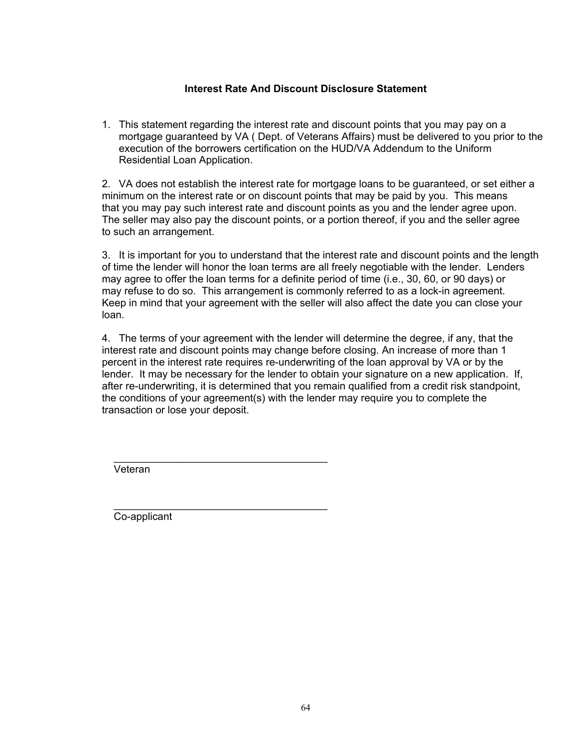## Interest Rate And Discount Disclosure Statement

1. This statement regarding the interest rate and discount points that you may pay on a mortgage guaranteed by VA ( Dept. of Veterans Affairs) must be delivered to you prior to the execution of the borrowers certification on the HUD/VA Addendum to the Uniform Residential Loan Application.

2. VA does not establish the interest rate for mortgage loans to be guaranteed, or set either a minimum on the interest rate or on discount points that may be paid by you. This means that you may pay such interest rate and discount points as you and the lender agree upon. The seller may also pay the discount points, or a portion thereof, if you and the seller agree to such an arrangement.

3. It is important for you to understand that the interest rate and discount points and the length of time the lender will honor the loan terms are all freely negotiable with the lender. Lenders may agree to offer the loan terms for a definite period of time (i.e., 30, 60, or 90 days) or may refuse to do so. This arrangement is commonly referred to as a lock-in agreement. Keep in mind that your agreement with the seller will also affect the date you can close your loan.

4. The terms of your agreement with the lender will determine the degree, if any, that the interest rate and discount points may change before closing. An increase of more than 1 percent in the interest rate requires re-underwriting of the loan approval by VA or by the lender. It may be necessary for the lender to obtain your signature on a new application. If, after re-underwriting, it is determined that you remain qualified from a credit risk standpoint, the conditions of your agreement(s) with the lender may require you to complete the transaction or lose your deposit.

______________________________________
Veteran

______________________________________
Co-applicant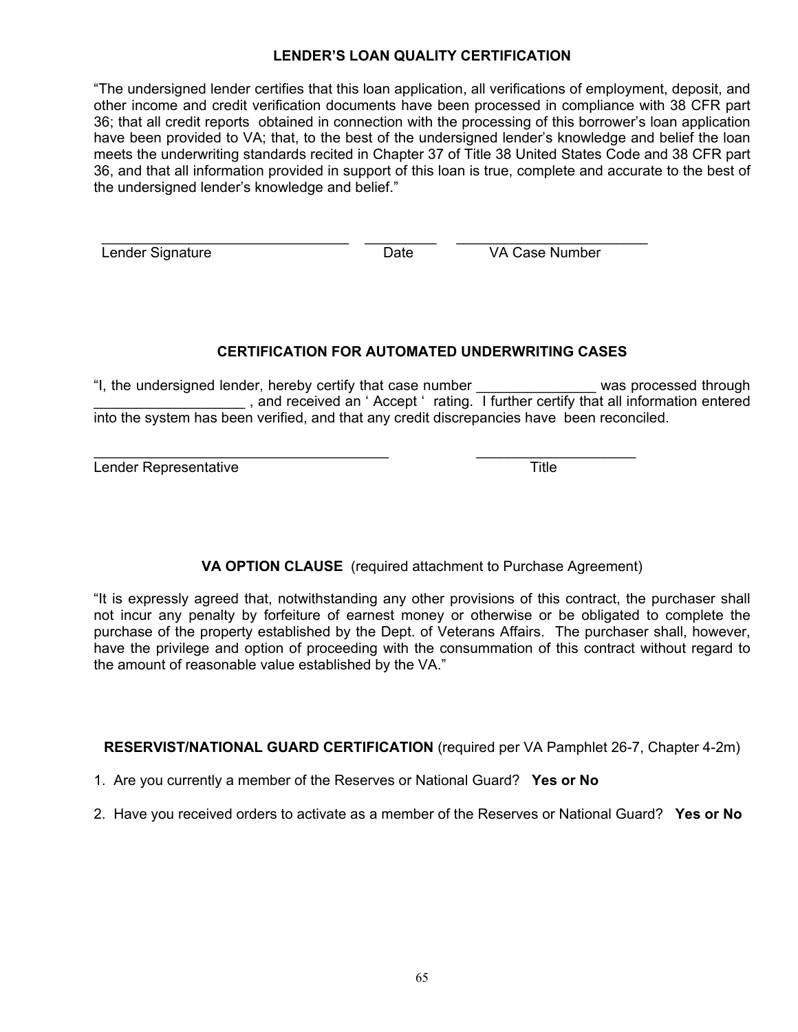## LENDER'S LOAN QUALITY CERTIFICATION

"The undersigned lender certifies that this loan application, all verifications of employment, deposit, and other income and credit verification documents have been processed in compliance with 38 CFR part 36; that all credit reports obtained in connection with the processing of this borrower's loan application have been provided to VA; that, to the best of the undersigned lender's knowledge and belief the loan meets the underwriting standards recited in Chapter 37 of Title 38 United States Code and 38 CFR part 36, and that all information provided in support of this loan is true, complete and accurate to the best of the undersigned lender's knowledge and belief."

_______________________________ _________ ________________________
Lender Signature Date VA Case Number

## CERTIFICATION FOR AUTOMATED UNDERWRITING CASES

"I, the undersigned lender, hereby certify that case number _______________ was processed through ___________________ , and received an ' Accept ' rating. I further certify that all information entered into the system has been verified, and that any credit discrepancies have been reconciled.

_____________________________________ ____________________
Lender Representative Title

## VA OPTION CLAUSE (required attachment to Purchase Agreement)

"It is expressly agreed that, notwithstanding any other provisions of this contract, the purchaser shall not incur any penalty by forfeiture of earnest money or otherwise or be obligated to complete the purchase of the property established by the Dept. of Veterans Affairs. The purchaser shall, however, have the privilege and option of proceeding with the consummation of this contract without regard to the amount of reasonable value established by the VA."

## RESERVIST/NATIONAL GUARD CERTIFICATION (required per VA Pamphlet 26-7, Chapter 4-2m)

1. Are you currently a member of the Reserves or National Guard? **Yes or No**

2. Have you received orders to activate as a member of the Reserves or National Guard? **Yes or No**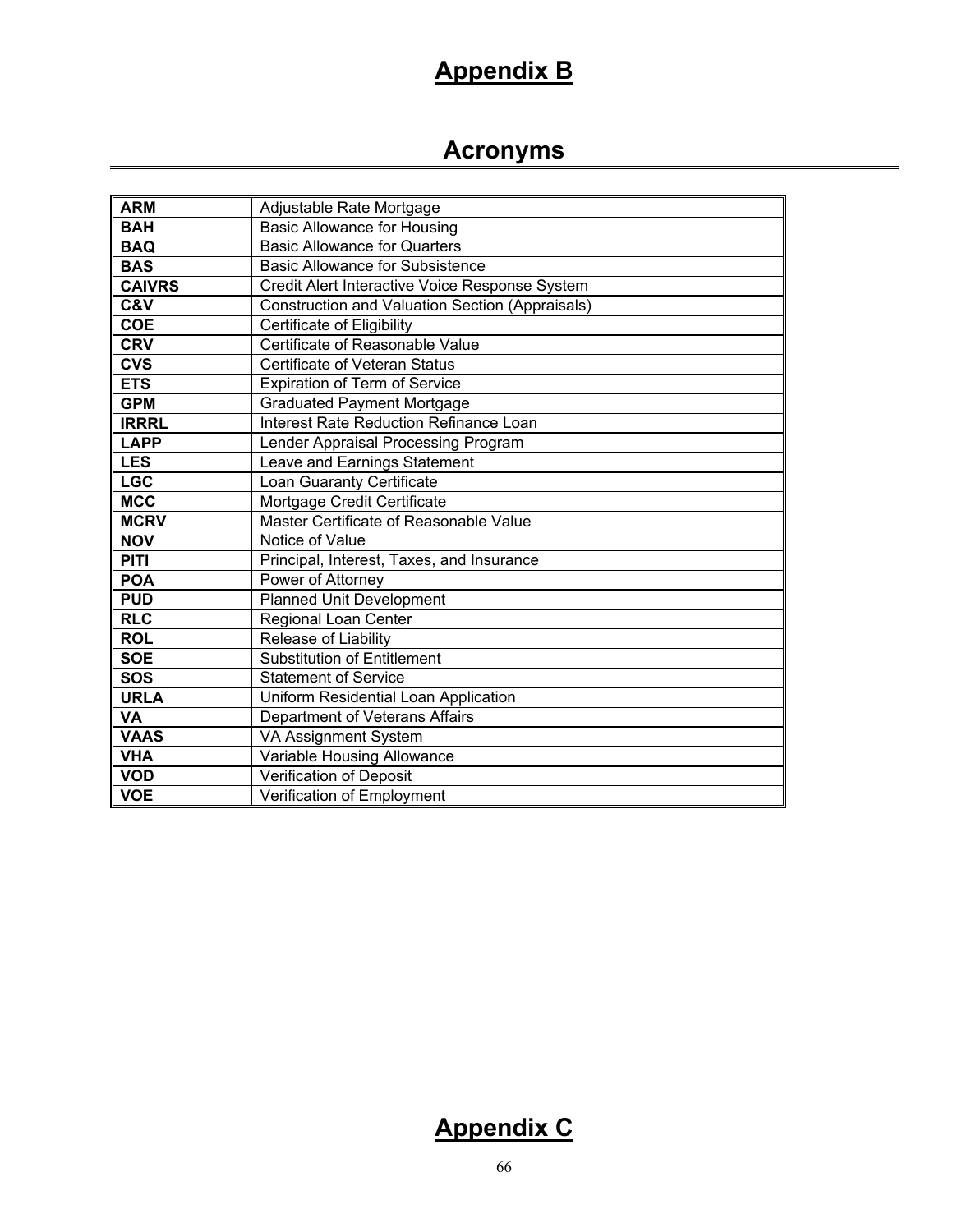# Appendix B

## Acronyms

| | |
|---|---|
| **ARM** | Adjustable Rate Mortgage |
| **BAH** | Basic Allowance for Housing |
| **BAQ** | Basic Allowance for Quarters |
| **BAS** | Basic Allowance for Subsistence |
| **CAIVRS** | Credit Alert Interactive Voice Response System |
| **C&V** | Construction and Valuation Section (Appraisals) |
| **COE** | Certificate of Eligibility |
| **CRV** | Certificate of Reasonable Value |
| **CVS** | Certificate of Veteran Status |
| **ETS** | Expiration of Term of Service |
| **GPM** | Graduated Payment Mortgage |
| **IRRRL** | Interest Rate Reduction Refinance Loan |
| **LAPP** | Lender Appraisal Processing Program |
| **LES** | Leave and Earnings Statement |
| **LGC** | Loan Guaranty Certificate |
| **MCC** | Mortgage Credit Certificate |
| **MCRV** | Master Certificate of Reasonable Value |
| **NOV** | Notice of Value |
| **PITI** | Principal, Interest, Taxes, and Insurance |
| **POA** | Power of Attorney |
| **PUD** | Planned Unit Development |
| **RLC** | Regional Loan Center |
| **ROL** | Release of Liability |
| **SOE** | Substitution of Entitlement |
| **SOS** | Statement of Service |
| **URLA** | Uniform Residential Loan Application |
| **VA** | Department of Veterans Affairs |
| **VAAS** | VA Assignment System |
| **VHA** | Variable Housing Allowance |
| **VOD** | Verification of Deposit |
| **VOE** | Verification of Employment |

# Appendix C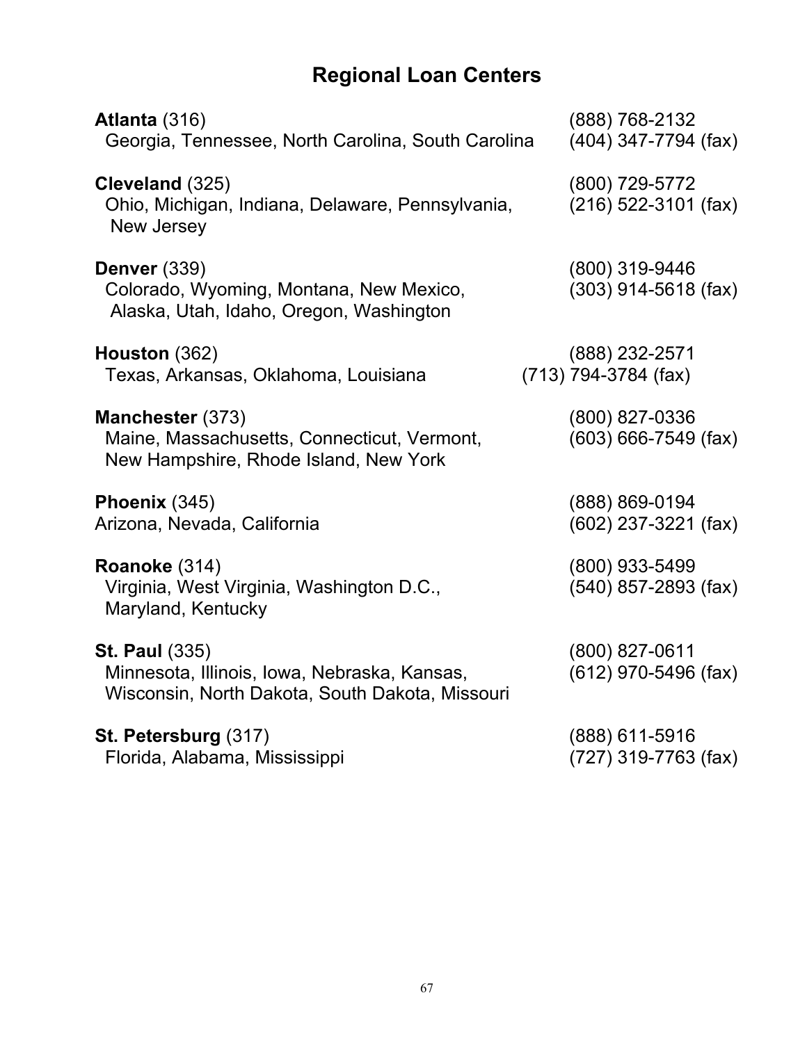# Regional Loan Centers

**Atlanta** (316)
Georgia, Tennessee, North Carolina, South Carolina
(888) 768-2132
(404) 347-7794 (fax)

**Cleveland** (325)
Ohio, Michigan, Indiana, Delaware, Pennsylvania, New Jersey
(800) 729-5772
(216) 522-3101 (fax)

**Denver** (339)
Colorado, Wyoming, Montana, New Mexico, Alaska, Utah, Idaho, Oregon, Washington
(800) 319-9446
(303) 914-5618 (fax)

**Houston** (362)
Texas, Arkansas, Oklahoma, Louisiana
(888) 232-2571
(713) 794-3784 (fax)

**Manchester** (373)
Maine, Massachusetts, Connecticut, Vermont, New Hampshire, Rhode Island, New York
(800) 827-0336
(603) 666-7549 (fax)

**Phoenix** (345)
Arizona, Nevada, California
(888) 869-0194
(602) 237-3221 (fax)

**Roanoke** (314)
Virginia, West Virginia, Washington D.C., Maryland, Kentucky
(800) 933-5499
(540) 857-2893 (fax)

**St. Paul** (335)
Minnesota, Illinois, Iowa, Nebraska, Kansas, Wisconsin, North Dakota, South Dakota, Missouri
(800) 827-0611
(612) 970-5496 (fax)

**St. Petersburg** (317)
Florida, Alabama, Mississippi
(888) 611-5916
(727) 319-7763 (fax)